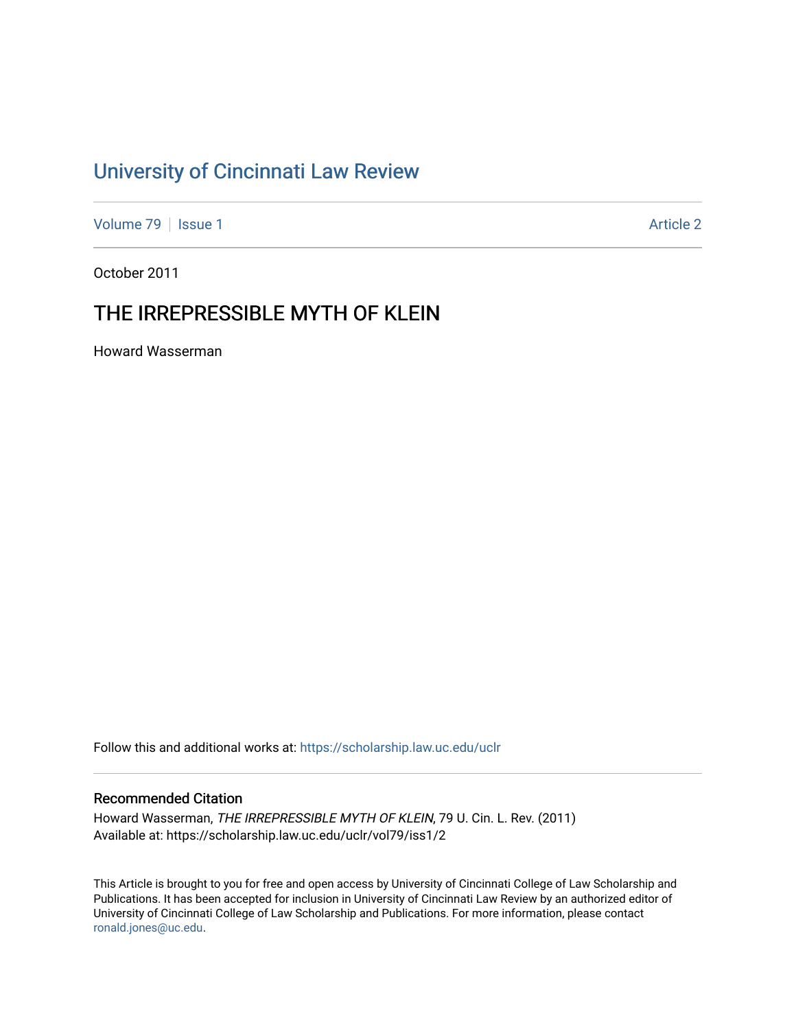# University of Cincinnati Law Review

Volume 79 | Issue 1 | Article 2

October 2011

## THE IRREPRESSIBLE MYTH OF KLEIN

Howard Wasserman

Follow this and additional works at: https://scholarship.law.uc.edu/uclr

### Recommended Citation

Howard Wasserman, *THE IRREPRESSIBLE MYTH OF KLEIN*, 79 U. Cin. L. Rev. (2011)
Available at: https://scholarship.law.uc.edu/uclr/vol79/iss1/2

This Article is brought to you for free and open access by University of Cincinnati College of Law Scholarship and Publications. It has been accepted for inclusion in University of Cincinnati Law Review by an authorized editor of University of Cincinnati College of Law Scholarship and Publications. For more information, please contact ronald.jones@uc.edu.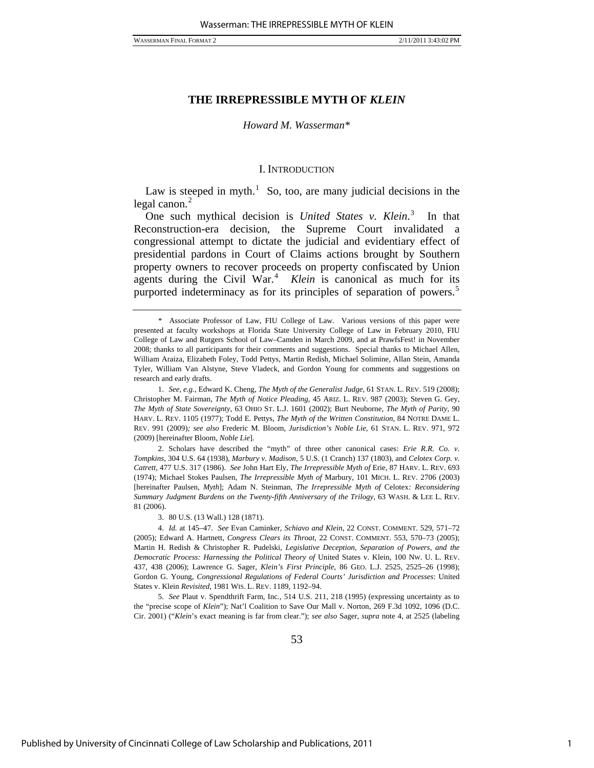# THE IRREPRESSIBLE MYTH OF *KLEIN*

*Howard M. Wasserman\**

## I. INTRODUCTION

Law is steeped in myth.[1] So, too, are many judicial decisions in the legal canon.[2]

One such mythical decision is *United States v. Klein*.[3] In that Reconstruction-era decision, the Supreme Court invalidated a congressional attempt to dictate the judicial and evidentiary effect of presidential pardons in Court of Claims actions brought by Southern property owners to recover proceeds on property confiscated by Union agents during the Civil War.[4] *Klein* is canonical as much for its purported indeterminacy as for its principles of separation of powers.[5]

---

\* Associate Professor of Law, FIU College of Law. Various versions of this paper were presented at faculty workshops at Florida State University College of Law in February 2010, FIU College of Law and Rutgers School of Law–Camden in March 2009, and at PrawfsFest! in November 2008; thanks to all participants for their comments and suggestions. Special thanks to Michael Allen, William Araiza, Elizabeth Foley, Todd Pettys, Martin Redish, Michael Solimine, Allan Stein, Amanda Tyler, William Van Alstyne, Steve Vladeck, and Gordon Young for comments and suggestions on research and early drafts.

1. *See, e.g.*, Edward K. Cheng, *The Myth of the Generalist Judge*, 61 STAN. L. REV. 519 (2008); Christopher M. Fairman, *The Myth of Notice Pleading*, 45 ARIZ. L. REV. 987 (2003); Steven G. Gey, *The Myth of State Sovereignty*, 63 OHIO ST. L.J. 1601 (2002); Burt Neuborne, *The Myth of Parity*, 90 HARV. L. REV. 1105 (1977); Todd E. Pettys, *The Myth of the Written Constitution*, 84 NOTRE DAME L. REV. 991 (2009); *see also* Frederic M. Bloom, *Jurisdiction's Noble Lie*, 61 STAN. L. REV. 971, 972 (2009) [hereinafter Bloom, *Noble Lie*].

2. Scholars have described the "myth" of three other canonical cases: *Erie R.R. Co. v. Tompkins*, 304 U.S. 64 (1938), *Marbury v. Madison*, 5 U.S. (1 Cranch) 137 (1803), and *Celotex Corp. v. Catrett*, 477 U.S. 317 (1986). *See* John Hart Ely, *The Irrepressible Myth of* Erie, 87 HARV. L. REV. 693 (1974); Michael Stokes Paulsen, *The Irrepressible Myth of* Marbury, 101 MICH. L. REV. 2706 (2003) [hereinafter Paulsen, *Myth*]; Adam N. Steinman, *The Irrepressible Myth of* Celotex*: Reconsidering Summary Judgment Burdens on the Twenty-fifth Anniversary of the Trilogy*, 63 WASH. & LEE L. REV. 81 (2006).

3. 80 U.S. (13 Wall.) 128 (1871).

4. *Id.* at 145–47. *See* Evan Caminker, *Schiavo and Klein*, 22 CONST. COMMENT. 529, 571–72 (2005); Edward A. Hartnett, *Congress Clears its Throat*, 22 CONST. COMMENT. 553, 570–73 (2005); Martin H. Redish & Christopher R. Pudelski, *Legislative Deception, Separation of Powers, and the Democratic Process: Harnessing the Political Theory of* United States v. Klein, 100 NW. U. L. REV. 437, 438 (2006); Lawrence G. Sager, *Klein's First Principle*, 86 GEO. L.J. 2525, 2525–26 (1998); Gordon G. Young, *Congressional Regulations of Federal Courts' Jurisdiction and Processes*: United States v. Klein *Revisited*, 1981 WIS. L. REV. 1189, 1192–94.

5. *See* Plaut v. Spendthrift Farm, Inc., 514 U.S. 211, 218 (1995) (expressing uncertainty as to the "precise scope of *Klein*"); Nat'l Coalition to Save Our Mall v. Norton, 269 F.3d 1092, 1096 (D.C. Cir. 2001) ("*Klein*'s exact meaning is far from clear."); *see also* Sager, *supra* note 4, at 2525 (labeling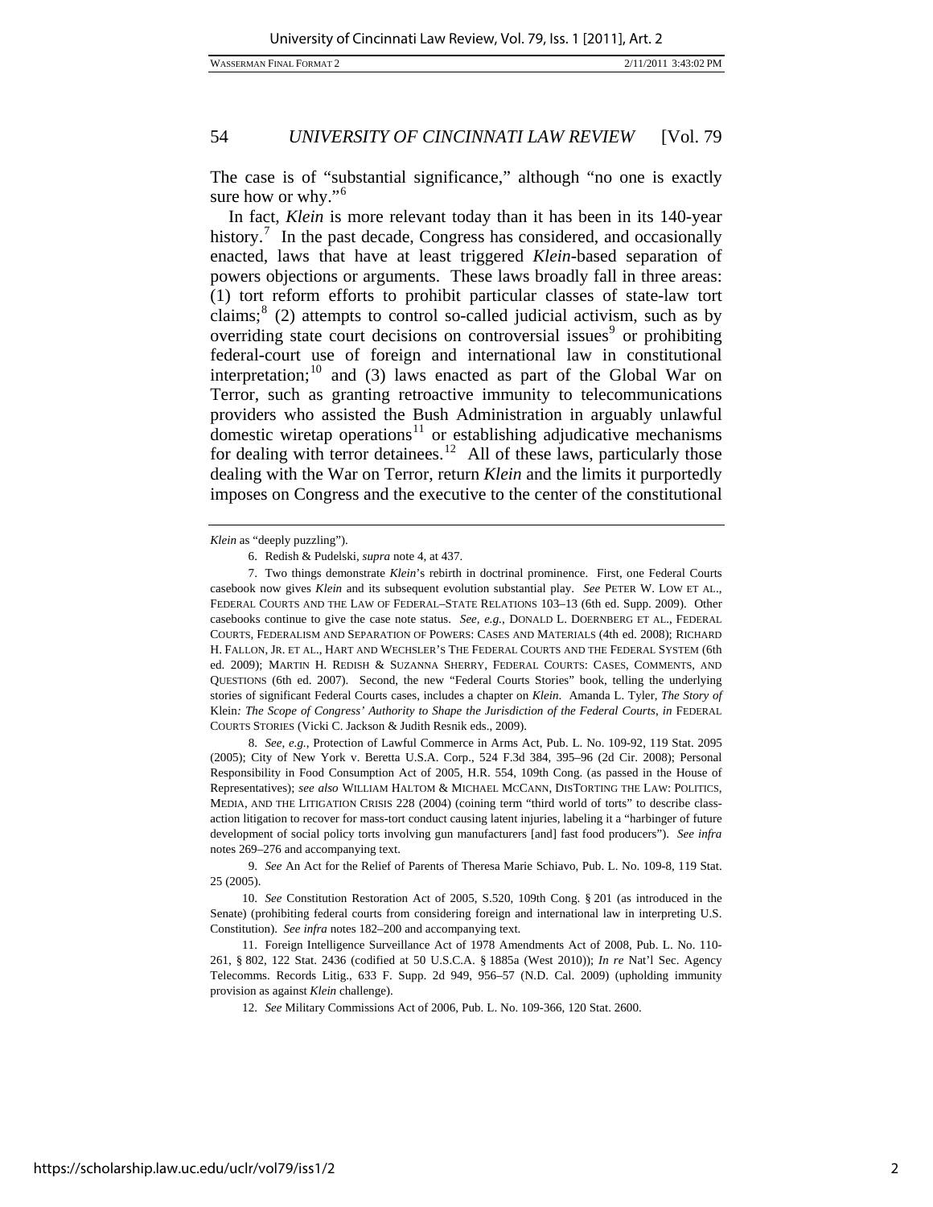The case is of "substantial significance," although "no one is exactly sure how or why."[6]

In fact, *Klein* is more relevant today than it has been in its 140-year history.[7] In the past decade, Congress has considered, and occasionally enacted, laws that have at least triggered *Klein*-based separation of powers objections or arguments. These laws broadly fall in three areas: (1) tort reform efforts to prohibit particular classes of state-law tort claims;[8] (2) attempts to control so-called judicial activism, such as by overriding state court decisions on controversial issues[9] or prohibiting federal-court use of foreign and international law in constitutional interpretation;[10] and (3) laws enacted as part of the Global War on Terror, such as granting retroactive immunity to telecommunications providers who assisted the Bush Administration in arguably unlawful domestic wiretap operations[11] or establishing adjudicative mechanisms for dealing with terror detainees.[12] All of these laws, particularly those dealing with the War on Terror, return *Klein* and the limits it purportedly imposes on Congress and the executive to the center of the constitutional

---

*Klein* as "deeply puzzling").

6. Redish & Pudelski, *supra* note 4, at 437.

7. Two things demonstrate *Klein*'s rebirth in doctrinal prominence. First, one Federal Courts casebook now gives *Klein* and its subsequent evolution substantial play. *See* PETER W. LOW ET AL., FEDERAL COURTS AND THE LAW OF FEDERAL–STATE RELATIONS 103–13 (6th ed. Supp. 2009). Other casebooks continue to give the case note status. *See, e.g.*, DONALD L. DOERNBERG ET AL., FEDERAL COURTS, FEDERALISM AND SEPARATION OF POWERS: CASES AND MATERIALS (4th ed. 2008); RICHARD H. FALLON, JR. ET AL., HART AND WECHSLER'S THE FEDERAL COURTS AND THE FEDERAL SYSTEM (6th ed. 2009); MARTIN H. REDISH & SUZANNA SHERRY, FEDERAL COURTS: CASES, COMMENTS, AND QUESTIONS (6th ed. 2007). Second, the new "Federal Courts Stories" book, telling the underlying stories of significant Federal Courts cases, includes a chapter on *Klein*. Amanda L. Tyler, *The Story of* Klein*: The Scope of Congress' Authority to Shape the Jurisdiction of the Federal Courts*, *in* FEDERAL COURTS STORIES (Vicki C. Jackson & Judith Resnik eds., 2009).

8. *See, e.g.*, Protection of Lawful Commerce in Arms Act, Pub. L. No. 109-92, 119 Stat. 2095 (2005); City of New York v. Beretta U.S.A. Corp., 524 F.3d 384, 395–96 (2d Cir. 2008); Personal Responsibility in Food Consumption Act of 2005, H.R. 554, 109th Cong. (as passed in the House of Representatives); *see also* WILLIAM HALTOM & MICHAEL MCCANN, DISTORTING THE LAW: POLITICS, MEDIA, AND THE LITIGATION CRISIS 228 (2004) (coining term "third world of torts" to describe class-action litigation to recover for mass-tort conduct causing latent injuries, labeling it a "harbinger of future development of social policy torts involving gun manufacturers [and] fast food producers"). *See infra* notes 269–276 and accompanying text.

9. *See* An Act for the Relief of Parents of Theresa Marie Schiavo, Pub. L. No. 109-8, 119 Stat. 25 (2005).

10. *See* Constitution Restoration Act of 2005, S.520, 109th Cong. § 201 (as introduced in the Senate) (prohibiting federal courts from considering foreign and international law in interpreting U.S. Constitution). *See infra* notes 182–200 and accompanying text.

11. Foreign Intelligence Surveillance Act of 1978 Amendments Act of 2008, Pub. L. No. 110-261, § 802, 122 Stat. 2436 (codified at 50 U.S.C.A. § 1885a (West 2010)); *In re* Nat'l Sec. Agency Telecomms. Records Litig., 633 F. Supp. 2d 949, 956–57 (N.D. Cal. 2009) (upholding immunity provision as against *Klein* challenge).

12. *See* Military Commissions Act of 2006, Pub. L. No. 109-366, 120 Stat. 2600.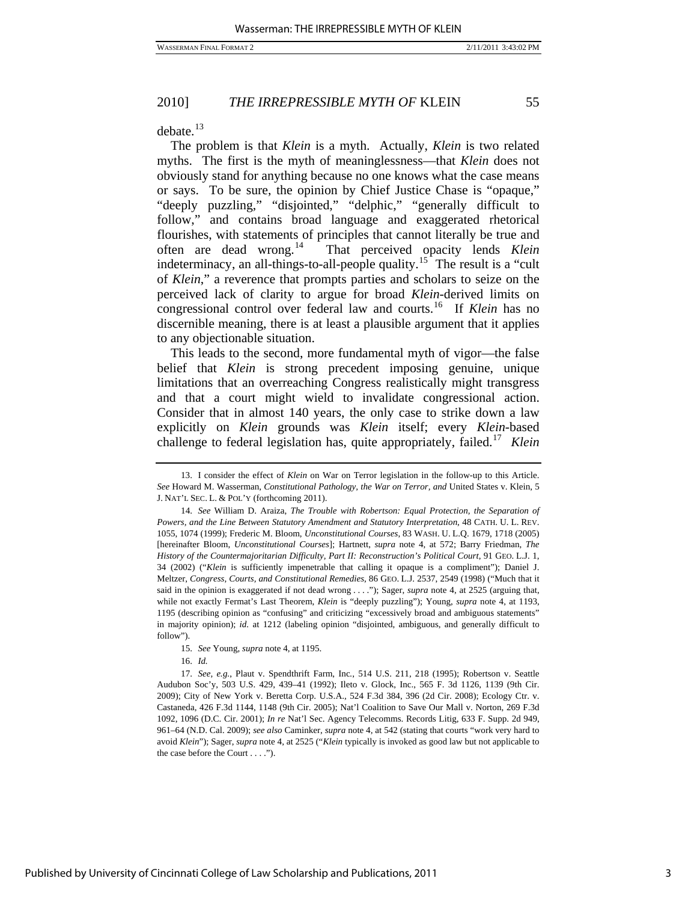debate.[13]

The problem is that *Klein* is a myth. Actually, *Klein* is two related myths. The first is the myth of meaninglessness—that *Klein* does not obviously stand for anything because no one knows what the case means or says. To be sure, the opinion by Chief Justice Chase is "opaque," "deeply puzzling," "disjointed," "delphic," "generally difficult to follow," and contains broad language and exaggerated rhetorical flourishes, with statements of principles that cannot literally be true and often are dead wrong.[14] That perceived opacity lends *Klein* indeterminacy, an all-things-to-all-people quality.[15] The result is a "cult of *Klein*," a reverence that prompts parties and scholars to seize on the perceived lack of clarity to argue for broad *Klein*-derived limits on congressional control over federal law and courts.[16] If *Klein* has no discernible meaning, there is at least a plausible argument that it applies to any objectionable situation.

This leads to the second, more fundamental myth of vigor—the false belief that *Klein* is strong precedent imposing genuine, unique limitations that an overreaching Congress realistically might transgress and that a court might wield to invalidate congressional action. Consider that in almost 140 years, the only case to strike down a law explicitly on *Klein* grounds was *Klein* itself; every *Klein*-based challenge to federal legislation has, quite appropriately, failed.[17] *Klein*

---

13. I consider the effect of *Klein* on War on Terror legislation in the follow-up to this Article. *See* Howard M. Wasserman, *Constitutional Pathology, the War on Terror, and* United States v. Klein, 5 J. NAT'L SEC. L. & POL'Y (forthcoming 2011).

14. *See* William D. Araiza, *The Trouble with Robertson: Equal Protection, the Separation of Powers, and the Line Between Statutory Amendment and Statutory Interpretation*, 48 CATH. U. L. REV. 1055, 1074 (1999); Frederic M. Bloom, *Unconstitutional Courses*, 83 WASH. U. L.Q. 1679, 1718 (2005) [hereinafter Bloom, *Unconstitutional Courses*]; Hartnett, *supra* note 4, at 572; Barry Friedman, *The History of the Countermajoritarian Difficulty, Part II: Reconstruction's Political Court*, 91 GEO. L.J. 1, 34 (2002) ("*Klein* is sufficiently impenetrable that calling it opaque is a compliment"); Daniel J. Meltzer, *Congress, Courts, and Constitutional Remedies*, 86 GEO. L.J. 2537, 2549 (1998) ("Much that it said in the opinion is exaggerated if not dead wrong . . . ."); Sager, *supra* note 4, at 2525 (arguing that, while not exactly Fermat's Last Theorem, *Klein* is "deeply puzzling"); Young, *supra* note 4, at 1193, 1195 (describing opinion as "confusing" and criticizing "excessively broad and ambiguous statements" in majority opinion); *id.* at 1212 (labeling opinion "disjointed, ambiguous, and generally difficult to follow").

15. *See* Young, *supra* note 4, at 1195.

16. *Id.*

17. *See, e.g.*, Plaut v. Spendthrift Farm, Inc., 514 U.S. 211, 218 (1995); Robertson v. Seattle Audubon Soc'y, 503 U.S. 429, 439–41 (1992); Ileto v. Glock, Inc., 565 F. 3d 1126, 1139 (9th Cir. 2009); City of New York v. Beretta Corp. U.S.A., 524 F.3d 384, 396 (2d Cir. 2008); Ecology Ctr. v. Castaneda, 426 F.3d 1144, 1148 (9th Cir. 2005); Nat'l Coalition to Save Our Mall v. Norton, 269 F.3d 1092, 1096 (D.C. Cir. 2001); *In re* Nat'l Sec. Agency Telecomms. Records Litig, 633 F. Supp. 2d 949, 961–64 (N.D. Cal. 2009); *see also* Caminker, *supra* note 4, at 542 (stating that courts "work very hard to avoid *Klein*"); Sager, *supra* note 4, at 2525 ("*Klein* typically is invoked as good law but not applicable to the case before the Court . . . .").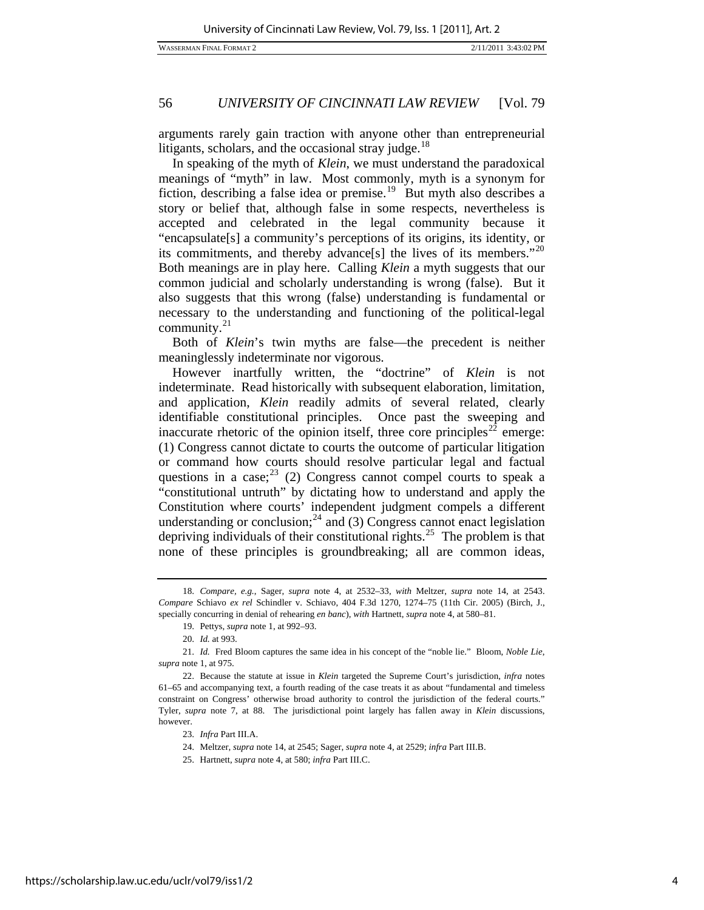arguments rarely gain traction with anyone other than entrepreneurial litigants, scholars, and the occasional stray judge.[18]

In speaking of the myth of *Klein*, we must understand the paradoxical meanings of "myth" in law. Most commonly, myth is a synonym for fiction, describing a false idea or premise.[19] But myth also describes a story or belief that, although false in some respects, nevertheless is accepted and celebrated in the legal community because it "encapsulate[s] a community's perceptions of its origins, its identity, or its commitments, and thereby advance[s] the lives of its members."[20] Both meanings are in play here. Calling *Klein* a myth suggests that our common judicial and scholarly understanding is wrong (false). But it also suggests that this wrong (false) understanding is fundamental or necessary to the understanding and functioning of the political-legal community.[21]

Both of *Klein*'s twin myths are false—the precedent is neither meaninglessly indeterminate nor vigorous.

However inartfully written, the "doctrine" of *Klein* is not indeterminate. Read historically with subsequent elaboration, limitation, and application, *Klein* readily admits of several related, clearly identifiable constitutional principles. Once past the sweeping and inaccurate rhetoric of the opinion itself, three core principles[22] emerge: (1) Congress cannot dictate to courts the outcome of particular litigation or command how courts should resolve particular legal and factual questions in a case;[23] (2) Congress cannot compel courts to speak a "constitutional untruth" by dictating how to understand and apply the Constitution where courts' independent judgment compels a different understanding or conclusion;[24] and (3) Congress cannot enact legislation depriving individuals of their constitutional rights.[25] The problem is that none of these principles is groundbreaking; all are common ideas,

---

18. *Compare, e.g.*, Sager, *supra* note 4, at 2532–33, *with* Meltzer, *supra* note 14, at 2543. *Compare* Schiavo *ex rel* Schindler v. Schiavo, 404 F.3d 1270, 1274–75 (11th Cir. 2005) (Birch, J., specially concurring in denial of rehearing *en banc*), *with* Hartnett, *supra* note 4, at 580–81.

19. Pettys, *supra* note 1, at 992–93.

20. *Id.* at 993.

21. *Id.* Fred Bloom captures the same idea in his concept of the "noble lie." Bloom, *Noble Lie*, *supra* note 1, at 975.

22. Because the statute at issue in *Klein* targeted the Supreme Court's jurisdiction, *infra* notes 61–65 and accompanying text, a fourth reading of the case treats it as about "fundamental and timeless constraint on Congress' otherwise broad authority to control the jurisdiction of the federal courts." Tyler, *supra* note 7, at 88. The jurisdictional point largely has fallen away in *Klein* discussions, however.

23. *Infra* Part III.A.

24. Meltzer, *supra* note 14, at 2545; Sager, *supra* note 4, at 2529; *infra* Part III.B.

25. Hartnett, *supra* note 4, at 580; *infra* Part III.C.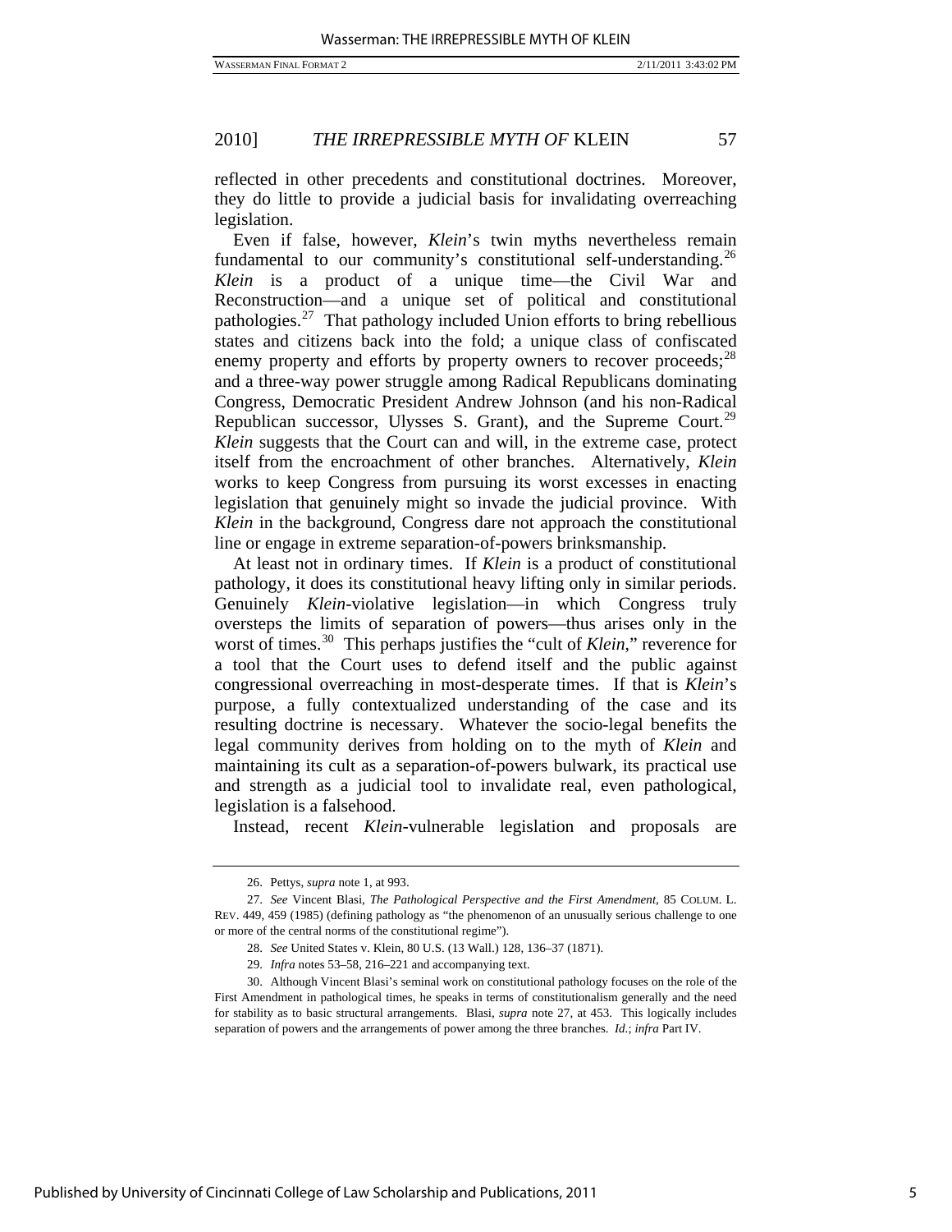reflected in other precedents and constitutional doctrines. Moreover, they do little to provide a judicial basis for invalidating overreaching legislation.

Even if false, however, *Klein*'s twin myths nevertheless remain fundamental to our community's constitutional self-understanding.[26] *Klein* is a product of a unique time—the Civil War and Reconstruction—and a unique set of political and constitutional pathologies.[27] That pathology included Union efforts to bring rebellious states and citizens back into the fold; a unique class of confiscated enemy property and efforts by property owners to recover proceeds;[28] and a three-way power struggle among Radical Republicans dominating Congress, Democratic President Andrew Johnson (and his non-Radical Republican successor, Ulysses S. Grant), and the Supreme Court.[29] *Klein* suggests that the Court can and will, in the extreme case, protect itself from the encroachment of other branches. Alternatively, *Klein* works to keep Congress from pursuing its worst excesses in enacting legislation that genuinely might so invade the judicial province. With *Klein* in the background, Congress dare not approach the constitutional line or engage in extreme separation-of-powers brinksmanship.

At least not in ordinary times. If *Klein* is a product of constitutional pathology, it does its constitutional heavy lifting only in similar periods. Genuinely *Klein*-violative legislation—in which Congress truly oversteps the limits of separation of powers—thus arises only in the worst of times.[30] This perhaps justifies the "cult of *Klein*," reverence for a tool that the Court uses to defend itself and the public against congressional overreaching in most-desperate times. If that is *Klein*'s purpose, a fully contextualized understanding of the case and its resulting doctrine is necessary. Whatever the socio-legal benefits the legal community derives from holding on to the myth of *Klein* and maintaining its cult as a separation-of-powers bulwark, its practical use and strength as a judicial tool to invalidate real, even pathological, legislation is a falsehood.

Instead, recent *Klein*-vulnerable legislation and proposals are

---

26. Pettys, *supra* note 1, at 993.

27. *See* Vincent Blasi, *The Pathological Perspective and the First Amendment*, 85 COLUM. L. REV. 449, 459 (1985) (defining pathology as "the phenomenon of an unusually serious challenge to one or more of the central norms of the constitutional regime").

28. *See* United States v. Klein, 80 U.S. (13 Wall.) 128, 136–37 (1871).

29. *Infra* notes 53–58, 216–221 and accompanying text.

30. Although Vincent Blasi's seminal work on constitutional pathology focuses on the role of the First Amendment in pathological times, he speaks in terms of constitutionalism generally and the need for stability as to basic structural arrangements. Blasi, *supra* note 27, at 453. This logically includes separation of powers and the arrangements of power among the three branches. *Id.*; *infra* Part IV.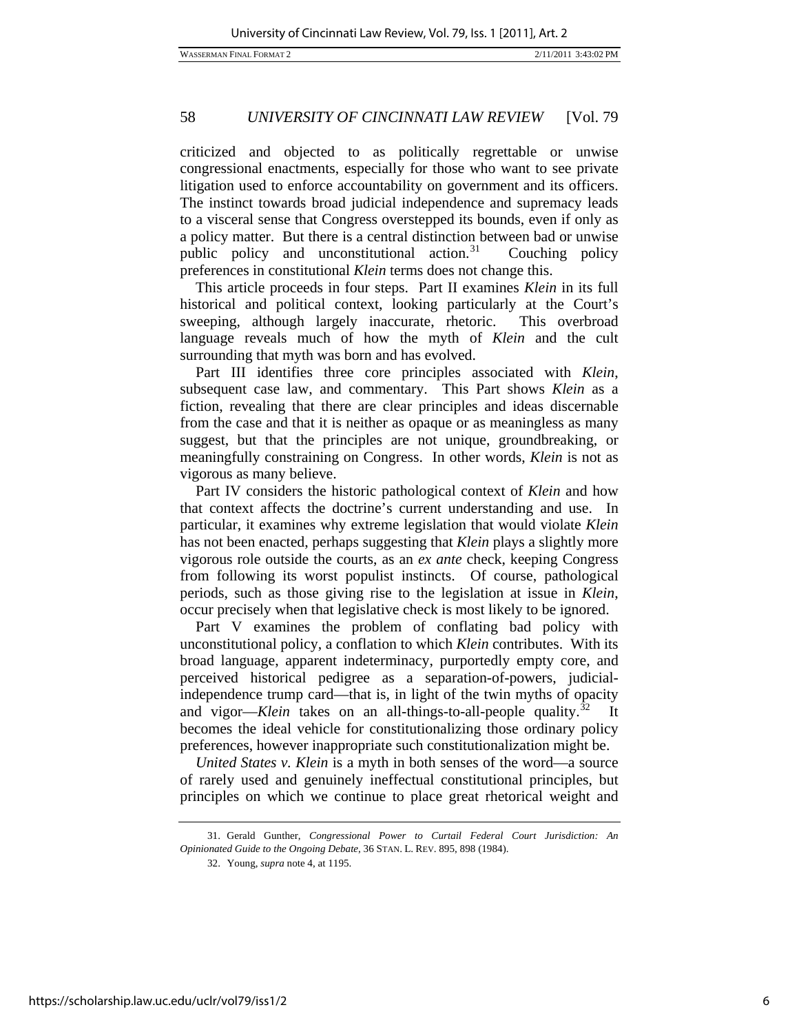criticized and objected to as politically regrettable or unwise congressional enactments, especially for those who want to see private litigation used to enforce accountability on government and its officers. The instinct towards broad judicial independence and supremacy leads to a visceral sense that Congress overstepped its bounds, even if only as a policy matter. But there is a central distinction between bad or unwise public policy and unconstitutional action.[31] Couching policy preferences in constitutional *Klein* terms does not change this.

This article proceeds in four steps. Part II examines *Klein* in its full historical and political context, looking particularly at the Court's sweeping, although largely inaccurate, rhetoric. This overbroad language reveals much of how the myth of *Klein* and the cult surrounding that myth was born and has evolved.

Part III identifies three core principles associated with *Klein*, subsequent case law, and commentary. This Part shows *Klein* as a fiction, revealing that there are clear principles and ideas discernable from the case and that it is neither as opaque or as meaningless as many suggest, but that the principles are not unique, groundbreaking, or meaningfully constraining on Congress. In other words, *Klein* is not as vigorous as many believe.

Part IV considers the historic pathological context of *Klein* and how that context affects the doctrine's current understanding and use. In particular, it examines why extreme legislation that would violate *Klein* has not been enacted, perhaps suggesting that *Klein* plays a slightly more vigorous role outside the courts, as an *ex ante* check, keeping Congress from following its worst populist instincts. Of course, pathological periods, such as those giving rise to the legislation at issue in *Klein*, occur precisely when that legislative check is most likely to be ignored.

Part V examines the problem of conflating bad policy with unconstitutional policy, a conflation to which *Klein* contributes. With its broad language, apparent indeterminacy, purportedly empty core, and perceived historical pedigree as a separation-of-powers, judicial-independence trump card—that is, in light of the twin myths of opacity and vigor—*Klein* takes on an all-things-to-all-people quality.[32] It becomes the ideal vehicle for constitutionalizing those ordinary policy preferences, however inappropriate such constitutionalization might be.

*United States v. Klein* is a myth in both senses of the word—a source of rarely used and genuinely ineffectual constitutional principles, but principles on which we continue to place great rhetorical weight and

---

31. Gerald Gunther, *Congressional Power to Curtail Federal Court Jurisdiction: An Opinionated Guide to the Ongoing Debate*, 36 STAN. L. REV. 895, 898 (1984).

32. Young, *supra* note 4, at 1195.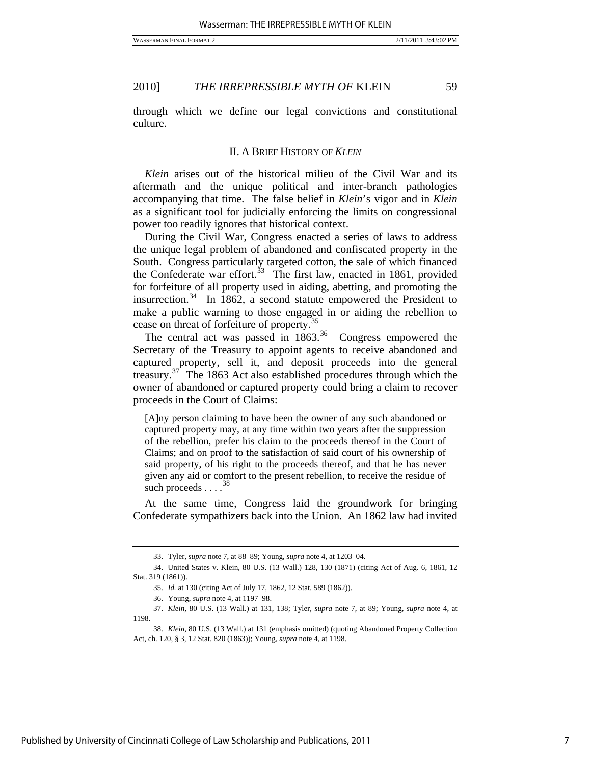through which we define our legal convictions and constitutional culture.

## II. A Brief History of *Klein*

*Klein* arises out of the historical milieu of the Civil War and its aftermath and the unique political and inter-branch pathologies accompanying that time. The false belief in *Klein*'s vigor and in *Klein* as a significant tool for judicially enforcing the limits on congressional power too readily ignores that historical context.

During the Civil War, Congress enacted a series of laws to address the unique legal problem of abandoned and confiscated property in the South. Congress particularly targeted cotton, the sale of which financed the Confederate war effort.[33] The first law, enacted in 1861, provided for forfeiture of all property used in aiding, abetting, and promoting the insurrection.[34] In 1862, a second statute empowered the President to make a public warning to those engaged in or aiding the rebellion to cease on threat of forfeiture of property.[35]

The central act was passed in 1863.[36] Congress empowered the Secretary of the Treasury to appoint agents to receive abandoned and captured property, sell it, and deposit proceeds into the general treasury.[37] The 1863 Act also established procedures through which the owner of abandoned or captured property could bring a claim to recover proceeds in the Court of Claims:

> [A]ny person claiming to have been the owner of any such abandoned or captured property may, at any time within two years after the suppression of the rebellion, prefer his claim to the proceeds thereof in the Court of Claims; and on proof to the satisfaction of said court of his ownership of said property, of his right to the proceeds thereof, and that he has never given any aid or comfort to the present rebellion, to receive the residue of such proceeds . . . .[38]

At the same time, Congress laid the groundwork for bringing Confederate sympathizers back into the Union. An 1862 law had invited

---

33. Tyler, *supra* note 7, at 88–89; Young, *supra* note 4, at 1203–04.

34. United States v. Klein, 80 U.S. (13 Wall.) 128, 130 (1871) (citing Act of Aug. 6, 1861, 12 Stat. 319 (1861)).

35. *Id.* at 130 (citing Act of July 17, 1862, 12 Stat. 589 (1862)).

36. Young, *supra* note 4, at 1197–98.

37. *Klein*, 80 U.S. (13 Wall.) at 131, 138; Tyler, *supra* note 7, at 89; Young, *supra* note 4, at 1198.

38. *Klein*, 80 U.S. (13 Wall.) at 131 (emphasis omitted) (quoting Abandoned Property Collection Act, ch. 120, § 3, 12 Stat. 820 (1863)); Young, *supra* note 4, at 1198.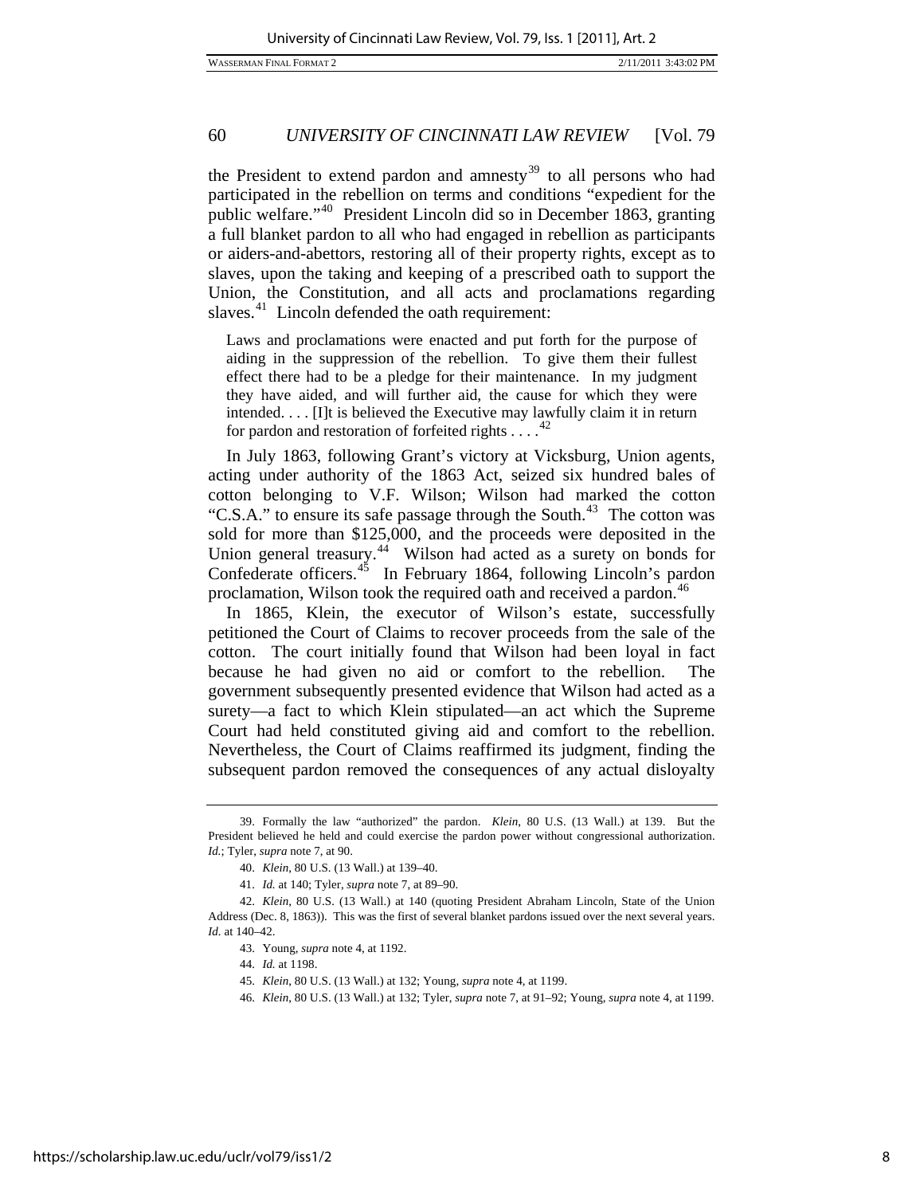the President to extend pardon and amnesty[39] to all persons who had participated in the rebellion on terms and conditions "expedient for the public welfare."[40] President Lincoln did so in December 1863, granting a full blanket pardon to all who had engaged in rebellion as participants or aiders-and-abettors, restoring all of their property rights, except as to slaves, upon the taking and keeping of a prescribed oath to support the Union, the Constitution, and all acts and proclamations regarding slaves.[41] Lincoln defended the oath requirement:

> Laws and proclamations were enacted and put forth for the purpose of aiding in the suppression of the rebellion. To give them their fullest effect there had to be a pledge for their maintenance. In my judgment they have aided, and will further aid, the cause for which they were intended. . . . [I]t is believed the Executive may lawfully claim it in return for pardon and restoration of forfeited rights . . . .[42]

In July 1863, following Grant's victory at Vicksburg, Union agents, acting under authority of the 1863 Act, seized six hundred bales of cotton belonging to V.F. Wilson; Wilson had marked the cotton "C.S.A." to ensure its safe passage through the South.[43] The cotton was sold for more than $125,000, and the proceeds were deposited in the Union general treasury.[44] Wilson had acted as a surety on bonds for Confederate officers.[45] In February 1864, following Lincoln's pardon proclamation, Wilson took the required oath and received a pardon.[46]

In 1865, Klein, the executor of Wilson's estate, successfully petitioned the Court of Claims to recover proceeds from the sale of the cotton. The court initially found that Wilson had been loyal in fact because he had given no aid or comfort to the rebellion. The government subsequently presented evidence that Wilson had acted as a surety—a fact to which Klein stipulated—an act which the Supreme Court had held constituted giving aid and comfort to the rebellion. Nevertheless, the Court of Claims reaffirmed its judgment, finding the subsequent pardon removed the consequences of any actual disloyalty

---

39. Formally the law "authorized" the pardon. *Klein*, 80 U.S. (13 Wall.) at 139. But the President believed he held and could exercise the pardon power without congressional authorization. *Id.*; Tyler, *supra* note 7, at 90.

40. *Klein*, 80 U.S. (13 Wall.) at 139–40.

41. *Id.* at 140; Tyler, *supra* note 7, at 89–90.

42. *Klein*, 80 U.S. (13 Wall.) at 140 (quoting President Abraham Lincoln, State of the Union Address (Dec. 8, 1863)). This was the first of several blanket pardons issued over the next several years. *Id.* at 140–42.

43. Young, *supra* note 4, at 1192.

44. *Id.* at 1198.

45. *Klein*, 80 U.S. (13 Wall.) at 132; Young, *supra* note 4, at 1199.

46. *Klein*, 80 U.S. (13 Wall.) at 132; Tyler, *supra* note 7, at 91–92; Young, *supra* note 4, at 1199.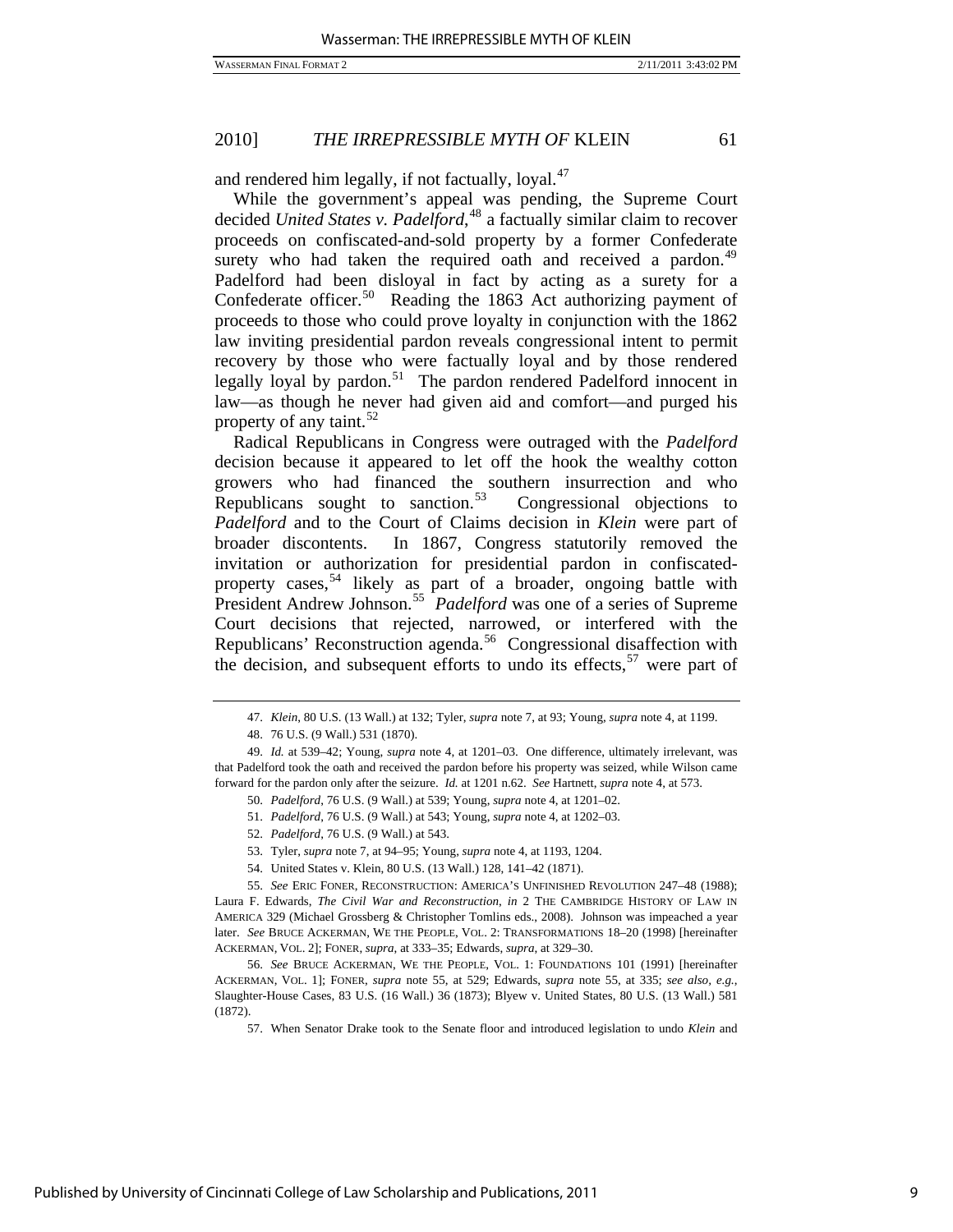and rendered him legally, if not factually, loyal.[47]

While the government's appeal was pending, the Supreme Court decided *United States v. Padelford*,[48] a factually similar claim to recover proceeds on confiscated-and-sold property by a former Confederate surety who had taken the required oath and received a pardon.[49] Padelford had been disloyal in fact by acting as a surety for a Confederate officer.[50] Reading the 1863 Act authorizing payment of proceeds to those who could prove loyalty in conjunction with the 1862 law inviting presidential pardon reveals congressional intent to permit recovery by those who were factually loyal and by those rendered legally loyal by pardon.[51] The pardon rendered Padelford innocent in law—as though he never had given aid and comfort—and purged his property of any taint.[52]

Radical Republicans in Congress were outraged with the *Padelford* decision because it appeared to let off the hook the wealthy cotton growers who had financed the southern insurrection and who Republicans sought to sanction.[53] Congressional objections to *Padelford* and to the Court of Claims decision in *Klein* were part of broader discontents. In 1867, Congress statutorily removed the invitation or authorization for presidential pardon in confiscated-property cases,[54] likely as part of a broader, ongoing battle with President Andrew Johnson.[55] *Padelford* was one of a series of Supreme Court decisions that rejected, narrowed, or interfered with the Republicans' Reconstruction agenda.[56] Congressional disaffection with the decision, and subsequent efforts to undo its effects,[57] were part of

---

47. *Klein*, 80 U.S. (13 Wall.) at 132; Tyler, *supra* note 7, at 93; Young, *supra* note 4, at 1199.

48. 76 U.S. (9 Wall.) 531 (1870).

49. *Id.* at 539–42; Young, *supra* note 4, at 1201–03. One difference, ultimately irrelevant, was that Padelford took the oath and received the pardon before his property was seized, while Wilson came forward for the pardon only after the seizure. *Id.* at 1201 n.62. *See* Hartnett, *supra* note 4, at 573.

50. *Padelford*, 76 U.S. (9 Wall.) at 539; Young, *supra* note 4, at 1201–02.

51. *Padelford*, 76 U.S. (9 Wall.) at 543; Young, *supra* note 4, at 1202–03.

52. *Padelford*, 76 U.S. (9 Wall.) at 543.

53. Tyler, *supra* note 7, at 94–95; Young, *supra* note 4, at 1193, 1204.

54. United States v. Klein, 80 U.S. (13 Wall.) 128, 141–42 (1871).

55. *See* ERIC FONER, RECONSTRUCTION: AMERICA'S UNFINISHED REVOLUTION 247–48 (1988); Laura F. Edwards, *The Civil War and Reconstruction*, *in* 2 THE CAMBRIDGE HISTORY OF LAW IN AMERICA 329 (Michael Grossberg & Christopher Tomlins eds., 2008). Johnson was impeached a year later. *See* BRUCE ACKERMAN, WE THE PEOPLE, VOL. 2: TRANSFORMATIONS 18–20 (1998) [hereinafter ACKERMAN, VOL. 2]; FONER, *supra*, at 333–35; Edwards, *supra*, at 329–30.

56. *See* BRUCE ACKERMAN, WE THE PEOPLE, VOL. 1: FOUNDATIONS 101 (1991) [hereinafter ACKERMAN, VOL. 1]; FONER, *supra* note 55, at 529; Edwards, *supra* note 55, at 335; *see also, e.g.*, Slaughter-House Cases, 83 U.S. (16 Wall.) 36 (1873); Blyew v. United States, 80 U.S. (13 Wall.) 581 (1872).

57. When Senator Drake took to the Senate floor and introduced legislation to undo *Klein* and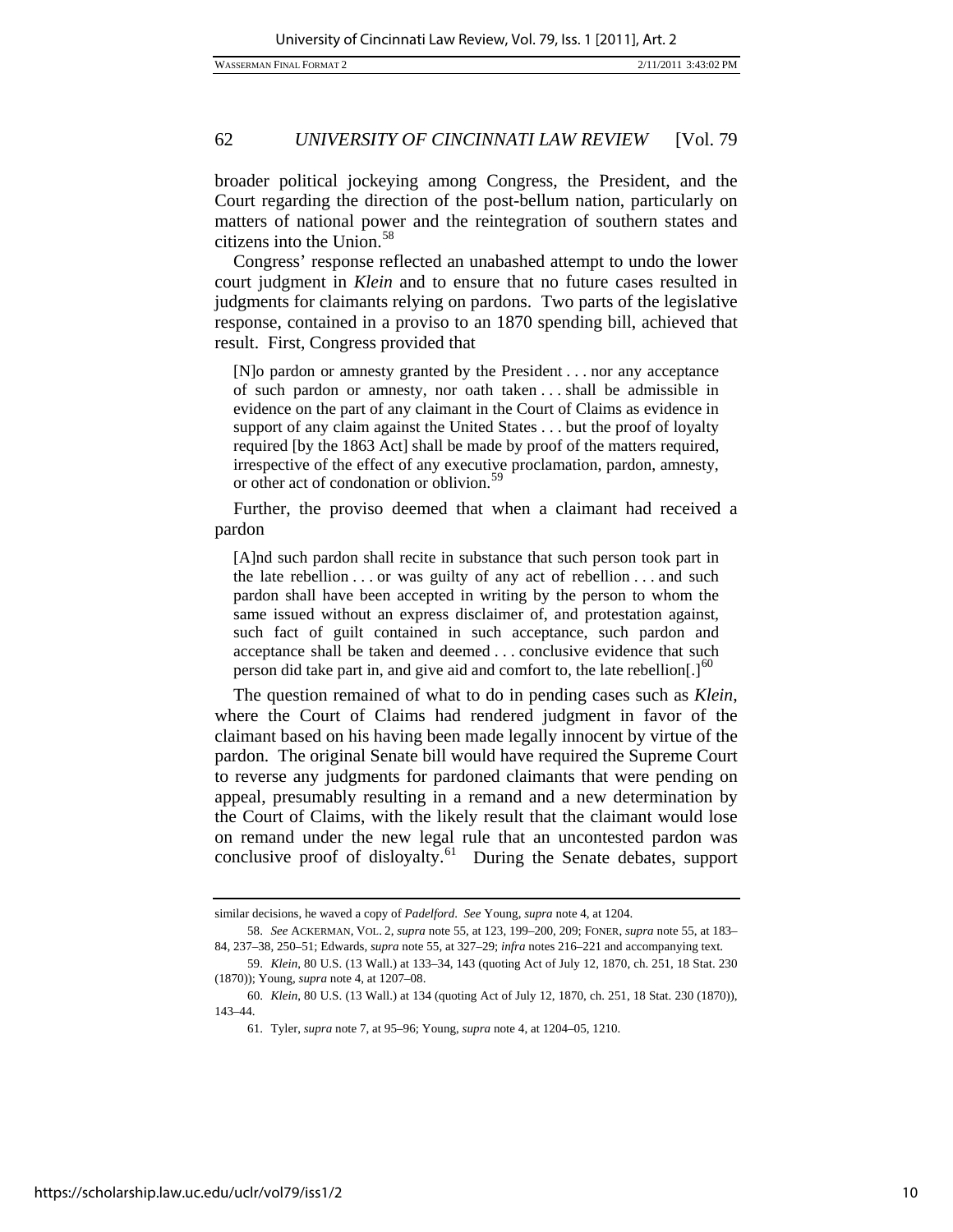broader political jockeying among Congress, the President, and the Court regarding the direction of the post-bellum nation, particularly on matters of national power and the reintegration of southern states and citizens into the Union.[58]

Congress' response reflected an unabashed attempt to undo the lower court judgment in *Klein* and to ensure that no future cases resulted in judgments for claimants relying on pardons. Two parts of the legislative response, contained in a proviso to an 1870 spending bill, achieved that result. First, Congress provided that

> [N]o pardon or amnesty granted by the President . . . nor any acceptance of such pardon or amnesty, nor oath taken . . . shall be admissible in evidence on the part of any claimant in the Court of Claims as evidence in support of any claim against the United States . . . but the proof of loyalty required [by the 1863 Act] shall be made by proof of the matters required, irrespective of the effect of any executive proclamation, pardon, amnesty, or other act of condonation or oblivion.[59]

Further, the proviso deemed that when a claimant had received a pardon

> [A]nd such pardon shall recite in substance that such person took part in the late rebellion . . . or was guilty of any act of rebellion . . . and such pardon shall have been accepted in writing by the person to whom the same issued without an express disclaimer of, and protestation against, such fact of guilt contained in such acceptance, such pardon and acceptance shall be taken and deemed . . . conclusive evidence that such person did take part in, and give aid and comfort to, the late rebellion[.][60]

The question remained of what to do in pending cases such as *Klein*, where the Court of Claims had rendered judgment in favor of the claimant based on his having been made legally innocent by virtue of the pardon. The original Senate bill would have required the Supreme Court to reverse any judgments for pardoned claimants that were pending on appeal, presumably resulting in a remand and a new determination by the Court of Claims, with the likely result that the claimant would lose on remand under the new legal rule that an uncontested pardon was conclusive proof of disloyalty.[61] During the Senate debates, support

---

similar decisions, he waved a copy of *Padelford*. *See* Young, *supra* note 4, at 1204.

58. *See* ACKERMAN, VOL. 2, *supra* note 55, at 123, 199–200, 209; FONER, *supra* note 55, at 183–84, 237–38, 250–51; Edwards, *supra* note 55, at 327–29; *infra* notes 216–221 and accompanying text.

59. *Klein*, 80 U.S. (13 Wall.) at 133–34, 143 (quoting Act of July 12, 1870, ch. 251, 18 Stat. 230 (1870)); Young, *supra* note 4, at 1207–08.

60. *Klein*, 80 U.S. (13 Wall.) at 134 (quoting Act of July 12, 1870, ch. 251, 18 Stat. 230 (1870)), 143–44.

61. Tyler, *supra* note 7, at 95–96; Young, *supra* note 4, at 1204–05, 1210.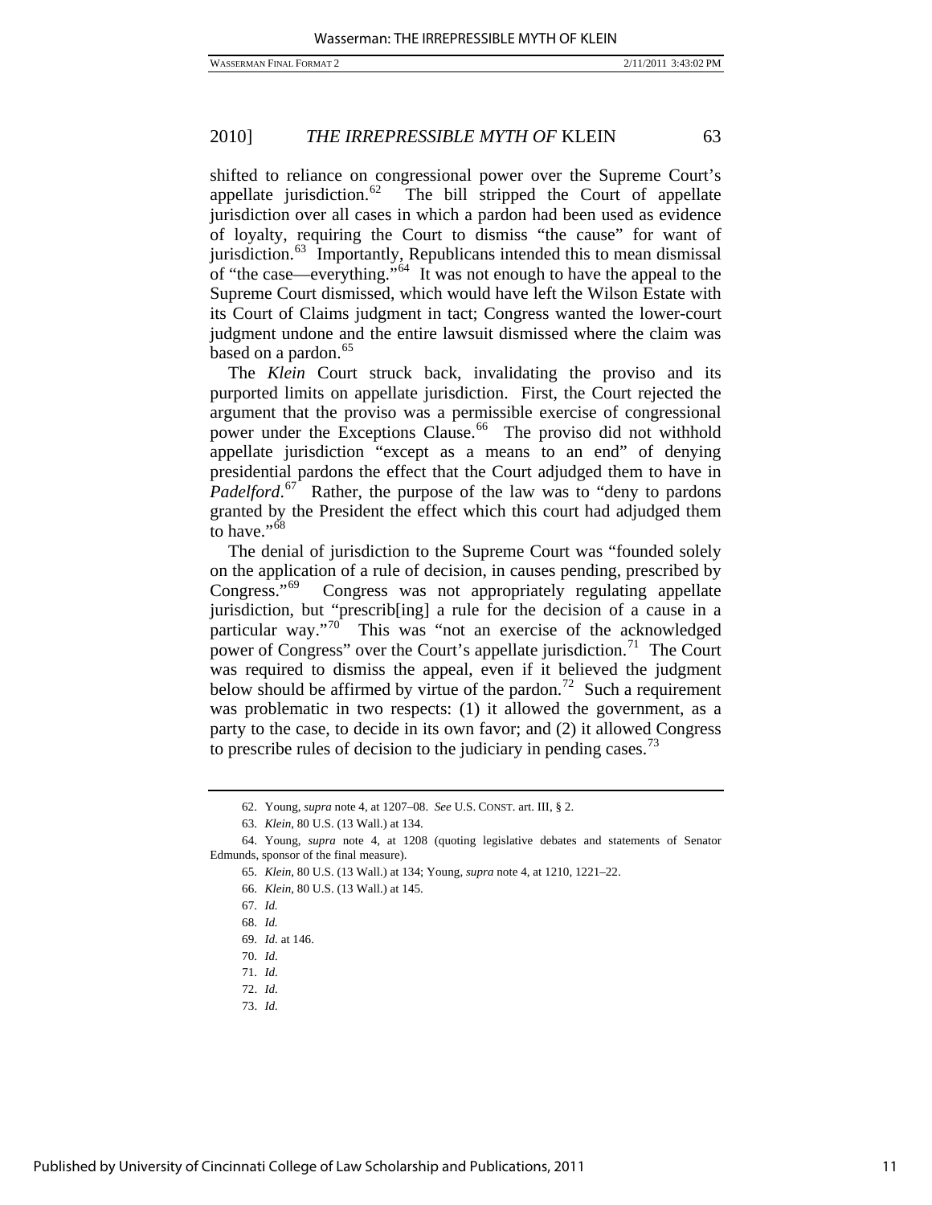shifted to reliance on congressional power over the Supreme Court's appellate jurisdiction.[62] The bill stripped the Court of appellate jurisdiction over all cases in which a pardon had been used as evidence of loyalty, requiring the Court to dismiss "the cause" for want of jurisdiction.[63] Importantly, Republicans intended this to mean dismissal of "the case—everything."[64] It was not enough to have the appeal to the Supreme Court dismissed, which would have left the Wilson Estate with its Court of Claims judgment in tact; Congress wanted the lower-court judgment undone and the entire lawsuit dismissed where the claim was based on a pardon.[65]

The *Klein* Court struck back, invalidating the proviso and its purported limits on appellate jurisdiction. First, the Court rejected the argument that the proviso was a permissible exercise of congressional power under the Exceptions Clause.[66] The proviso did not withhold appellate jurisdiction "except as a means to an end" of denying presidential pardons the effect that the Court adjudged them to have in *Padelford*.[67] Rather, the purpose of the law was to "deny to pardons granted by the President the effect which this court had adjudged them to have."[68]

The denial of jurisdiction to the Supreme Court was "founded solely on the application of a rule of decision, in causes pending, prescribed by Congress."[69] Congress was not appropriately regulating appellate jurisdiction, but "prescrib[ing] a rule for the decision of a cause in a particular way."[70] This was "not an exercise of the acknowledged power of Congress" over the Court's appellate jurisdiction.[71] The Court was required to dismiss the appeal, even if it believed the judgment below should be affirmed by virtue of the pardon.[72] Such a requirement was problematic in two respects: (1) it allowed the government, as a party to the case, to decide in its own favor; and (2) it allowed Congress to prescribe rules of decision to the judiciary in pending cases.[73]

---

62. Young, *supra* note 4, at 1207–08. *See* U.S. CONST. art. III, § 2.

63. *Klein*, 80 U.S. (13 Wall.) at 134.

64. Young, *supra* note 4, at 1208 (quoting legislative debates and statements of Senator Edmunds, sponsor of the final measure).

65. *Klein*, 80 U.S. (13 Wall.) at 134; Young, *supra* note 4, at 1210, 1221–22.

66. *Klein*, 80 U.S. (13 Wall.) at 145.

67. *Id.*

68. *Id.*

69. *Id.* at 146.

70. *Id.*

71. *Id.*

72. *Id.*

73. *Id.*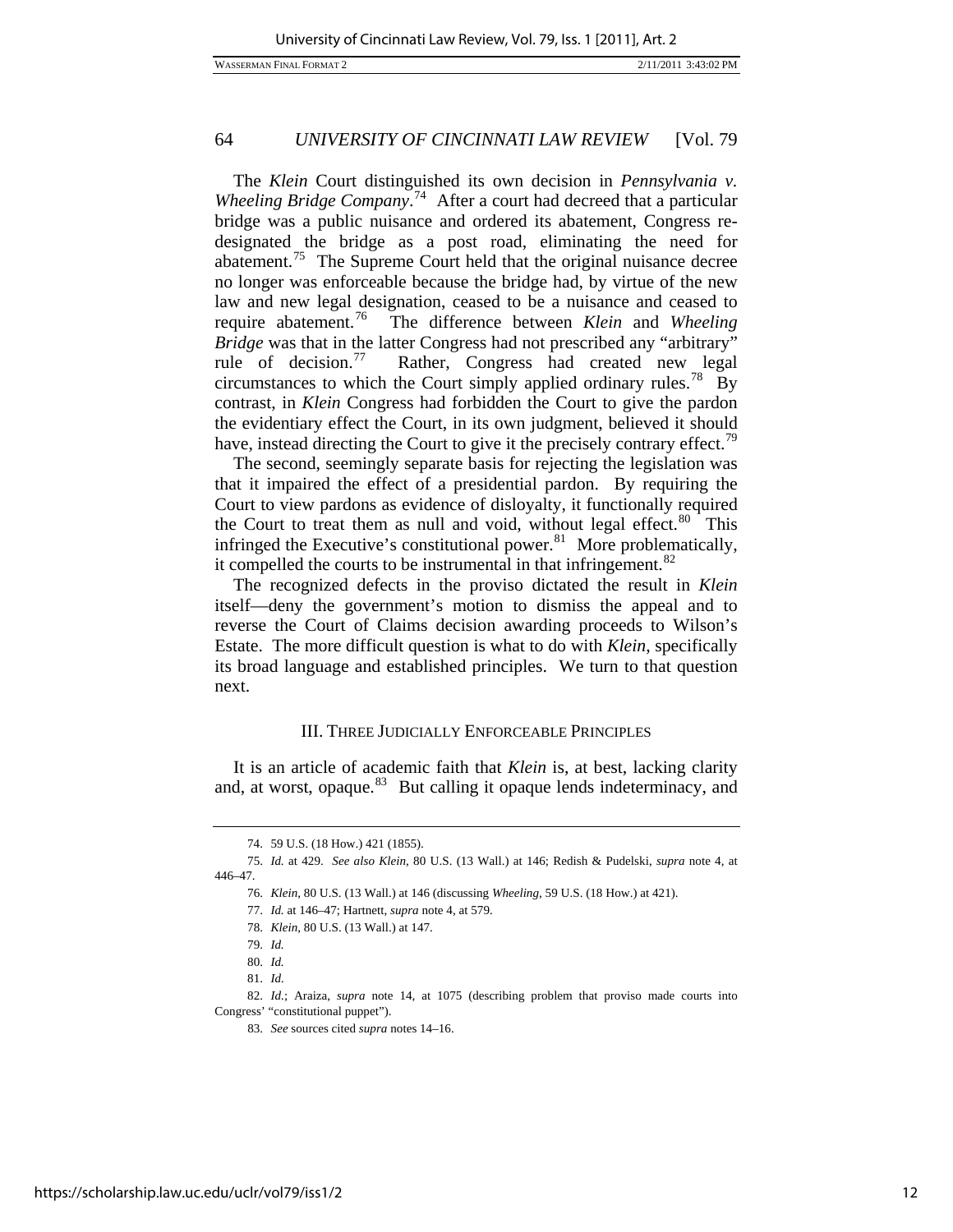The *Klein* Court distinguished its own decision in *Pennsylvania v. Wheeling Bridge Company*.[74] After a court had decreed that a particular bridge was a public nuisance and ordered its abatement, Congress re-designated the bridge as a post road, eliminating the need for abatement.[75] The Supreme Court held that the original nuisance decree no longer was enforceable because the bridge had, by virtue of the new law and new legal designation, ceased to be a nuisance and ceased to require abatement.[76] The difference between *Klein* and *Wheeling Bridge* was that in the latter Congress had not prescribed any "arbitrary" rule of decision.[77] Rather, Congress had created new legal circumstances to which the Court simply applied ordinary rules.[78] By contrast, in *Klein* Congress had forbidden the Court to give the pardon the evidentiary effect the Court, in its own judgment, believed it should have, instead directing the Court to give it the precisely contrary effect.[79]

The second, seemingly separate basis for rejecting the legislation was that it impaired the effect of a presidential pardon. By requiring the Court to view pardons as evidence of disloyalty, it functionally required the Court to treat them as null and void, without legal effect.[80] This infringed the Executive's constitutional power.[81] More problematically, it compelled the courts to be instrumental in that infringement.[82]

The recognized defects in the proviso dictated the result in *Klein* itself—deny the government's motion to dismiss the appeal and to reverse the Court of Claims decision awarding proceeds to Wilson's Estate. The more difficult question is what to do with *Klein*, specifically its broad language and established principles. We turn to that question next.

## III. Three Judicially Enforceable Principles

It is an article of academic faith that *Klein* is, at best, lacking clarity and, at worst, opaque.[83] But calling it opaque lends indeterminacy, and

---

74. 59 U.S. (18 How.) 421 (1855).

75. *Id.* at 429. *See also Klein*, 80 U.S. (13 Wall.) at 146; Redish & Pudelski, *supra* note 4, at 446–47.

76. *Klein*, 80 U.S. (13 Wall.) at 146 (discussing *Wheeling*, 59 U.S. (18 How.) at 421).

77. *Id.* at 146–47; Hartnett, *supra* note 4, at 579.

78. *Klein*, 80 U.S. (13 Wall.) at 147.

79. *Id.*

80. *Id.*

81. *Id.*

82. *Id.*; Araiza, *supra* note 14, at 1075 (describing problem that proviso made courts into Congress' "constitutional puppet").

83. *See* sources cited *supra* notes 14–16.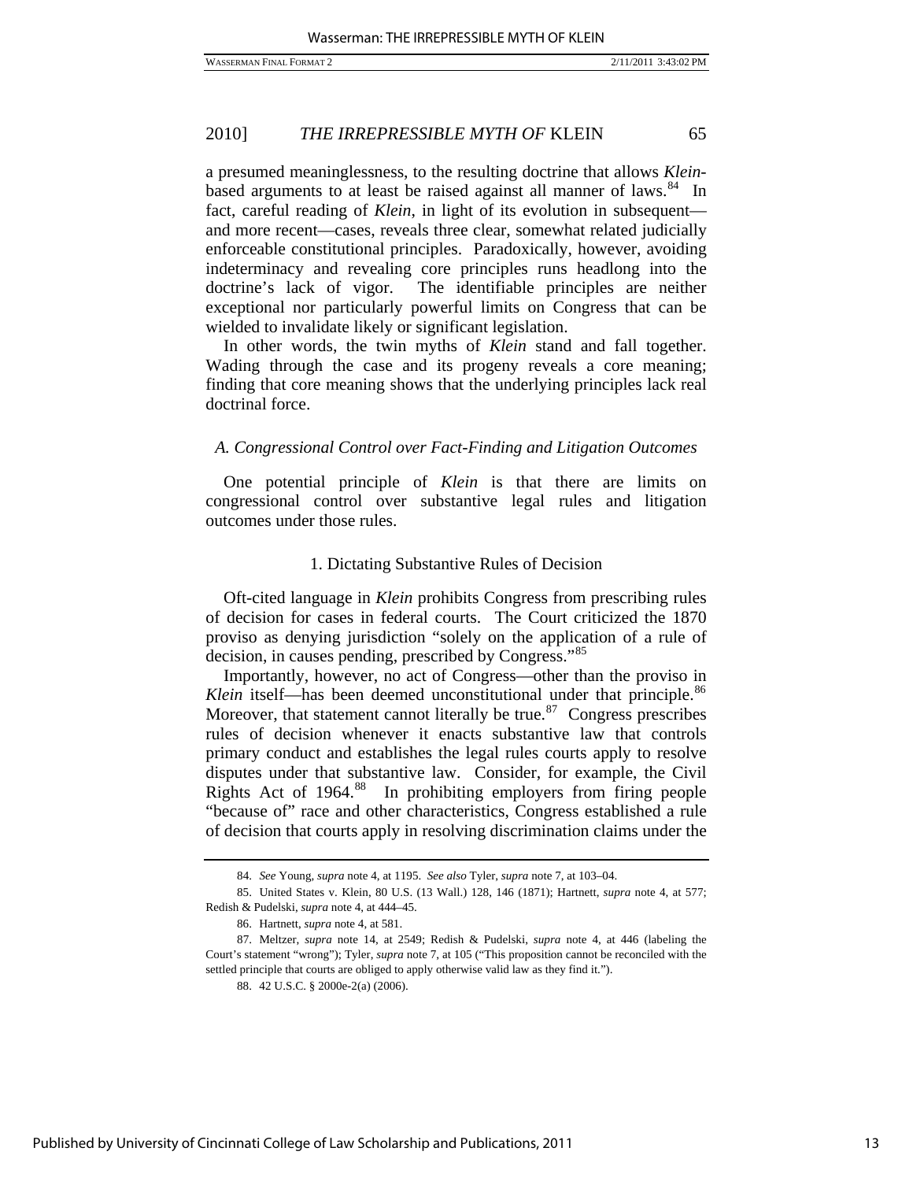a presumed meaninglessness, to the resulting doctrine that allows *Klein*-based arguments to at least be raised against all manner of laws.[84] In fact, careful reading of *Klein*, in light of its evolution in subsequent—and more recent—cases, reveals three clear, somewhat related judicially enforceable constitutional principles. Paradoxically, however, avoiding indeterminacy and revealing core principles runs headlong into the doctrine's lack of vigor. The identifiable principles are neither exceptional nor particularly powerful limits on Congress that can be wielded to invalidate likely or significant legislation.

In other words, the twin myths of *Klein* stand and fall together. Wading through the case and its progeny reveals a core meaning; finding that core meaning shows that the underlying principles lack real doctrinal force.

### *A. Congressional Control over Fact-Finding and Litigation Outcomes*

One potential principle of *Klein* is that there are limits on congressional control over substantive legal rules and litigation outcomes under those rules.

#### 1. Dictating Substantive Rules of Decision

Oft-cited language in *Klein* prohibits Congress from prescribing rules of decision for cases in federal courts. The Court criticized the 1870 proviso as denying jurisdiction "solely on the application of a rule of decision, in causes pending, prescribed by Congress."[85]

Importantly, however, no act of Congress—other than the proviso in *Klein* itself—has been deemed unconstitutional under that principle.[86] Moreover, that statement cannot literally be true.[87] Congress prescribes rules of decision whenever it enacts substantive law that controls primary conduct and establishes the legal rules courts apply to resolve disputes under that substantive law. Consider, for example, the Civil Rights Act of 1964.[88] In prohibiting employers from firing people "because of" race and other characteristics, Congress established a rule of decision that courts apply in resolving discrimination claims under the

---

84. *See* Young, *supra* note 4, at 1195. *See also* Tyler, *supra* note 7, at 103–04.

85. United States v. Klein, 80 U.S. (13 Wall.) 128, 146 (1871); Hartnett, *supra* note 4, at 577; Redish & Pudelski, *supra* note 4, at 444–45.

86. Hartnett, *supra* note 4, at 581.

87. Meltzer, *supra* note 14, at 2549; Redish & Pudelski, *supra* note 4, at 446 (labeling the Court's statement "wrong"); Tyler, *supra* note 7, at 105 ("This proposition cannot be reconciled with the settled principle that courts are obliged to apply otherwise valid law as they find it.").

88. 42 U.S.C. § 2000e-2(a) (2006).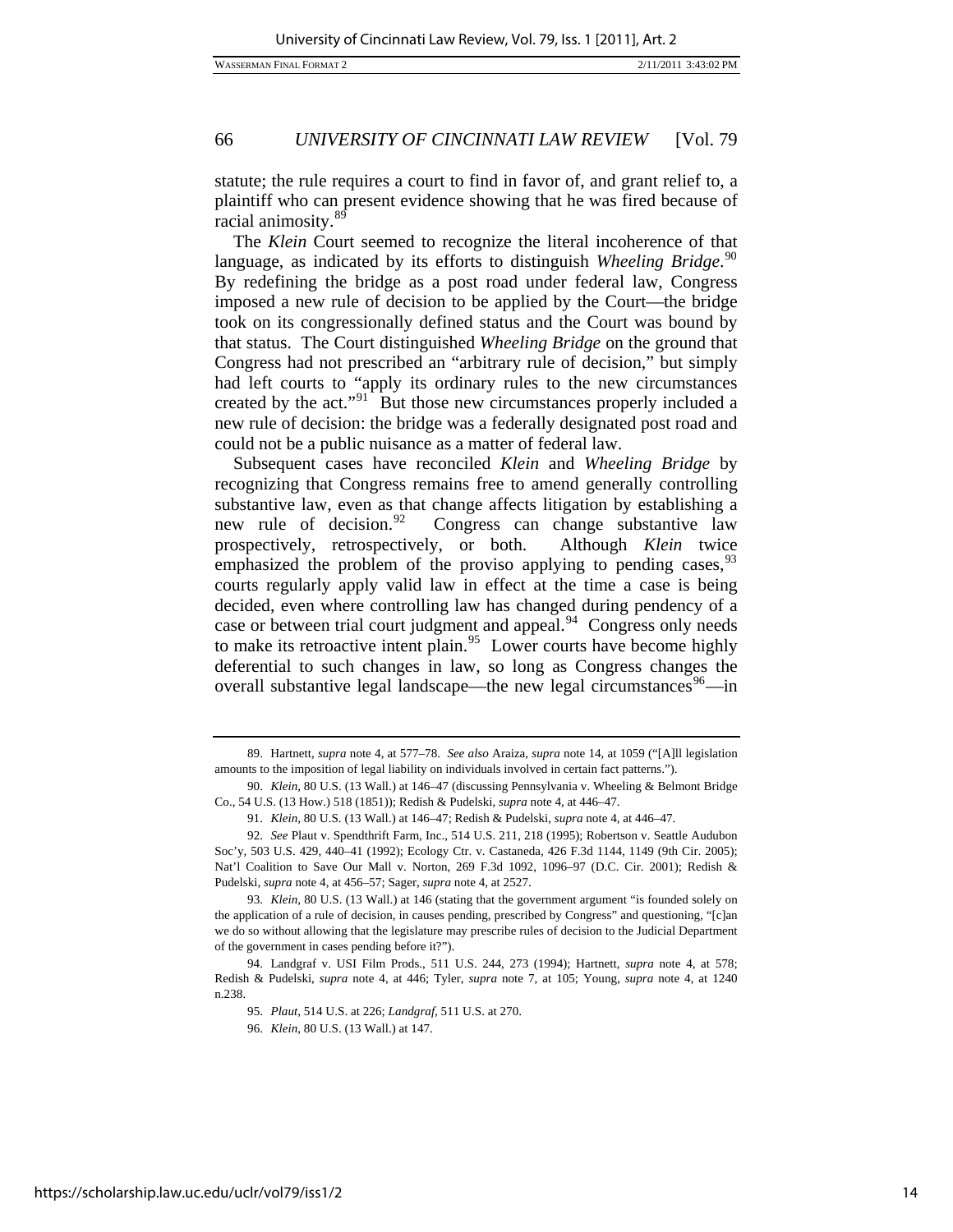statute; the rule requires a court to find in favor of, and grant relief to, a plaintiff who can present evidence showing that he was fired because of racial animosity.[89]

The *Klein* Court seemed to recognize the literal incoherence of that language, as indicated by its efforts to distinguish *Wheeling Bridge*.[90] By redefining the bridge as a post road under federal law, Congress imposed a new rule of decision to be applied by the Court—the bridge took on its congressionally defined status and the Court was bound by that status. The Court distinguished *Wheeling Bridge* on the ground that Congress had not prescribed an "arbitrary rule of decision," but simply had left courts to "apply its ordinary rules to the new circumstances created by the act."[91] But those new circumstances properly included a new rule of decision: the bridge was a federally designated post road and could not be a public nuisance as a matter of federal law.

Subsequent cases have reconciled *Klein* and *Wheeling Bridge* by recognizing that Congress remains free to amend generally controlling substantive law, even as that change affects litigation by establishing a new rule of decision.[92] Congress can change substantive law prospectively, retrospectively, or both. Although *Klein* twice emphasized the problem of the proviso applying to pending cases,[93] courts regularly apply valid law in effect at the time a case is being decided, even where controlling law has changed during pendency of a case or between trial court judgment and appeal.[94] Congress only needs to make its retroactive intent plain.[95] Lower courts have become highly deferential to such changes in law, so long as Congress changes the overall substantive legal landscape—the new legal circumstances[96]—in

---

89. Hartnett, *supra* note 4, at 577–78. *See also* Araiza, *supra* note 14, at 1059 ("[A]ll legislation amounts to the imposition of legal liability on individuals involved in certain fact patterns.").

90. *Klein*, 80 U.S. (13 Wall.) at 146–47 (discussing Pennsylvania v. Wheeling & Belmont Bridge Co., 54 U.S. (13 How.) 518 (1851)); Redish & Pudelski, *supra* note 4, at 446–47.

91. *Klein*, 80 U.S. (13 Wall.) at 146–47; Redish & Pudelski, *supra* note 4, at 446–47.

92. *See* Plaut v. Spendthrift Farm, Inc., 514 U.S. 211, 218 (1995); Robertson v. Seattle Audubon Soc'y, 503 U.S. 429, 440–41 (1992); Ecology Ctr. v. Castaneda, 426 F.3d 1144, 1149 (9th Cir. 2005); Nat'l Coalition to Save Our Mall v. Norton, 269 F.3d 1092, 1096–97 (D.C. Cir. 2001); Redish & Pudelski, *supra* note 4, at 456–57; Sager, *supra* note 4, at 2527.

93. *Klein*, 80 U.S. (13 Wall.) at 146 (stating that the government argument "is founded solely on the application of a rule of decision, in causes pending, prescribed by Congress" and questioning, "[c]an we do so without allowing that the legislature may prescribe rules of decision to the Judicial Department of the government in cases pending before it?").

94. Landgraf v. USI Film Prods., 511 U.S. 244, 273 (1994); Hartnett, *supra* note 4, at 578; Redish & Pudelski, *supra* note 4, at 446; Tyler, *supra* note 7, at 105; Young, *supra* note 4, at 1240 n.238.

95. *Plaut*, 514 U.S. at 226; *Landgraf*, 511 U.S. at 270.

96. *Klein*, 80 U.S. (13 Wall.) at 147.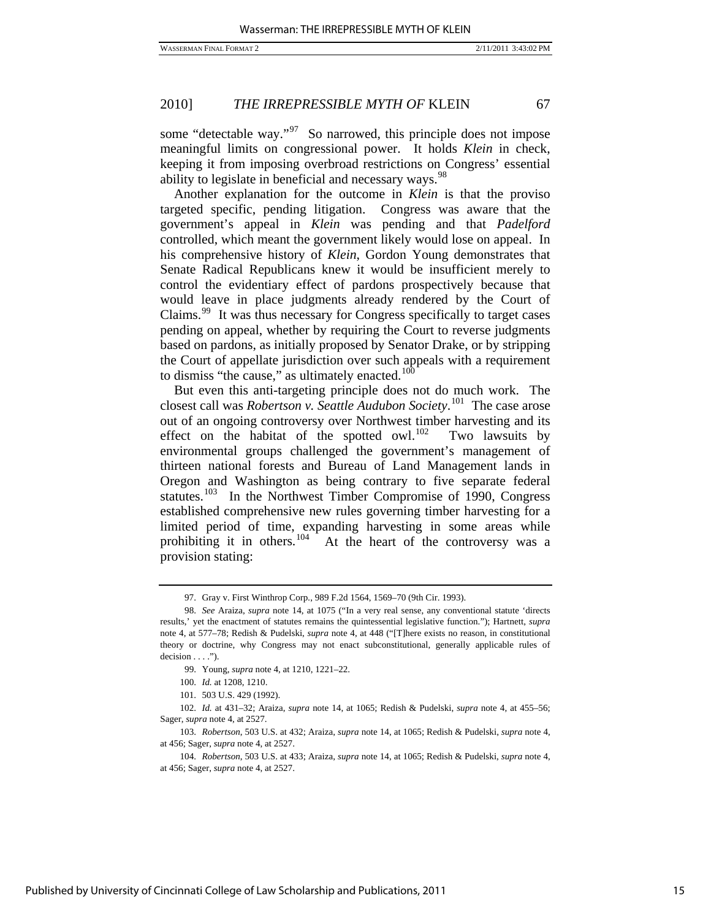some "detectable way."[97] So narrowed, this principle does not impose meaningful limits on congressional power. It holds *Klein* in check, keeping it from imposing overbroad restrictions on Congress' essential ability to legislate in beneficial and necessary ways.[98]

Another explanation for the outcome in *Klein* is that the proviso targeted specific, pending litigation. Congress was aware that the government's appeal in *Klein* was pending and that *Padelford* controlled, which meant the government likely would lose on appeal. In his comprehensive history of *Klein*, Gordon Young demonstrates that Senate Radical Republicans knew it would be insufficient merely to control the evidentiary effect of pardons prospectively because that would leave in place judgments already rendered by the Court of Claims.[99] It was thus necessary for Congress specifically to target cases pending on appeal, whether by requiring the Court to reverse judgments based on pardons, as initially proposed by Senator Drake, or by stripping the Court of appellate jurisdiction over such appeals with a requirement to dismiss "the cause," as ultimately enacted.[100]

But even this anti-targeting principle does not do much work. The closest call was *Robertson v. Seattle Audubon Society*.[101] The case arose out of an ongoing controversy over Northwest timber harvesting and its effect on the habitat of the spotted owl.[102] Two lawsuits by environmental groups challenged the government's management of thirteen national forests and Bureau of Land Management lands in Oregon and Washington as being contrary to five separate federal statutes.[103] In the Northwest Timber Compromise of 1990, Congress established comprehensive new rules governing timber harvesting for a limited period of time, expanding harvesting in some areas while prohibiting it in others.[104] At the heart of the controversy was a provision stating:

---

97. Gray v. First Winthrop Corp., 989 F.2d 1564, 1569–70 (9th Cir. 1993).

98. *See* Araiza, *supra* note 14, at 1075 ("In a very real sense, any conventional statute 'directs results,' yet the enactment of statutes remains the quintessential legislative function."); Hartnett, *supra* note 4, at 577–78; Redish & Pudelski, *supra* note 4, at 448 ("[T]here exists no reason, in constitutional theory or doctrine, why Congress may not enact subconstitutional, generally applicable rules of decision . . . .").

99. Young, *supra* note 4, at 1210, 1221–22.

100. *Id.* at 1208, 1210.

101. 503 U.S. 429 (1992).

102. *Id.* at 431–32; Araiza, *supra* note 14, at 1065; Redish & Pudelski, *supra* note 4, at 455–56; Sager, *supra* note 4, at 2527.

103. *Robertson*, 503 U.S. at 432; Araiza, *supra* note 14, at 1065; Redish & Pudelski, *supra* note 4, at 456; Sager, *supra* note 4, at 2527.

104. *Robertson*, 503 U.S. at 433; Araiza, *supra* note 14, at 1065; Redish & Pudelski, *supra* note 4, at 456; Sager, *supra* note 4, at 2527.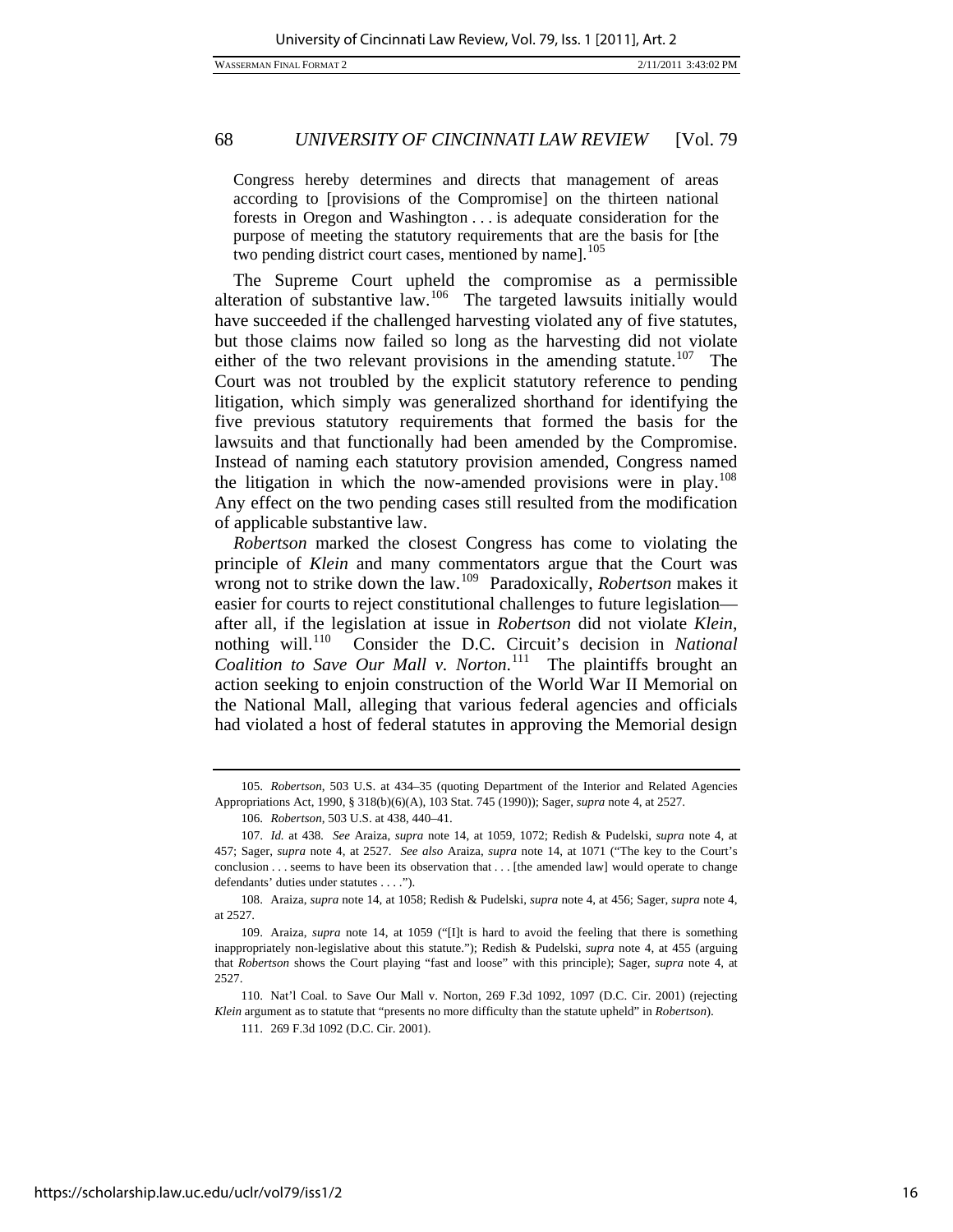> Congress hereby determines and directs that management of areas according to [provisions of the Compromise] on the thirteen national forests in Oregon and Washington . . . is adequate consideration for the purpose of meeting the statutory requirements that are the basis for [the two pending district court cases, mentioned by name].[105]

The Supreme Court upheld the compromise as a permissible alteration of substantive law.[106] The targeted lawsuits initially would have succeeded if the challenged harvesting violated any of five statutes, but those claims now failed so long as the harvesting did not violate either of the two relevant provisions in the amending statute.[107] The Court was not troubled by the explicit statutory reference to pending litigation, which simply was generalized shorthand for identifying the five previous statutory requirements that formed the basis for the lawsuits and that functionally had been amended by the Compromise. Instead of naming each statutory provision amended, Congress named the litigation in which the now-amended provisions were in play.[108] Any effect on the two pending cases still resulted from the modification of applicable substantive law.

*Robertson* marked the closest Congress has come to violating the principle of *Klein* and many commentators argue that the Court was wrong not to strike down the law.[109] Paradoxically, *Robertson* makes it easier for courts to reject constitutional challenges to future legislation—after all, if the legislation at issue in *Robertson* did not violate *Klein*, nothing will.[110] Consider the D.C. Circuit's decision in *National Coalition to Save Our Mall v. Norton*.[111] The plaintiffs brought an action seeking to enjoin construction of the World War II Memorial on the National Mall, alleging that various federal agencies and officials had violated a host of federal statutes in approving the Memorial design

---

105. *Robertson*, 503 U.S. at 434–35 (quoting Department of the Interior and Related Agencies Appropriations Act, 1990, § 318(b)(6)(A), 103 Stat. 745 (1990)); Sager, *supra* note 4, at 2527.

106. *Robertson*, 503 U.S. at 438, 440–41.

107. *Id.* at 438. *See* Araiza, *supra* note 14, at 1059, 1072; Redish & Pudelski, *supra* note 4, at 457; Sager, *supra* note 4, at 2527. *See also* Araiza, *supra* note 14, at 1071 ("The key to the Court's conclusion . . . seems to have been its observation that . . . [the amended law] would operate to change defendants' duties under statutes . . . .").

108. Araiza, *supra* note 14, at 1058; Redish & Pudelski, *supra* note 4, at 456; Sager, *supra* note 4, at 2527.

109. Araiza, *supra* note 14, at 1059 ("[I]t is hard to avoid the feeling that there is something inappropriately non-legislative about this statute."); Redish & Pudelski, *supra* note 4, at 455 (arguing that *Robertson* shows the Court playing "fast and loose" with this principle); Sager, *supra* note 4, at 2527.

110. Nat'l Coal. to Save Our Mall v. Norton, 269 F.3d 1092, 1097 (D.C. Cir. 2001) (rejecting *Klein* argument as to statute that "presents no more difficulty than the statute upheld" in *Robertson*).

111. 269 F.3d 1092 (D.C. Cir. 2001).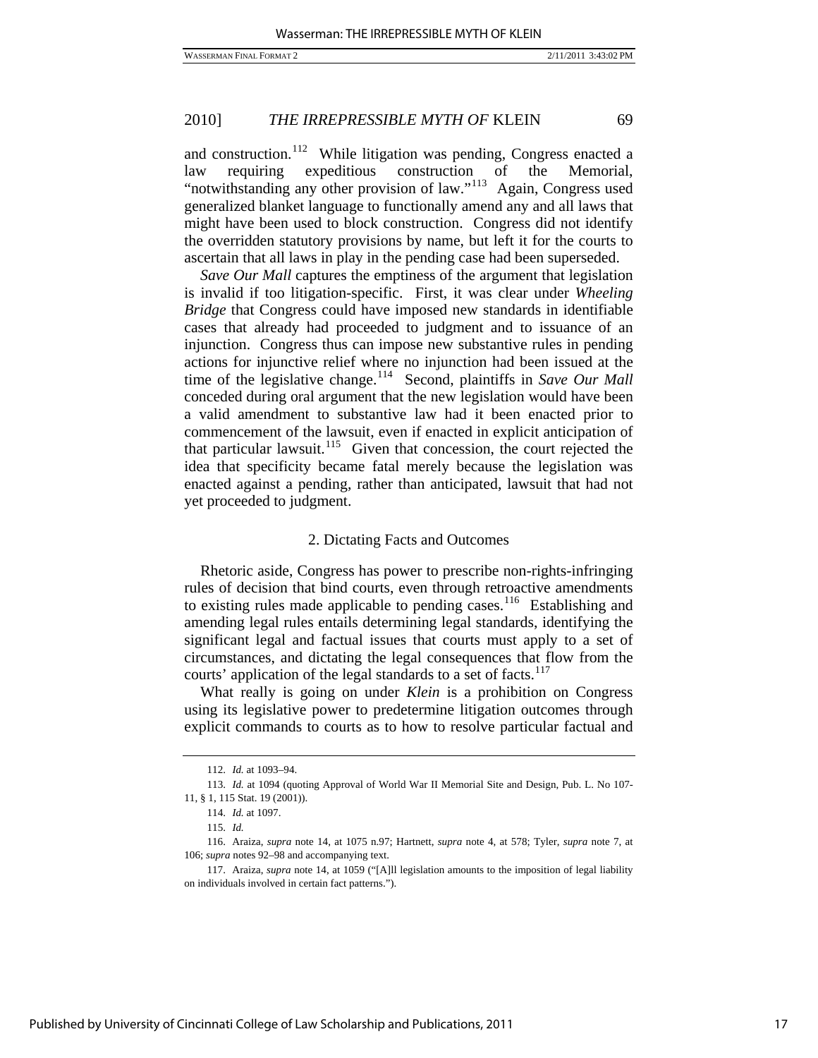and construction.[112] While litigation was pending, Congress enacted a law requiring expeditious construction of the Memorial, "notwithstanding any other provision of law."[113] Again, Congress used generalized blanket language to functionally amend any and all laws that might have been used to block construction. Congress did not identify the overridden statutory provisions by name, but left it for the courts to ascertain that all laws in play in the pending case had been superseded.

*Save Our Mall* captures the emptiness of the argument that legislation is invalid if too litigation-specific. First, it was clear under *Wheeling Bridge* that Congress could have imposed new standards in identifiable cases that already had proceeded to judgment and to issuance of an injunction. Congress thus can impose new substantive rules in pending actions for injunctive relief where no injunction had been issued at the time of the legislative change.[114] Second, plaintiffs in *Save Our Mall* conceded during oral argument that the new legislation would have been a valid amendment to substantive law had it been enacted prior to commencement of the lawsuit, even if enacted in explicit anticipation of that particular lawsuit.[115] Given that concession, the court rejected the idea that specificity became fatal merely because the legislation was enacted against a pending, rather than anticipated, lawsuit that had not yet proceeded to judgment.

### 2. Dictating Facts and Outcomes

Rhetoric aside, Congress has power to prescribe non-rights-infringing rules of decision that bind courts, even through retroactive amendments to existing rules made applicable to pending cases.[116] Establishing and amending legal rules entails determining legal standards, identifying the significant legal and factual issues that courts must apply to a set of circumstances, and dictating the legal consequences that flow from the courts' application of the legal standards to a set of facts.[117]

What really is going on under *Klein* is a prohibition on Congress using its legislative power to predetermine litigation outcomes through explicit commands to courts as to how to resolve particular factual and

---

112. *Id.* at 1093–94.

113. *Id.* at 1094 (quoting Approval of World War II Memorial Site and Design, Pub. L. No 107-11, § 1, 115 Stat. 19 (2001)).

114. *Id.* at 1097.

115. *Id.*

116. Araiza, *supra* note 14, at 1075 n.97; Hartnett, *supra* note 4, at 578; Tyler, *supra* note 7, at 106; *supra* notes 92–98 and accompanying text.

117. Araiza, *supra* note 14, at 1059 ("[A]ll legislation amounts to the imposition of legal liability on individuals involved in certain fact patterns.").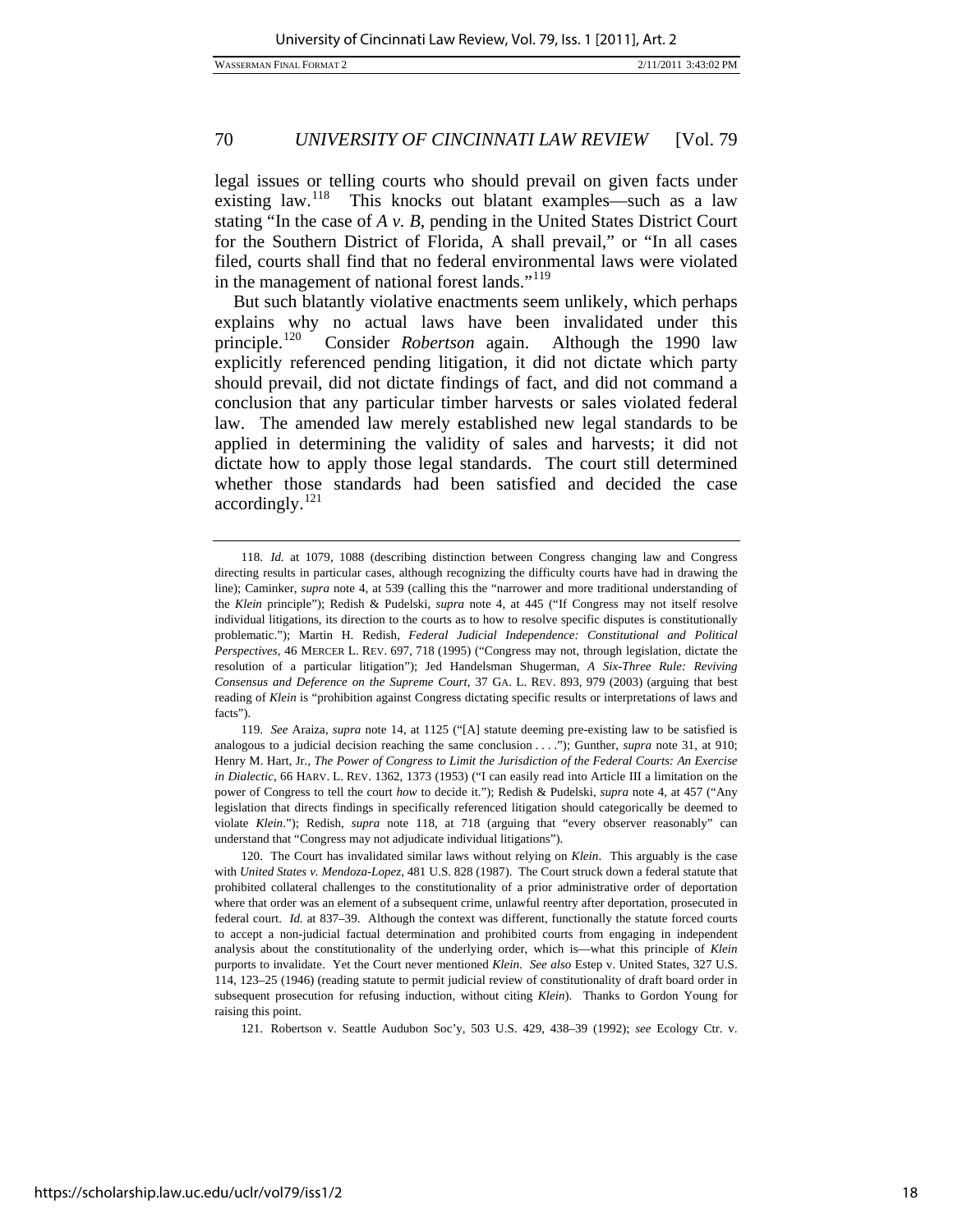legal issues or telling courts who should prevail on given facts under existing law.[118] This knocks out blatant examples—such as a law stating "In the case of *A v. B*, pending in the United States District Court for the Southern District of Florida, A shall prevail," or "In all cases filed, courts shall find that no federal environmental laws were violated in the management of national forest lands."[119]

But such blatantly violative enactments seem unlikely, which perhaps explains why no actual laws have been invalidated under this principle.[120] Consider *Robertson* again. Although the 1990 law explicitly referenced pending litigation, it did not dictate which party should prevail, did not dictate findings of fact, and did not command a conclusion that any particular timber harvests or sales violated federal law. The amended law merely established new legal standards to be applied in determining the validity of sales and harvests; it did not dictate how to apply those legal standards. The court still determined whether those standards had been satisfied and decided the case accordingly.[121]

---

118. *Id.* at 1079, 1088 (describing distinction between Congress changing law and Congress directing results in particular cases, although recognizing the difficulty courts have had in drawing the line); Caminker, *supra* note 4, at 539 (calling this the "narrower and more traditional understanding of the *Klein* principle"); Redish & Pudelski, *supra* note 4, at 445 ("If Congress may not itself resolve individual litigations, its direction to the courts as to how to resolve specific disputes is constitutionally problematic."); Martin H. Redish, *Federal Judicial Independence: Constitutional and Political Perspectives*, 46 MERCER L. REV. 697, 718 (1995) ("Congress may not, through legislation, dictate the resolution of a particular litigation"); Jed Handelsman Shugerman, *A Six-Three Rule: Reviving Consensus and Deference on the Supreme Court*, 37 GA. L. REV. 893, 979 (2003) (arguing that best reading of *Klein* is "prohibition against Congress dictating specific results or interpretations of laws and facts").

119. *See* Araiza, *supra* note 14, at 1125 ("[A] statute deeming pre-existing law to be satisfied is analogous to a judicial decision reaching the same conclusion . . . ."); Gunther, *supra* note 31, at 910; Henry M. Hart, Jr., *The Power of Congress to Limit the Jurisdiction of the Federal Courts: An Exercise in Dialectic*, 66 HARV. L. REV. 1362, 1373 (1953) ("I can easily read into Article III a limitation on the power of Congress to tell the court *how* to decide it."); Redish & Pudelski, *supra* note 4, at 457 ("Any legislation that directs findings in specifically referenced litigation should categorically be deemed to violate *Klein*."); Redish, *supra* note 118, at 718 (arguing that "every observer reasonably" can understand that "Congress may not adjudicate individual litigations").

120. The Court has invalidated similar laws without relying on *Klein*. This arguably is the case with *United States v. Mendoza-Lopez*, 481 U.S. 828 (1987). The Court struck down a federal statute that prohibited collateral challenges to the constitutionality of a prior administrative order of deportation where that order was an element of a subsequent crime, unlawful reentry after deportation, prosecuted in federal court. *Id.* at 837–39. Although the context was different, functionally the statute forced courts to accept a non-judicial factual determination and prohibited courts from engaging in independent analysis about the constitutionality of the underlying order, which is—what this principle of *Klein* purports to invalidate. Yet the Court never mentioned *Klein*. *See also* Estep v. United States, 327 U.S. 114, 123–25 (1946) (reading statute to permit judicial review of constitutionality of draft board order in subsequent prosecution for refusing induction, without citing *Klein*). Thanks to Gordon Young for raising this point.

121. Robertson v. Seattle Audubon Soc'y, 503 U.S. 429, 438–39 (1992); *see* Ecology Ctr. v.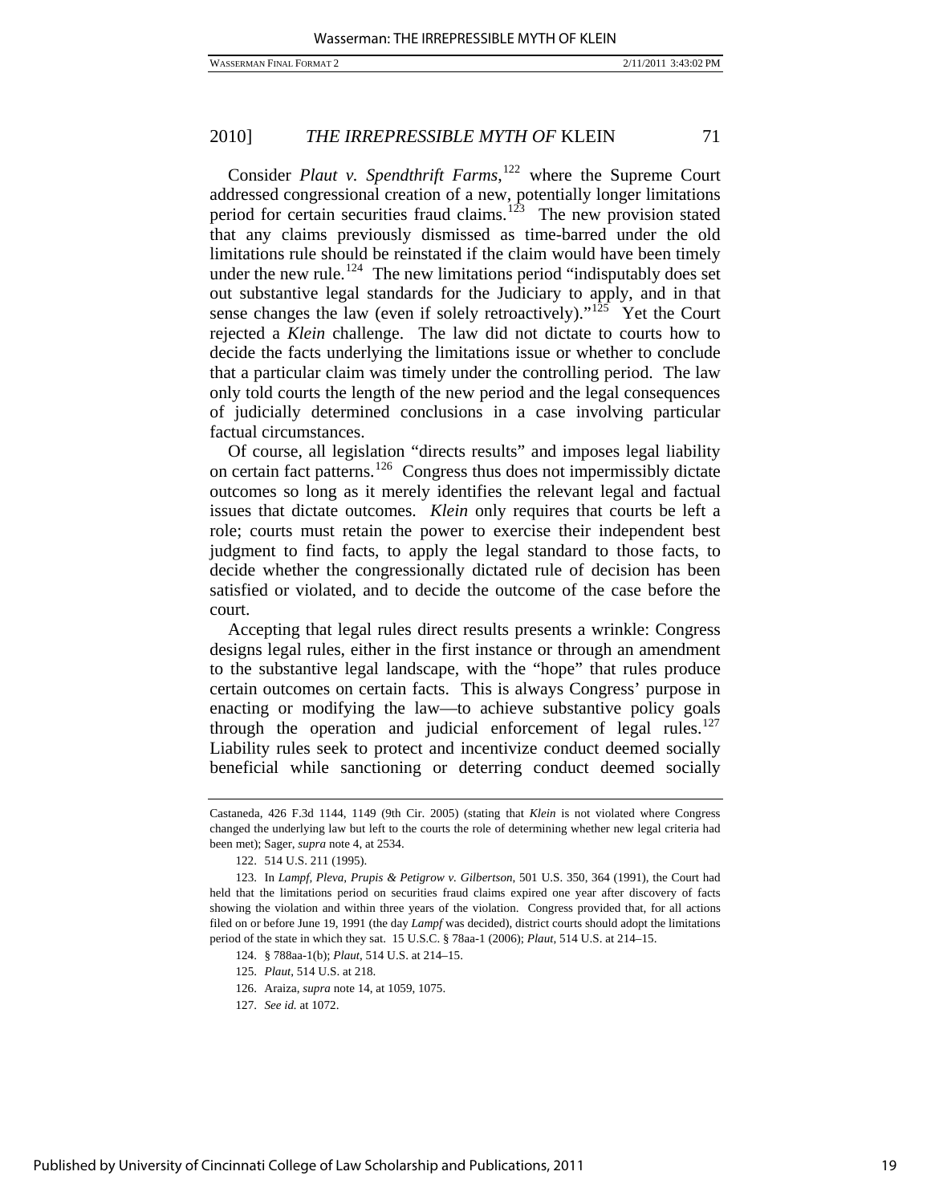Consider *Plaut v. Spendthrift Farms*,[122] where the Supreme Court addressed congressional creation of a new, potentially longer limitations period for certain securities fraud claims.[123] The new provision stated that any claims previously dismissed as time-barred under the old limitations rule should be reinstated if the claim would have been timely under the new rule.[124] The new limitations period "indisputably does set out substantive legal standards for the Judiciary to apply, and in that sense changes the law (even if solely retroactively)."[125] Yet the Court rejected a *Klein* challenge. The law did not dictate to courts how to decide the facts underlying the limitations issue or whether to conclude that a particular claim was timely under the controlling period. The law only told courts the length of the new period and the legal consequences of judicially determined conclusions in a case involving particular factual circumstances.

Of course, all legislation "directs results" and imposes legal liability on certain fact patterns.[126] Congress thus does not impermissibly dictate outcomes so long as it merely identifies the relevant legal and factual issues that dictate outcomes. *Klein* only requires that courts be left a role; courts must retain the power to exercise their independent best judgment to find facts, to apply the legal standard to those facts, to decide whether the congressionally dictated rule of decision has been satisfied or violated, and to decide the outcome of the case before the court.

Accepting that legal rules direct results presents a wrinkle: Congress designs legal rules, either in the first instance or through an amendment to the substantive legal landscape, with the "hope" that rules produce certain outcomes on certain facts. This is always Congress' purpose in enacting or modifying the law—to achieve substantive policy goals through the operation and judicial enforcement of legal rules.[127] Liability rules seek to protect and incentivize conduct deemed socially beneficial while sanctioning or deterring conduct deemed socially

---

Castaneda, 426 F.3d 1144, 1149 (9th Cir. 2005) (stating that *Klein* is not violated where Congress changed the underlying law but left to the courts the role of determining whether new legal criteria had been met); Sager, *supra* note 4, at 2534.

122. 514 U.S. 211 (1995).

123. In *Lampf, Pleva, Prupis & Petigrow v. Gilbertson*, 501 U.S. 350, 364 (1991), the Court had held that the limitations period on securities fraud claims expired one year after discovery of facts showing the violation and within three years of the violation. Congress provided that, for all actions filed on or before June 19, 1991 (the day *Lampf* was decided), district courts should adopt the limitations period of the state in which they sat. 15 U.S.C. § 78aa-1 (2006); *Plaut*, 514 U.S. at 214–15.

124. § 788aa-1(b); *Plaut*, 514 U.S. at 214–15.

125. *Plaut*, 514 U.S. at 218.

126. Araiza, *supra* note 14, at 1059, 1075.

127. *See id.* at 1072.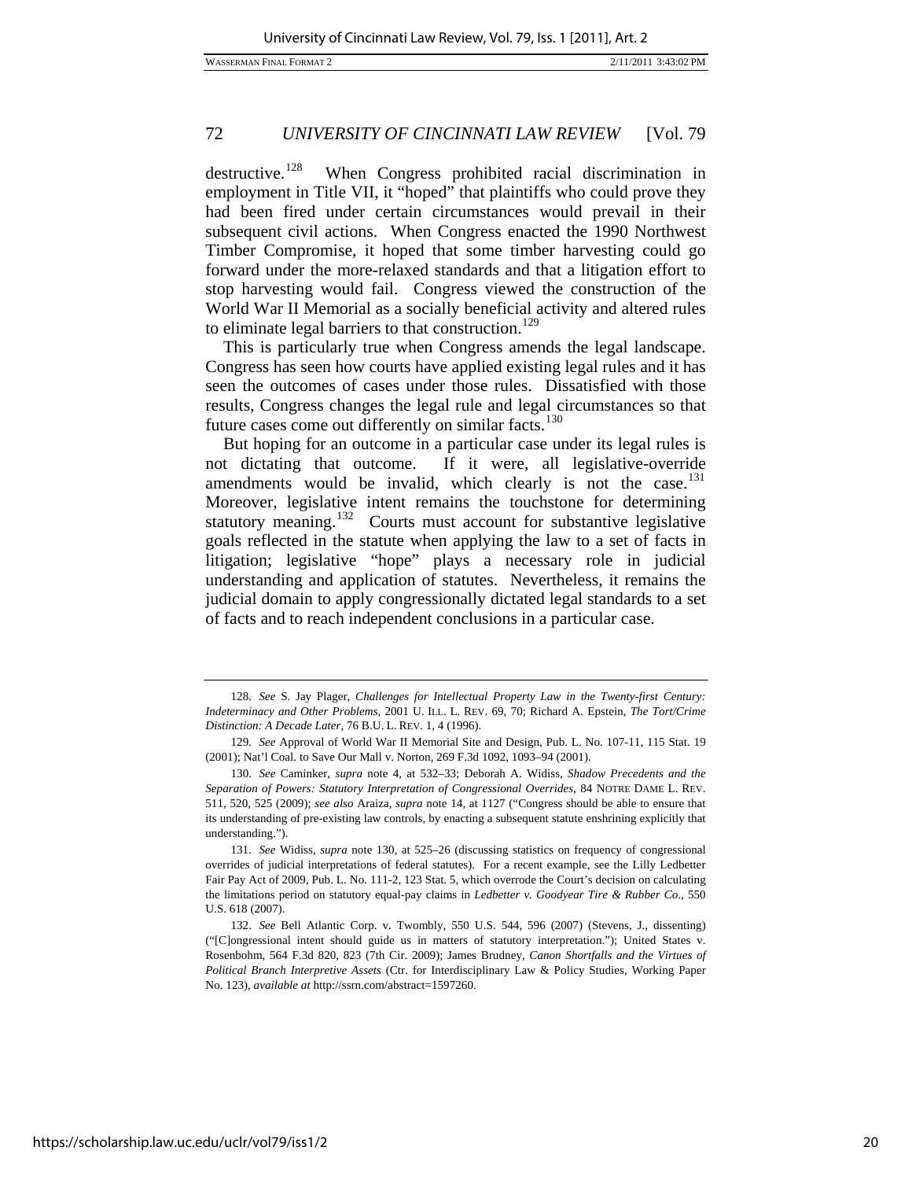destructive.[128] When Congress prohibited racial discrimination in employment in Title VII, it "hoped" that plaintiffs who could prove they had been fired under certain circumstances would prevail in their subsequent civil actions. When Congress enacted the 1990 Northwest Timber Compromise, it hoped that some timber harvesting could go forward under the more-relaxed standards and that a litigation effort to stop harvesting would fail. Congress viewed the construction of the World War II Memorial as a socially beneficial activity and altered rules to eliminate legal barriers to that construction.[129]

This is particularly true when Congress amends the legal landscape. Congress has seen how courts have applied existing legal rules and it has seen the outcomes of cases under those rules. Dissatisfied with those results, Congress changes the legal rule and legal circumstances so that future cases come out differently on similar facts.[130]

But hoping for an outcome in a particular case under its legal rules is not dictating that outcome. If it were, all legislative-override amendments would be invalid, which clearly is not the case.[131] Moreover, legislative intent remains the touchstone for determining statutory meaning.[132] Courts must account for substantive legislative goals reflected in the statute when applying the law to a set of facts in litigation; legislative "hope" plays a necessary role in judicial understanding and application of statutes. Nevertheless, it remains the judicial domain to apply congressionally dictated legal standards to a set of facts and to reach independent conclusions in a particular case.

---

128. *See* S. Jay Plager, *Challenges for Intellectual Property Law in the Twenty-first Century: Indeterminacy and Other Problems*, 2001 U. ILL. L. REV. 69, 70; Richard A. Epstein, *The Tort/Crime Distinction: A Decade Later*, 76 B.U. L. REV. 1, 4 (1996).

129. *See* Approval of World War II Memorial Site and Design, Pub. L. No. 107-11, 115 Stat. 19 (2001); Nat'l Coal. to Save Our Mall v. Norton, 269 F.3d 1092, 1093–94 (2001).

130. *See* Caminker, *supra* note 4, at 532–33; Deborah A. Widiss, *Shadow Precedents and the Separation of Powers: Statutory Interpretation of Congressional Overrides*, 84 NOTRE DAME L. REV. 511, 520, 525 (2009); *see also* Araiza, *supra* note 14, at 1127 ("Congress should be able to ensure that its understanding of pre-existing law controls, by enacting a subsequent statute enshrining explicitly that understanding.").

131. *See* Widiss, *supra* note 130, at 525–26 (discussing statistics on frequency of congressional overrides of judicial interpretations of federal statutes). For a recent example, see the Lilly Ledbetter Fair Pay Act of 2009, Pub. L. No. 111-2, 123 Stat. 5, which overrode the Court's decision on calculating the limitations period on statutory equal-pay claims in *Ledbetter v. Goodyear Tire & Rubber Co*., 550 U.S. 618 (2007).

132. *See* Bell Atlantic Corp. v. Twombly, 550 U.S. 544, 596 (2007) (Stevens, J., dissenting) ("[C]ongressional intent should guide us in matters of statutory interpretation."); United States v. Rosenbohm, 564 F.3d 820, 823 (7th Cir. 2009); James Brudney, *Canon Shortfalls and the Virtues of Political Branch Interpretive Assets* (Ctr. for Interdisciplinary Law & Policy Studies, Working Paper No. 123), *available at* http://ssrn.com/abstract=1597260.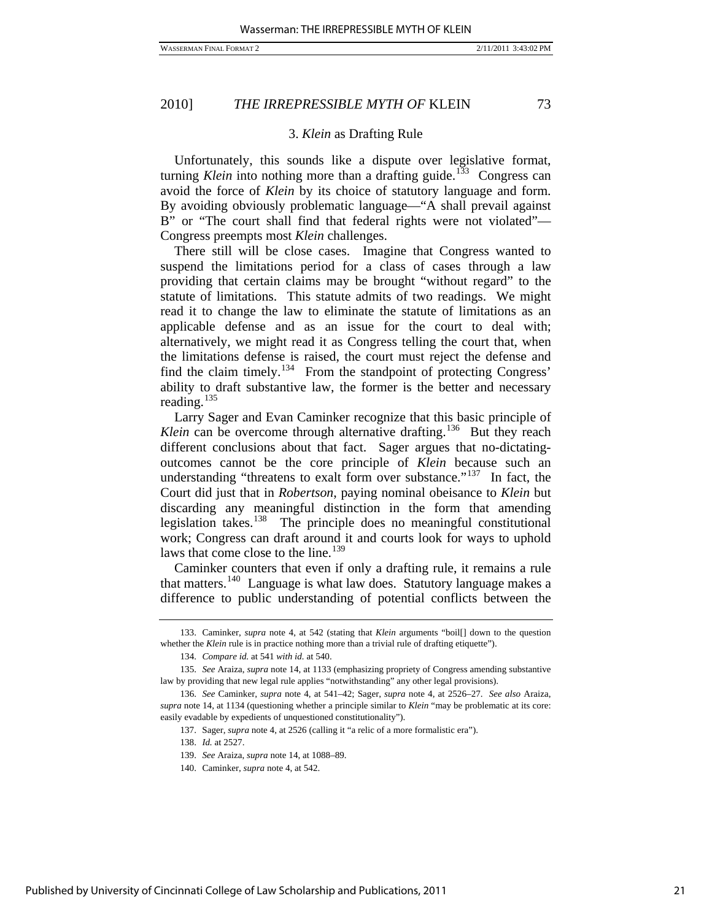### 3. *Klein* as Drafting Rule

Unfortunately, this sounds like a dispute over legislative format, turning *Klein* into nothing more than a drafting guide.[133] Congress can avoid the force of *Klein* by its choice of statutory language and form. By avoiding obviously problematic language—"A shall prevail against B" or "The court shall find that federal rights were not violated"—Congress preempts most *Klein* challenges.

There still will be close cases. Imagine that Congress wanted to suspend the limitations period for a class of cases through a law providing that certain claims may be brought "without regard" to the statute of limitations. This statute admits of two readings. We might read it to change the law to eliminate the statute of limitations as an applicable defense and as an issue for the court to deal with; alternatively, we might read it as Congress telling the court that, when the limitations defense is raised, the court must reject the defense and find the claim timely.[134] From the standpoint of protecting Congress' ability to draft substantive law, the former is the better and necessary reading.[135]

Larry Sager and Evan Caminker recognize that this basic principle of *Klein* can be overcome through alternative drafting.[136] But they reach different conclusions about that fact. Sager argues that no-dictating-outcomes cannot be the core principle of *Klein* because such an understanding "threatens to exalt form over substance."[137] In fact, the Court did just that in *Robertson*, paying nominal obeisance to *Klein* but discarding any meaningful distinction in the form that amending legislation takes.[138] The principle does no meaningful constitutional work; Congress can draft around it and courts look for ways to uphold laws that come close to the line.[139]

Caminker counters that even if only a drafting rule, it remains a rule that matters.[140] Language is what law does. Statutory language makes a difference to public understanding of potential conflicts between the

---

133. Caminker, *supra* note 4, at 542 (stating that *Klein* arguments "boil[] down to the question whether the *Klein* rule is in practice nothing more than a trivial rule of drafting etiquette").

134. *Compare id.* at 541 *with id.* at 540.

135. *See* Araiza, *supra* note 14, at 1133 (emphasizing propriety of Congress amending substantive law by providing that new legal rule applies "notwithstanding" any other legal provisions).

136. *See* Caminker, *supra* note 4, at 541–42; Sager, *supra* note 4, at 2526–27. *See also* Araiza, *supra* note 14, at 1134 (questioning whether a principle similar to *Klein* "may be problematic at its core: easily evadable by expedients of unquestioned constitutionality").

137. Sager, *supra* note 4, at 2526 (calling it "a relic of a more formalistic era").

138. *Id.* at 2527.

139. *See* Araiza, *supra* note 14, at 1088–89.

140. Caminker, *supra* note 4, at 542.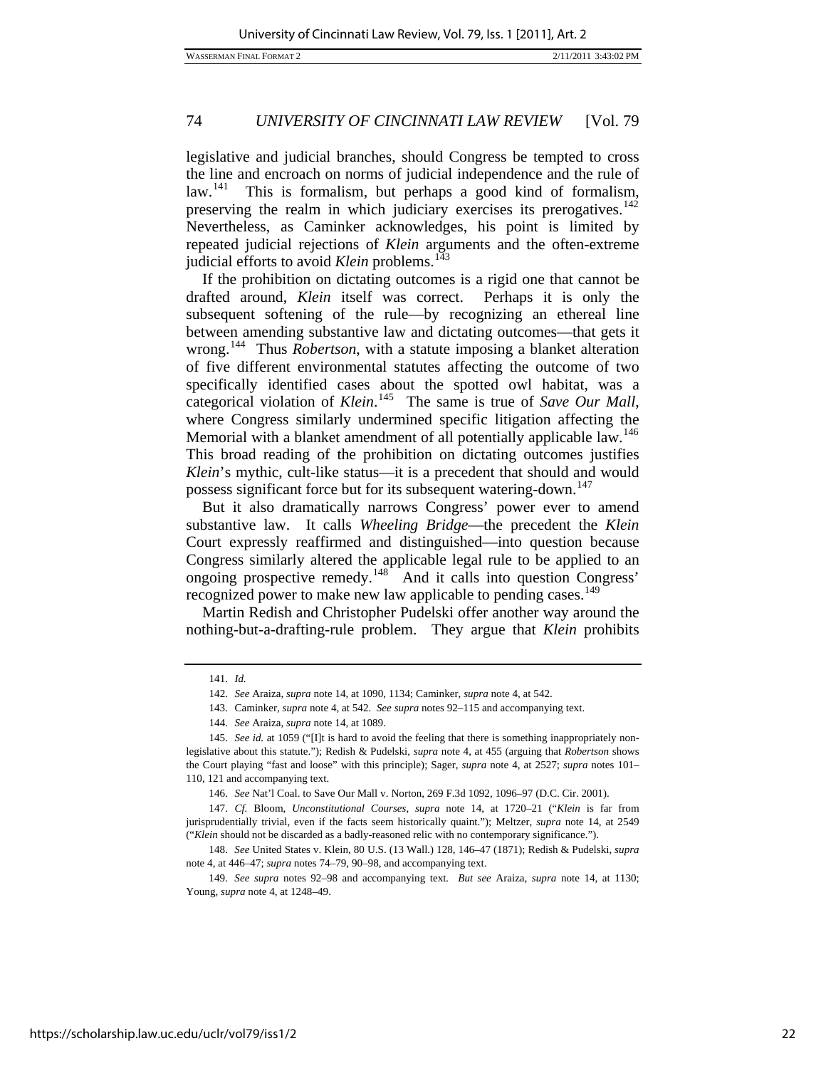legislative and judicial branches, should Congress be tempted to cross the line and encroach on norms of judicial independence and the rule of law.[141] This is formalism, but perhaps a good kind of formalism, preserving the realm in which judiciary exercises its prerogatives.[142] Nevertheless, as Caminker acknowledges, his point is limited by repeated judicial rejections of *Klein* arguments and the often-extreme judicial efforts to avoid *Klein* problems.[143]

If the prohibition on dictating outcomes is a rigid one that cannot be drafted around, *Klein* itself was correct. Perhaps it is only the subsequent softening of the rule—by recognizing an ethereal line between amending substantive law and dictating outcomes—that gets it wrong.[144] Thus *Robertson*, with a statute imposing a blanket alteration of five different environmental statutes affecting the outcome of two specifically identified cases about the spotted owl habitat, was a categorical violation of *Klein*.[145] The same is true of *Save Our Mall*, where Congress similarly undermined specific litigation affecting the Memorial with a blanket amendment of all potentially applicable law.[146] This broad reading of the prohibition on dictating outcomes justifies *Klein*'s mythic, cult-like status—it is a precedent that should and would possess significant force but for its subsequent watering-down.[147]

But it also dramatically narrows Congress' power ever to amend substantive law. It calls *Wheeling Bridge*—the precedent the *Klein* Court expressly reaffirmed and distinguished—into question because Congress similarly altered the applicable legal rule to be applied to an ongoing prospective remedy.[148] And it calls into question Congress' recognized power to make new law applicable to pending cases.[149]

Martin Redish and Christopher Pudelski offer another way around the nothing-but-a-drafting-rule problem. They argue that *Klein* prohibits

---

141. *Id.*

142. *See* Araiza, *supra* note 14, at 1090, 1134; Caminker, *supra* note 4, at 542.

143. Caminker, *supra* note 4, at 542. *See supra* notes 92–115 and accompanying text.

144. *See* Araiza, *supra* note 14, at 1089.

145. *See id.* at 1059 ("[I]t is hard to avoid the feeling that there is something inappropriately non-legislative about this statute."); Redish & Pudelski, *supra* note 4, at 455 (arguing that *Robertson* shows the Court playing "fast and loose" with this principle); Sager, *supra* note 4, at 2527; *supra* notes 101–110, 121 and accompanying text.

146. *See* Nat'l Coal. to Save Our Mall v. Norton, 269 F.3d 1092, 1096–97 (D.C. Cir. 2001).

147. *Cf.* Bloom, *Unconstitutional Courses*, *supra* note 14, at 1720–21 ("*Klein* is far from jurisprudentially trivial, even if the facts seem historically quaint."); Meltzer, *supra* note 14, at 2549 ("*Klein* should not be discarded as a badly-reasoned relic with no contemporary significance.").

148. *See* United States v. Klein, 80 U.S. (13 Wall.) 128, 146–47 (1871); Redish & Pudelski, *supra* note 4, at 446–47; *supra* notes 74–79, 90–98, and accompanying text.

149. *See supra* notes 92–98 and accompanying text. *But see* Araiza, *supra* note 14, at 1130; Young, *supra* note 4, at 1248–49.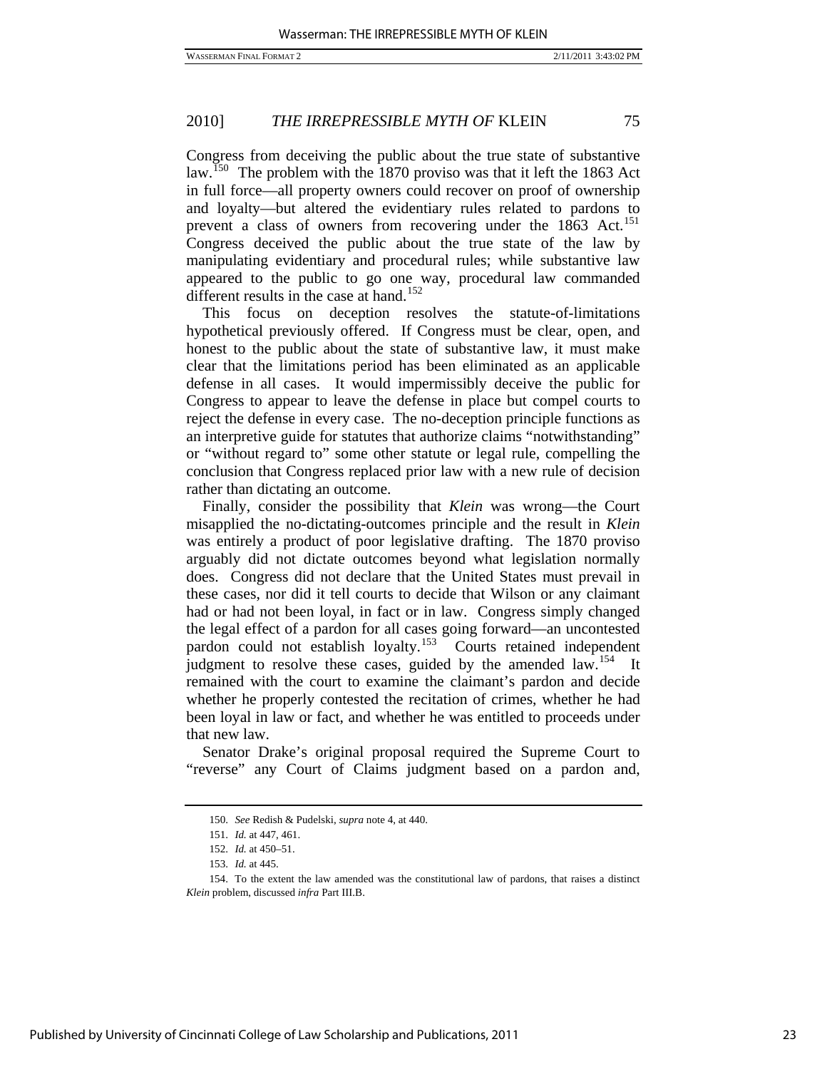Congress from deceiving the public about the true state of substantive law.[150] The problem with the 1870 proviso was that it left the 1863 Act in full force—all property owners could recover on proof of ownership and loyalty—but altered the evidentiary rules related to pardons to prevent a class of owners from recovering under the 1863 Act.[151] Congress deceived the public about the true state of the law by manipulating evidentiary and procedural rules; while substantive law appeared to the public to go one way, procedural law commanded different results in the case at hand.[152]

This focus on deception resolves the statute-of-limitations hypothetical previously offered. If Congress must be clear, open, and honest to the public about the state of substantive law, it must make clear that the limitations period has been eliminated as an applicable defense in all cases. It would impermissibly deceive the public for Congress to appear to leave the defense in place but compel courts to reject the defense in every case. The no-deception principle functions as an interpretive guide for statutes that authorize claims "notwithstanding" or "without regard to" some other statute or legal rule, compelling the conclusion that Congress replaced prior law with a new rule of decision rather than dictating an outcome.

Finally, consider the possibility that *Klein* was wrong—the Court misapplied the no-dictating-outcomes principle and the result in *Klein* was entirely a product of poor legislative drafting. The 1870 proviso arguably did not dictate outcomes beyond what legislation normally does. Congress did not declare that the United States must prevail in these cases, nor did it tell courts to decide that Wilson or any claimant had or had not been loyal, in fact or in law. Congress simply changed the legal effect of a pardon for all cases going forward—an uncontested pardon could not establish loyalty.[153] Courts retained independent judgment to resolve these cases, guided by the amended law.[154] It remained with the court to examine the claimant's pardon and decide whether he properly contested the recitation of crimes, whether he had been loyal in law or fact, and whether he was entitled to proceeds under that new law.

Senator Drake's original proposal required the Supreme Court to "reverse" any Court of Claims judgment based on a pardon and,

---

150. *See* Redish & Pudelski, *supra* note 4, at 440.

151. *Id.* at 447, 461.

152. *Id.* at 450–51.

153. *Id.* at 445.

154. To the extent the law amended was the constitutional law of pardons, that raises a distinct *Klein* problem, discussed *infra* Part III.B.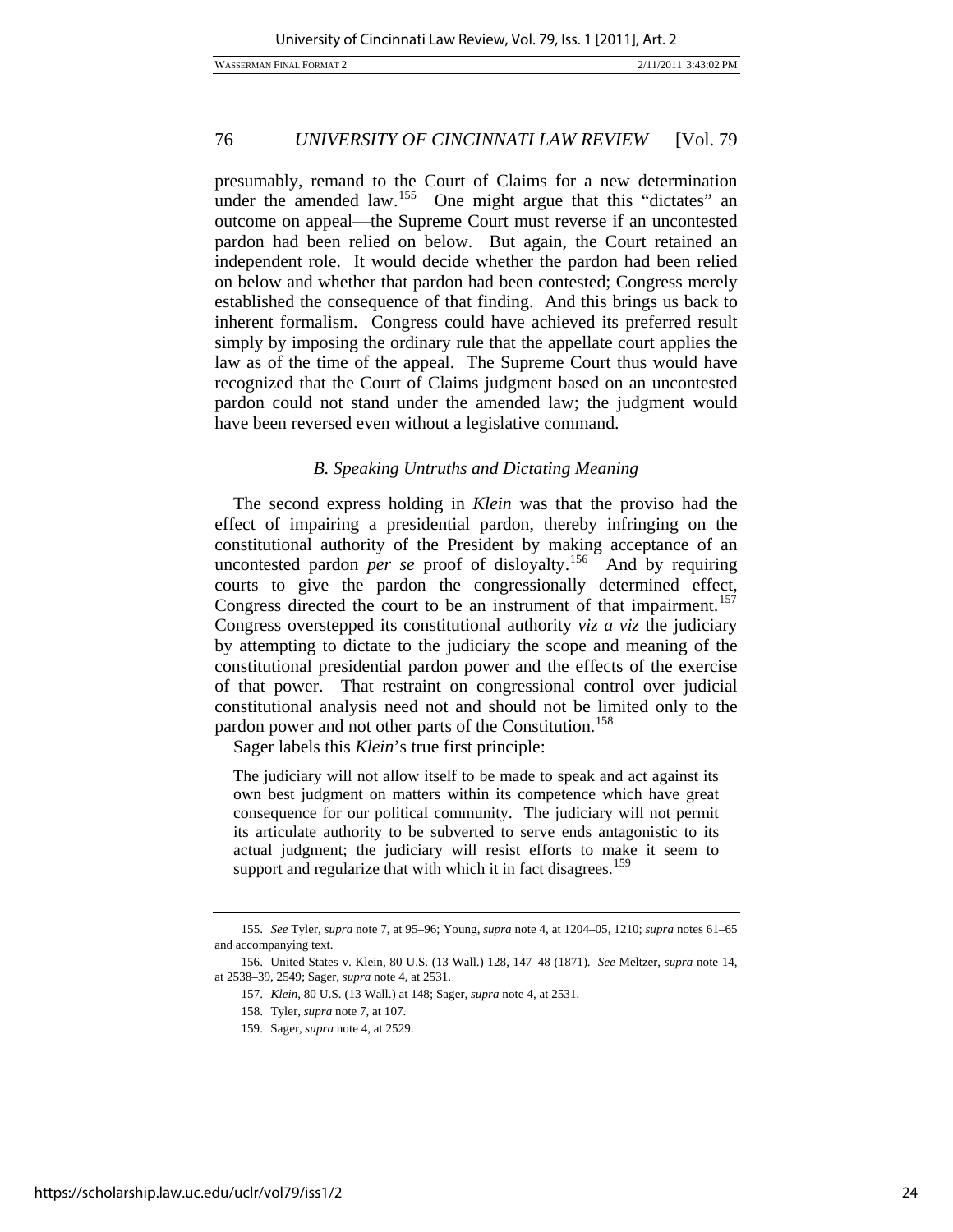presumably, remand to the Court of Claims for a new determination under the amended law.[155] One might argue that this "dictates" an outcome on appeal—the Supreme Court must reverse if an uncontested pardon had been relied on below. But again, the Court retained an independent role. It would decide whether the pardon had been relied on below and whether that pardon had been contested; Congress merely established the consequence of that finding. And this brings us back to inherent formalism. Congress could have achieved its preferred result simply by imposing the ordinary rule that the appellate court applies the law as of the time of the appeal. The Supreme Court thus would have recognized that the Court of Claims judgment based on an uncontested pardon could not stand under the amended law; the judgment would have been reversed even without a legislative command.

### *B. Speaking Untruths and Dictating Meaning*

The second express holding in *Klein* was that the proviso had the effect of impairing a presidential pardon, thereby infringing on the constitutional authority of the President by making acceptance of an uncontested pardon *per se* proof of disloyalty.[156] And by requiring courts to give the pardon the congressionally determined effect, Congress directed the court to be an instrument of that impairment.[157] Congress overstepped its constitutional authority *viz a viz* the judiciary by attempting to dictate to the judiciary the scope and meaning of the constitutional presidential pardon power and the effects of the exercise of that power. That restraint on congressional control over judicial constitutional analysis need not and should not be limited only to the pardon power and not other parts of the Constitution.[158]

Sager labels this *Klein*'s true first principle:

> The judiciary will not allow itself to be made to speak and act against its own best judgment on matters within its competence which have great consequence for our political community. The judiciary will not permit its articulate authority to be subverted to serve ends antagonistic to its actual judgment; the judiciary will resist efforts to make it seem to support and regularize that with which it in fact disagrees.[159]

---

155. *See* Tyler, *supra* note 7, at 95–96; Young, *supra* note 4, at 1204–05, 1210; *supra* notes 61–65 and accompanying text.

156. United States v. Klein, 80 U.S. (13 Wall.) 128, 147–48 (1871). *See* Meltzer, *supra* note 14, at 2538–39, 2549; Sager, *supra* note 4, at 2531.

157. *Klein*, 80 U.S. (13 Wall.) at 148; Sager, *supra* note 4, at 2531.

158. Tyler, *supra* note 7, at 107.

159. Sager, *supra* note 4, at 2529.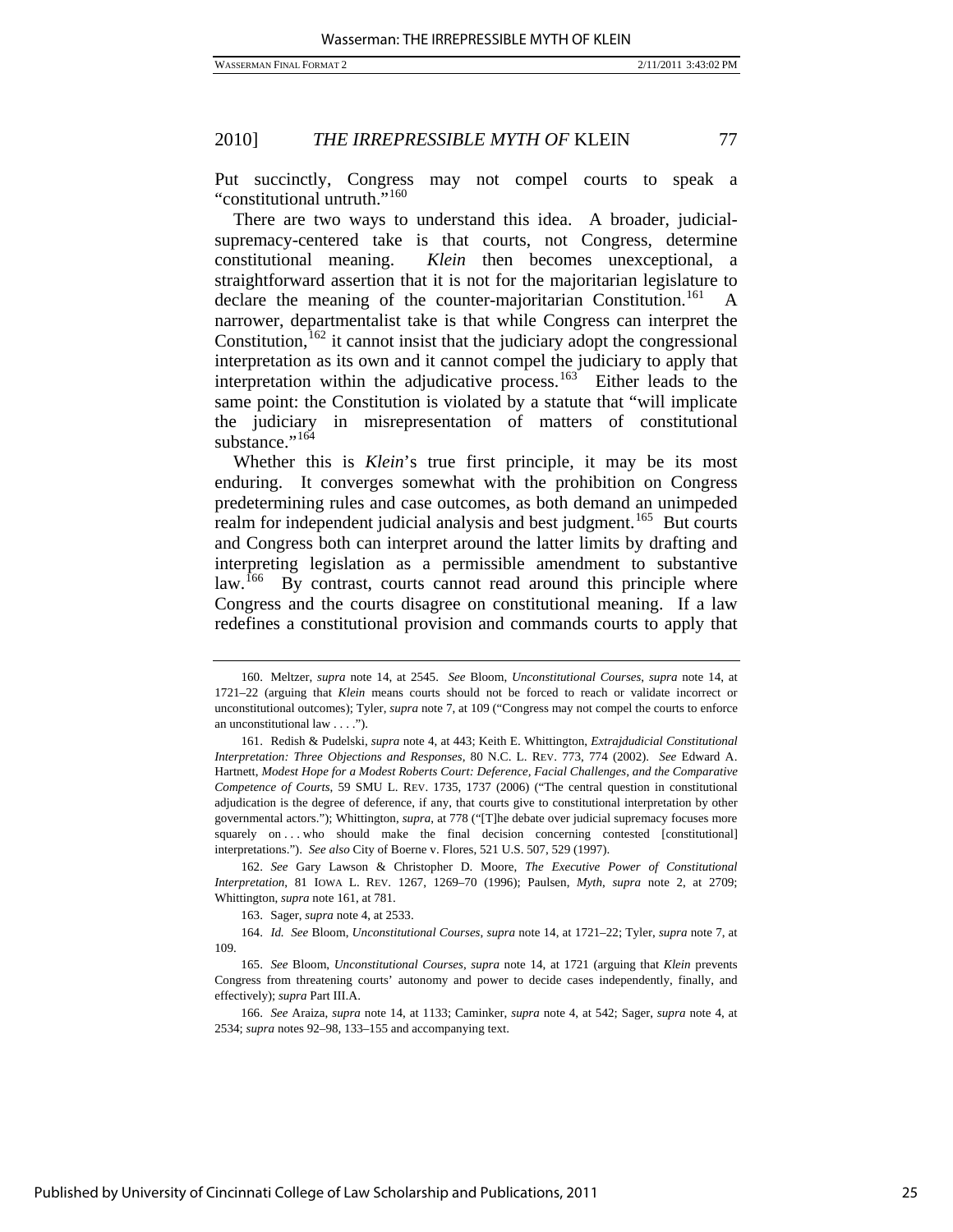Put succinctly, Congress may not compel courts to speak a "constitutional untruth."[160]

There are two ways to understand this idea. A broader, judicial-supremacy-centered take is that courts, not Congress, determine constitutional meaning. *Klein* then becomes unexceptional, a straightforward assertion that it is not for the majoritarian legislature to declare the meaning of the counter-majoritarian Constitution.[161] A narrower, departmentalist take is that while Congress can interpret the Constitution,[162] it cannot insist that the judiciary adopt the congressional interpretation as its own and it cannot compel the judiciary to apply that interpretation within the adjudicative process.[163] Either leads to the same point: the Constitution is violated by a statute that "will implicate the judiciary in misrepresentation of matters of constitutional substance."[164]

Whether this is *Klein*'s true first principle, it may be its most enduring. It converges somewhat with the prohibition on Congress predetermining rules and case outcomes, as both demand an unimpeded realm for independent judicial analysis and best judgment.[165] But courts and Congress both can interpret around the latter limits by drafting and interpreting legislation as a permissible amendment to substantive law.[166] By contrast, courts cannot read around this principle where Congress and the courts disagree on constitutional meaning. If a law redefines a constitutional provision and commands courts to apply that

---

160. Meltzer, *supra* note 14, at 2545. *See* Bloom, *Unconstitutional Courses*, *supra* note 14, at 1721–22 (arguing that *Klein* means courts should not be forced to reach or validate incorrect or unconstitutional outcomes); Tyler, *supra* note 7, at 109 ("Congress may not compel the courts to enforce an unconstitutional law . . . .").

161. Redish & Pudelski, *supra* note 4, at 443; Keith E. Whittington, *Extrajudicial Constitutional Interpretation: Three Objections and Responses*, 80 N.C. L. REV. 773, 774 (2002). *See* Edward A. Hartnett, *Modest Hope for a Modest Roberts Court: Deference, Facial Challenges, and the Comparative Competence of Courts*, 59 SMU L. REV. 1735, 1737 (2006) ("The central question in constitutional adjudication is the degree of deference, if any, that courts give to constitutional interpretation by other governmental actors."); Whittington, *supra*, at 778 ("[T]he debate over judicial supremacy focuses more squarely on . . . who should make the final decision concerning contested [constitutional] interpretations."). *See also* City of Boerne v. Flores, 521 U.S. 507, 529 (1997).

162. *See* Gary Lawson & Christopher D. Moore, *The Executive Power of Constitutional Interpretation*, 81 IOWA L. REV. 1267, 1269–70 (1996); Paulsen, *Myth*, *supra* note 2, at 2709; Whittington, *supra* note 161, at 781.

163. Sager, *supra* note 4, at 2533.

164. *Id. See* Bloom, *Unconstitutional Courses*, *supra* note 14, at 1721–22; Tyler, *supra* note 7, at 109.

165. *See* Bloom, *Unconstitutional Courses*, *supra* note 14, at 1721 (arguing that *Klein* prevents Congress from threatening courts' autonomy and power to decide cases independently, finally, and effectively); *supra* Part III.A.

166. *See* Araiza, *supra* note 14, at 1133; Caminker, *supra* note 4, at 542; Sager, *supra* note 4, at 2534; *supra* notes 92–98, 133–155 and accompanying text.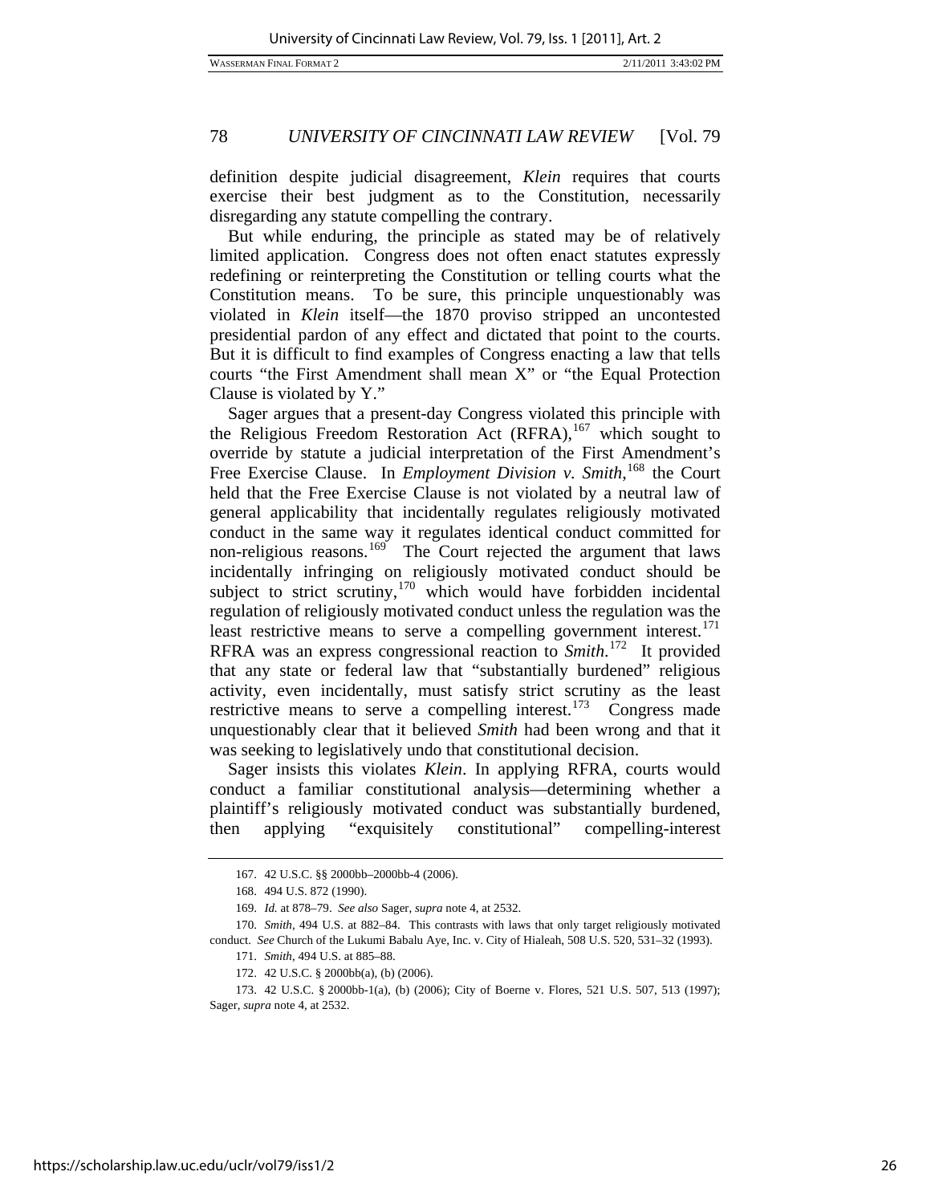definition despite judicial disagreement, *Klein* requires that courts exercise their best judgment as to the Constitution, necessarily disregarding any statute compelling the contrary.

But while enduring, the principle as stated may be of relatively limited application. Congress does not often enact statutes expressly redefining or reinterpreting the Constitution or telling courts what the Constitution means. To be sure, this principle unquestionably was violated in *Klein* itself—the 1870 proviso stripped an uncontested presidential pardon of any effect and dictated that point to the courts. But it is difficult to find examples of Congress enacting a law that tells courts "the First Amendment shall mean X" or "the Equal Protection Clause is violated by Y."

Sager argues that a present-day Congress violated this principle with the Religious Freedom Restoration Act (RFRA),[167] which sought to override by statute a judicial interpretation of the First Amendment's Free Exercise Clause. In *Employment Division v. Smith*,[168] the Court held that the Free Exercise Clause is not violated by a neutral law of general applicability that incidentally regulates religiously motivated conduct in the same way it regulates identical conduct committed for non-religious reasons.[169] The Court rejected the argument that laws incidentally infringing on religiously motivated conduct should be subject to strict scrutiny,[170] which would have forbidden incidental regulation of religiously motivated conduct unless the regulation was the least restrictive means to serve a compelling government interest.[171] RFRA was an express congressional reaction to *Smith*.[172] It provided that any state or federal law that "substantially burdened" religious activity, even incidentally, must satisfy strict scrutiny as the least restrictive means to serve a compelling interest.[173] Congress made unquestionably clear that it believed *Smith* had been wrong and that it was seeking to legislatively undo that constitutional decision.

Sager insists this violates *Klein*. In applying RFRA, courts would conduct a familiar constitutional analysis—determining whether a plaintiff's religiously motivated conduct was substantially burdened, then applying "exquisitely constitutional" compelling-interest

---

167. 42 U.S.C. §§ 2000bb–2000bb-4 (2006).

168. 494 U.S. 872 (1990).

169. *Id.* at 878–79. *See also* Sager, *supra* note 4, at 2532.

170. *Smith*, 494 U.S. at 882–84. This contrasts with laws that only target religiously motivated conduct. *See* Church of the Lukumi Babalu Aye, Inc. v. City of Hialeah, 508 U.S. 520, 531–32 (1993).

171. *Smith*, 494 U.S. at 885–88.

172. 42 U.S.C. § 2000bb(a), (b) (2006).

173. 42 U.S.C. § 2000bb-1(a), (b) (2006); City of Boerne v. Flores, 521 U.S. 507, 513 (1997); Sager, *supra* note 4, at 2532.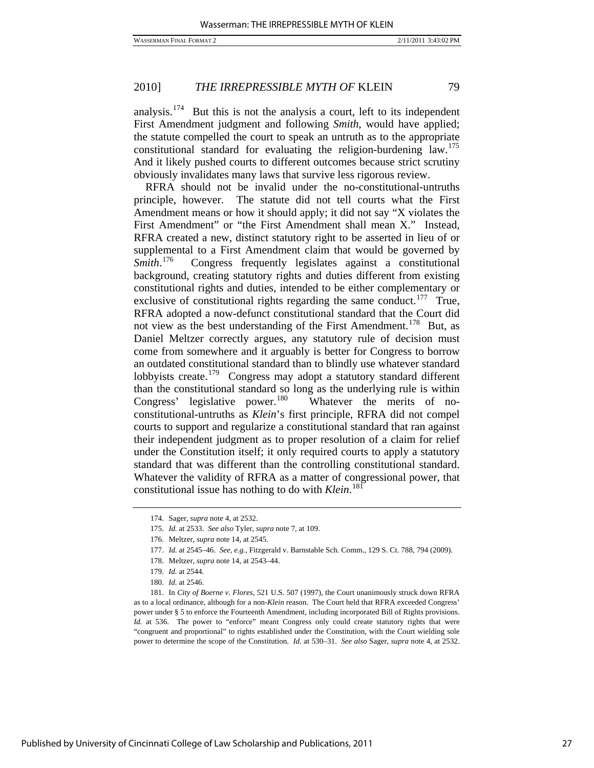analysis.[174] But this is not the analysis a court, left to its independent First Amendment judgment and following *Smith*, would have applied; the statute compelled the court to speak an untruth as to the appropriate constitutional standard for evaluating the religion-burdening law.[175] And it likely pushed courts to different outcomes because strict scrutiny obviously invalidates many laws that survive less rigorous review.

RFRA should not be invalid under the no-constitutional-untruths principle, however. The statute did not tell courts what the First Amendment means or how it should apply; it did not say "X violates the First Amendment" or "the First Amendment shall mean X." Instead, RFRA created a new, distinct statutory right to be asserted in lieu of or supplemental to a First Amendment claim that would be governed by *Smith*.[176] Congress frequently legislates against a constitutional background, creating statutory rights and duties different from existing constitutional rights and duties, intended to be either complementary or exclusive of constitutional rights regarding the same conduct.[177] True, RFRA adopted a now-defunct constitutional standard that the Court did not view as the best understanding of the First Amendment.[178] But, as Daniel Meltzer correctly argues, any statutory rule of decision must come from somewhere and it arguably is better for Congress to borrow an outdated constitutional standard than to blindly use whatever standard lobbyists create.[179] Congress may adopt a statutory standard different than the constitutional standard so long as the underlying rule is within Congress' legislative power.[180] Whatever the merits of no-constitutional-untruths as *Klein*'s first principle, RFRA did not compel courts to support and regularize a constitutional standard that ran against their independent judgment as to proper resolution of a claim for relief under the Constitution itself; it only required courts to apply a statutory standard that was different than the controlling constitutional standard. Whatever the validity of RFRA as a matter of congressional power, that constitutional issue has nothing to do with *Klein*.[181]

---

174. Sager, *supra* note 4, at 2532.

175. *Id.* at 2533. *See also* Tyler, *supra* note 7, at 109.

176. Meltzer, *supra* note 14, at 2545.

177. *Id.* at 2545–46. *See, e.g.*, Fitzgerald v. Barnstable Sch. Comm., 129 S. Ct. 788, 794 (2009).

178. Meltzer, *supra* note 14, at 2543–44.

179. *Id.* at 2544.

180. *Id.* at 2546.

181. In *City of Boerne v. Flores*, 521 U.S. 507 (1997), the Court unanimously struck down RFRA as to a local ordinance, although for a non-*Klein* reason. The Court held that RFRA exceeded Congress' power under § 5 to enforce the Fourteenth Amendment, including incorporated Bill of Rights provisions. *Id.* at 536. The power to "enforce" meant Congress only could create statutory rights that were "congruent and proportional" to rights established under the Constitution, with the Court wielding sole power to determine the scope of the Constitution. *Id.* at 530–31. *See also* Sager, *supra* note 4, at 2532.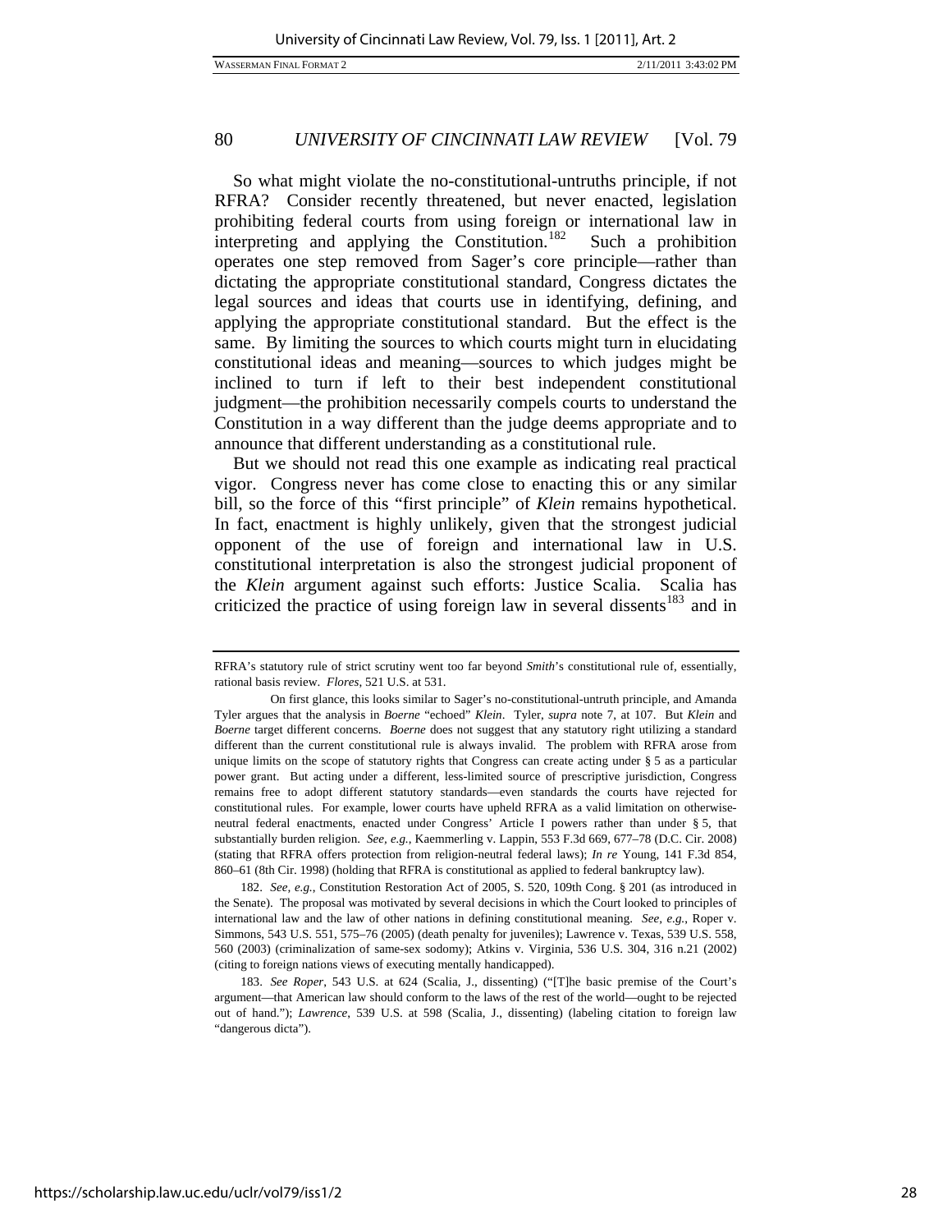So what might violate the no-constitutional-untruths principle, if not RFRA? Consider recently threatened, but never enacted, legislation prohibiting federal courts from using foreign or international law in interpreting and applying the Constitution.[182] Such a prohibition operates one step removed from Sager's core principle—rather than dictating the appropriate constitutional standard, Congress dictates the legal sources and ideas that courts use in identifying, defining, and applying the appropriate constitutional standard. But the effect is the same. By limiting the sources to which courts might turn in elucidating constitutional ideas and meaning—sources to which judges might be inclined to turn if left to their best independent constitutional judgment—the prohibition necessarily compels courts to understand the Constitution in a way different than the judge deems appropriate and to announce that different understanding as a constitutional rule.

But we should not read this one example as indicating real practical vigor. Congress never has come close to enacting this or any similar bill, so the force of this "first principle" of *Klein* remains hypothetical. In fact, enactment is highly unlikely, given that the strongest judicial opponent of the use of foreign and international law in U.S. constitutional interpretation is also the strongest judicial proponent of the *Klein* argument against such efforts: Justice Scalia. Scalia has criticized the practice of using foreign law in several dissents[183] and in

---

RFRA's statutory rule of strict scrutiny went too far beyond *Smith*'s constitutional rule of, essentially, rational basis review. *Flores*, 521 U.S. at 531.

On first glance, this looks similar to Sager's no-constitutional-untruth principle, and Amanda Tyler argues that the analysis in *Boerne* "echoed" *Klein*. Tyler, *supra* note 7, at 107. But *Klein* and *Boerne* target different concerns. *Boerne* does not suggest that any statutory right utilizing a standard different than the current constitutional rule is always invalid. The problem with RFRA arose from unique limits on the scope of statutory rights that Congress can create acting under § 5 as a particular power grant. But acting under a different, less-limited source of prescriptive jurisdiction, Congress remains free to adopt different statutory standards—even standards the courts have rejected for constitutional rules. For example, lower courts have upheld RFRA as a valid limitation on otherwise-neutral federal enactments, enacted under Congress' Article I powers rather than under § 5, that substantially burden religion. *See, e.g.*, Kaemmerling v. Lappin, 553 F.3d 669, 677–78 (D.C. Cir. 2008) (stating that RFRA offers protection from religion-neutral federal laws); *In re* Young, 141 F.3d 854, 860–61 (8th Cir. 1998) (holding that RFRA is constitutional as applied to federal bankruptcy law).

182. *See, e.g.*, Constitution Restoration Act of 2005, S. 520, 109th Cong. § 201 (as introduced in the Senate). The proposal was motivated by several decisions in which the Court looked to principles of international law and the law of other nations in defining constitutional meaning. *See, e.g.*, Roper v. Simmons, 543 U.S. 551, 575–76 (2005) (death penalty for juveniles); Lawrence v. Texas, 539 U.S. 558, 560 (2003) (criminalization of same-sex sodomy); Atkins v. Virginia, 536 U.S. 304, 316 n.21 (2002) (citing to foreign nations views of executing mentally handicapped).

183. *See Roper*, 543 U.S. at 624 (Scalia, J., dissenting) ("[T]he basic premise of the Court's argument—that American law should conform to the laws of the rest of the world—ought to be rejected out of hand."); *Lawrence*, 539 U.S. at 598 (Scalia, J., dissenting) (labeling citation to foreign law "dangerous dicta").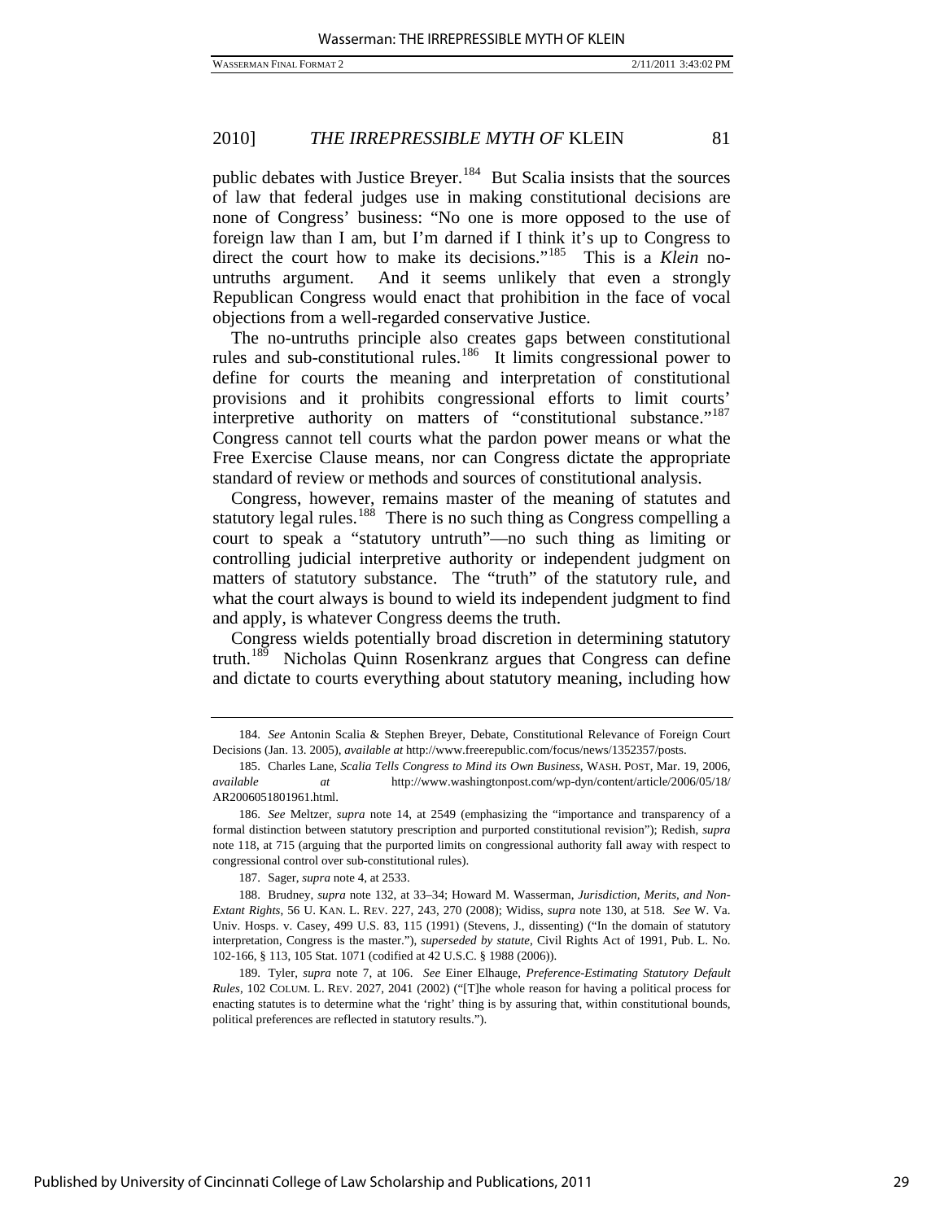public debates with Justice Breyer.[184] But Scalia insists that the sources of law that federal judges use in making constitutional decisions are none of Congress' business: "No one is more opposed to the use of foreign law than I am, but I'm darned if I think it's up to Congress to direct the court how to make its decisions."[185] This is a *Klein* no-untruths argument. And it seems unlikely that even a strongly Republican Congress would enact that prohibition in the face of vocal objections from a well-regarded conservative Justice.

The no-untruths principle also creates gaps between constitutional rules and sub-constitutional rules.[186] It limits congressional power to define for courts the meaning and interpretation of constitutional provisions and it prohibits congressional efforts to limit courts' interpretive authority on matters of "constitutional substance."[187] Congress cannot tell courts what the pardon power means or what the Free Exercise Clause means, nor can Congress dictate the appropriate standard of review or methods and sources of constitutional analysis.

Congress, however, remains master of the meaning of statutes and statutory legal rules.[188] There is no such thing as Congress compelling a court to speak a "statutory untruth"—no such thing as limiting or controlling judicial interpretive authority or independent judgment on matters of statutory substance. The "truth" of the statutory rule, and what the court always is bound to wield its independent judgment to find and apply, is whatever Congress deems the truth.

Congress wields potentially broad discretion in determining statutory truth.[189] Nicholas Quinn Rosenkranz argues that Congress can define and dictate to courts everything about statutory meaning, including how

---

184. *See* Antonin Scalia & Stephen Breyer, Debate, Constitutional Relevance of Foreign Court Decisions (Jan. 13. 2005), *available at* http://www.freerepublic.com/focus/news/1352357/posts.

185. Charles Lane, *Scalia Tells Congress to Mind its Own Business*, WASH. POST, Mar. 19, 2006, *available at* http://www.washingtonpost.com/wp-dyn/content/article/2006/05/18/AR2006051801961.html.

186. *See* Meltzer, *supra* note 14, at 2549 (emphasizing the "importance and transparency of a formal distinction between statutory prescription and purported constitutional revision"); Redish, *supra* note 118, at 715 (arguing that the purported limits on congressional authority fall away with respect to congressional control over sub-constitutional rules).

187. Sager, *supra* note 4, at 2533.

188. Brudney, *supra* note 132, at 33–34; Howard M. Wasserman, *Jurisdiction, Merits, and Non-Extant Rights*, 56 U. KAN. L. REV. 227, 243, 270 (2008); Widiss, *supra* note 130, at 518. *See* W. Va. Univ. Hosps. v. Casey, 499 U.S. 83, 115 (1991) (Stevens, J., dissenting) ("In the domain of statutory interpretation, Congress is the master."), *superseded by statute*, Civil Rights Act of 1991, Pub. L. No. 102-166, § 113, 105 Stat. 1071 (codified at 42 U.S.C. § 1988 (2006)).

189. Tyler, *supra* note 7, at 106. *See* Einer Elhauge, *Preference-Estimating Statutory Default Rules*, 102 COLUM. L. REV. 2027, 2041 (2002) ("[T]he whole reason for having a political process for enacting statutes is to determine what the 'right' thing is by assuring that, within constitutional bounds, political preferences are reflected in statutory results.").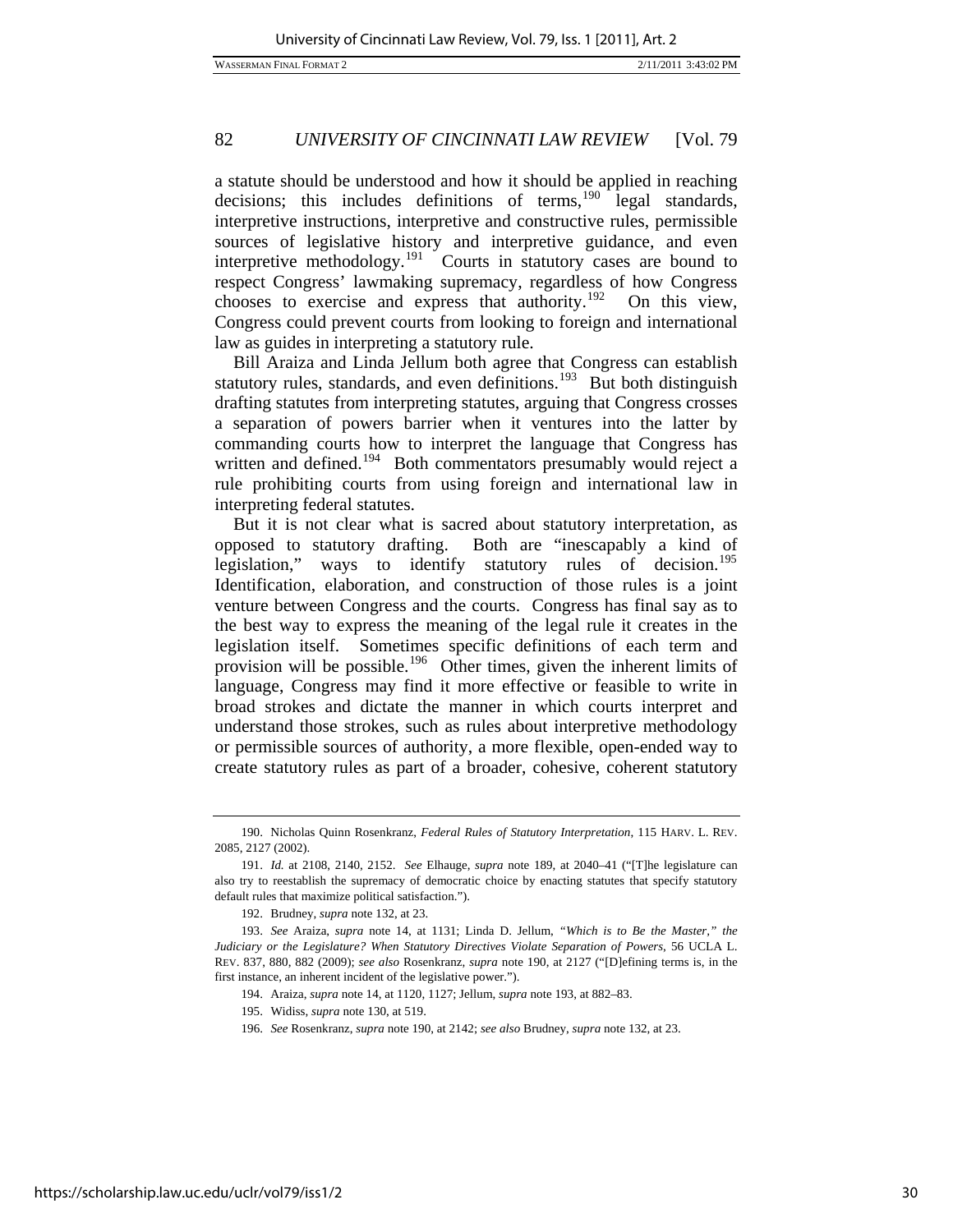a statute should be understood and how it should be applied in reaching decisions; this includes definitions of terms,[190] legal standards, interpretive instructions, interpretive and constructive rules, permissible sources of legislative history and interpretive guidance, and even interpretive methodology.[191] Courts in statutory cases are bound to respect Congress' lawmaking supremacy, regardless of how Congress chooses to exercise and express that authority.[192] On this view, Congress could prevent courts from looking to foreign and international law as guides in interpreting a statutory rule.

Bill Araiza and Linda Jellum both agree that Congress can establish statutory rules, standards, and even definitions.[193] But both distinguish drafting statutes from interpreting statutes, arguing that Congress crosses a separation of powers barrier when it ventures into the latter by commanding courts how to interpret the language that Congress has written and defined.[194] Both commentators presumably would reject a rule prohibiting courts from using foreign and international law in interpreting federal statutes.

But it is not clear what is sacred about statutory interpretation, as opposed to statutory drafting. Both are "inescapably a kind of legislation," ways to identify statutory rules of decision.[195] Identification, elaboration, and construction of those rules is a joint venture between Congress and the courts. Congress has final say as to the best way to express the meaning of the legal rule it creates in the legislation itself. Sometimes specific definitions of each term and provision will be possible.[196] Other times, given the inherent limits of language, Congress may find it more effective or feasible to write in broad strokes and dictate the manner in which courts interpret and understand those strokes, such as rules about interpretive methodology or permissible sources of authority, a more flexible, open-ended way to create statutory rules as part of a broader, cohesive, coherent statutory

---

190. Nicholas Quinn Rosenkranz, *Federal Rules of Statutory Interpretation*, 115 HARV. L. REV. 2085, 2127 (2002).

191. *Id.* at 2108, 2140, 2152. *See* Elhauge, *supra* note 189, at 2040–41 ("[T]he legislature can also try to reestablish the supremacy of democratic choice by enacting statutes that specify statutory default rules that maximize political satisfaction.").

192. Brudney, *supra* note 132, at 23.

193. *See* Araiza, *supra* note 14, at 1131; Linda D. Jellum, *"Which is to Be the Master," the Judiciary or the Legislature? When Statutory Directives Violate Separation of Powers*, 56 UCLA L. REV. 837, 880, 882 (2009); *see also* Rosenkranz, *supra* note 190, at 2127 ("[D]efining terms is, in the first instance, an inherent incident of the legislative power.").

194. Araiza, *supra* note 14, at 1120, 1127; Jellum, *supra* note 193, at 882–83.

195. Widiss, *supra* note 130, at 519.

196. *See* Rosenkranz, *supra* note 190, at 2142; *see also* Brudney, *supra* note 132, at 23.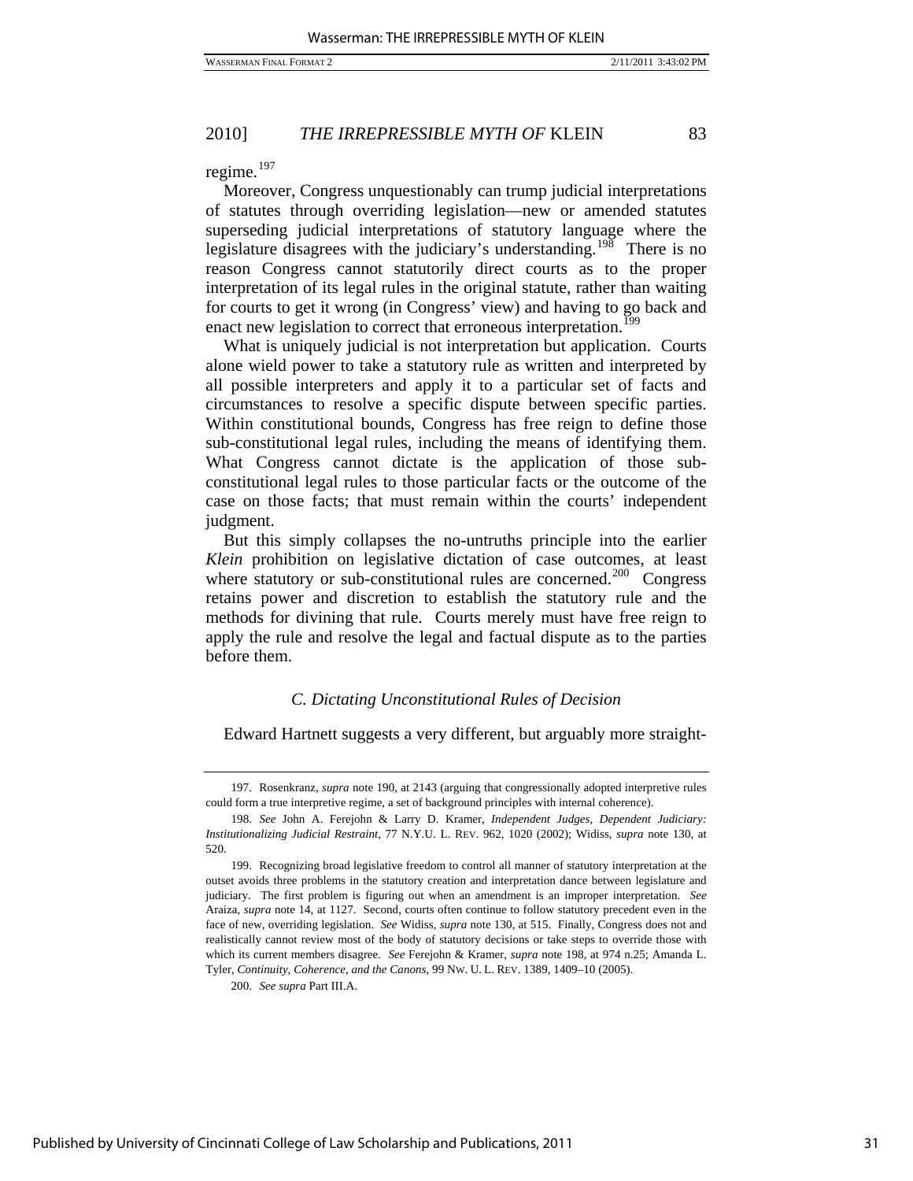regime.[197]

Moreover, Congress unquestionably can trump judicial interpretations of statutes through overriding legislation—new or amended statutes superseding judicial interpretations of statutory language where the legislature disagrees with the judiciary's understanding.[198] There is no reason Congress cannot statutorily direct courts as to the proper interpretation of its legal rules in the original statute, rather than waiting for courts to get it wrong (in Congress' view) and having to go back and enact new legislation to correct that erroneous interpretation.[199]

What is uniquely judicial is not interpretation but application. Courts alone wield power to take a statutory rule as written and interpreted by all possible interpreters and apply it to a particular set of facts and circumstances to resolve a specific dispute between specific parties. Within constitutional bounds, Congress has free reign to define those sub-constitutional legal rules, including the means of identifying them. What Congress cannot dictate is the application of those sub-constitutional legal rules to those particular facts or the outcome of the case on those facts; that must remain within the courts' independent judgment.

But this simply collapses the no-untruths principle into the earlier *Klein* prohibition on legislative dictation of case outcomes, at least where statutory or sub-constitutional rules are concerned.[200] Congress retains power and discretion to establish the statutory rule and the methods for divining that rule. Courts merely must have free reign to apply the rule and resolve the legal and factual dispute as to the parties before them.

### *C. Dictating Unconstitutional Rules of Decision*

Edward Hartnett suggests a very different, but arguably more straight-

---

197. Rosenkranz, *supra* note 190, at 2143 (arguing that congressionally adopted interpretive rules could form a true interpretive regime, a set of background principles with internal coherence).

198. *See* John A. Ferejohn & Larry D. Kramer, *Independent Judges, Dependent Judiciary: Institutionalizing Judicial Restraint*, 77 N.Y.U. L. REV. 962, 1020 (2002); Widiss, *supra* note 130, at 520.

199. Recognizing broad legislative freedom to control all manner of statutory interpretation at the outset avoids three problems in the statutory creation and interpretation dance between legislature and judiciary. The first problem is figuring out when an amendment is an improper interpretation. *See* Araiza, *supra* note 14, at 1127. Second, courts often continue to follow statutory precedent even in the face of new, overriding legislation. *See* Widiss, *supra* note 130, at 515. Finally, Congress does not and realistically cannot review most of the body of statutory decisions or take steps to override those with which its current members disagree. *See* Ferejohn & Kramer, *supra* note 198, at 974 n.25; Amanda L. Tyler, *Continuity, Coherence, and the Canons*, 99 NW. U. L. REV. 1389, 1409–10 (2005).

200. *See supra* Part III.A.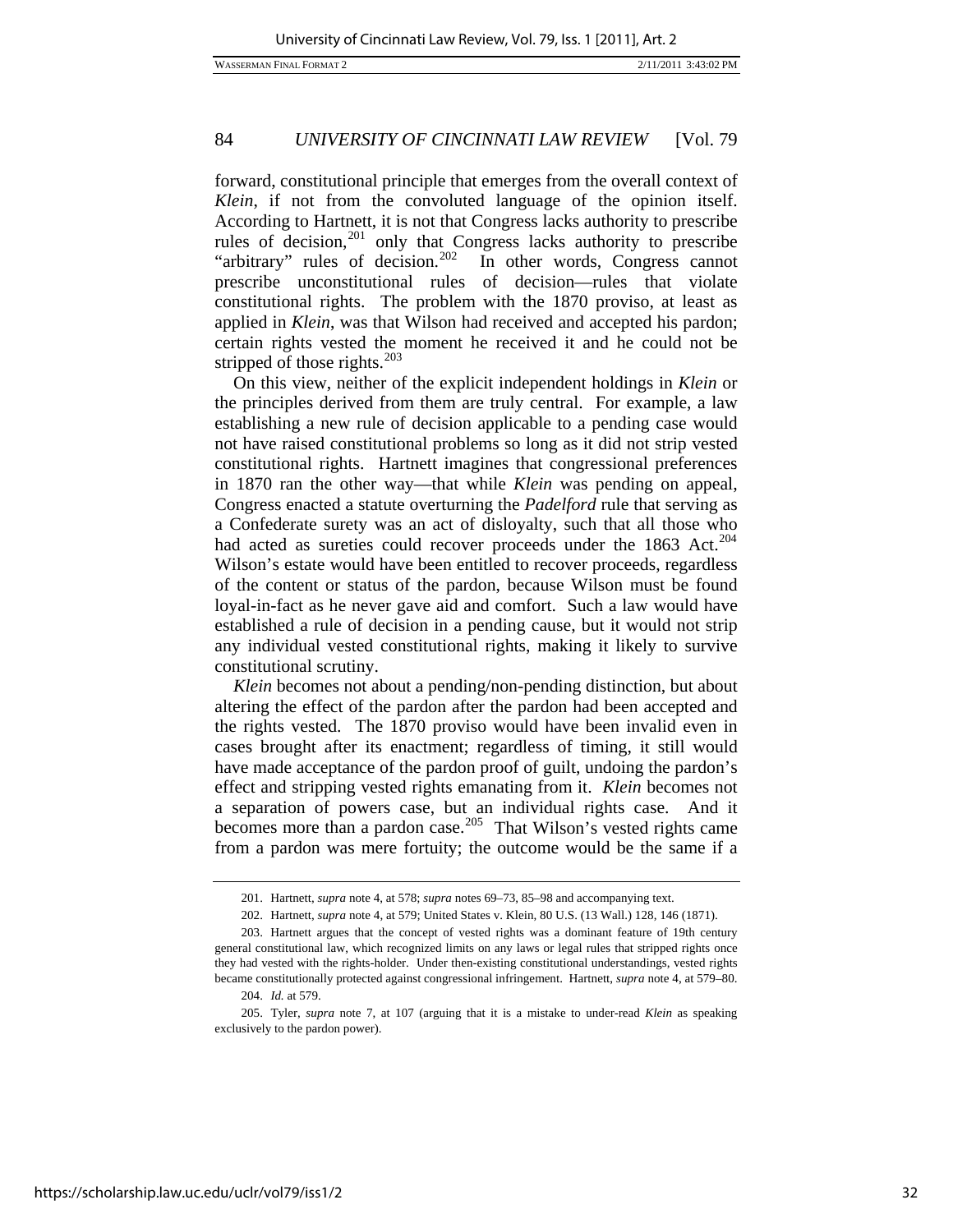forward, constitutional principle that emerges from the overall context of *Klein*, if not from the convoluted language of the opinion itself. According to Hartnett, it is not that Congress lacks authority to prescribe rules of decision,[201] only that Congress lacks authority to prescribe "arbitrary" rules of decision.[202] In other words, Congress cannot prescribe unconstitutional rules of decision—rules that violate constitutional rights. The problem with the 1870 proviso, at least as applied in *Klein*, was that Wilson had received and accepted his pardon; certain rights vested the moment he received it and he could not be stripped of those rights.[203]

On this view, neither of the explicit independent holdings in *Klein* or the principles derived from them are truly central. For example, a law establishing a new rule of decision applicable to a pending case would not have raised constitutional problems so long as it did not strip vested constitutional rights. Hartnett imagines that congressional preferences in 1870 ran the other way—that while *Klein* was pending on appeal, Congress enacted a statute overturning the *Padelford* rule that serving as a Confederate surety was an act of disloyalty, such that all those who had acted as sureties could recover proceeds under the 1863 Act.[204] Wilson's estate would have been entitled to recover proceeds, regardless of the content or status of the pardon, because Wilson must be found loyal-in-fact as he never gave aid and comfort. Such a law would have established a rule of decision in a pending cause, but it would not strip any individual vested constitutional rights, making it likely to survive constitutional scrutiny.

*Klein* becomes not about a pending/non-pending distinction, but about altering the effect of the pardon after the pardon had been accepted and the rights vested. The 1870 proviso would have been invalid even in cases brought after its enactment; regardless of timing, it still would have made acceptance of the pardon proof of guilt, undoing the pardon's effect and stripping vested rights emanating from it. *Klein* becomes not a separation of powers case, but an individual rights case. And it becomes more than a pardon case.[205] That Wilson's vested rights came from a pardon was mere fortuity; the outcome would be the same if a

---

201. Hartnett, *supra* note 4, at 578; *supra* notes 69–73, 85–98 and accompanying text.

202. Hartnett, *supra* note 4, at 579; United States v. Klein, 80 U.S. (13 Wall.) 128, 146 (1871).

203. Hartnett argues that the concept of vested rights was a dominant feature of 19th century general constitutional law, which recognized limits on any laws or legal rules that stripped rights once they had vested with the rights-holder. Under then-existing constitutional understandings, vested rights became constitutionally protected against congressional infringement. Hartnett, *supra* note 4, at 579–80.

204. *Id.* at 579.

205. Tyler, *supra* note 7, at 107 (arguing that it is a mistake to under-read *Klein* as speaking exclusively to the pardon power).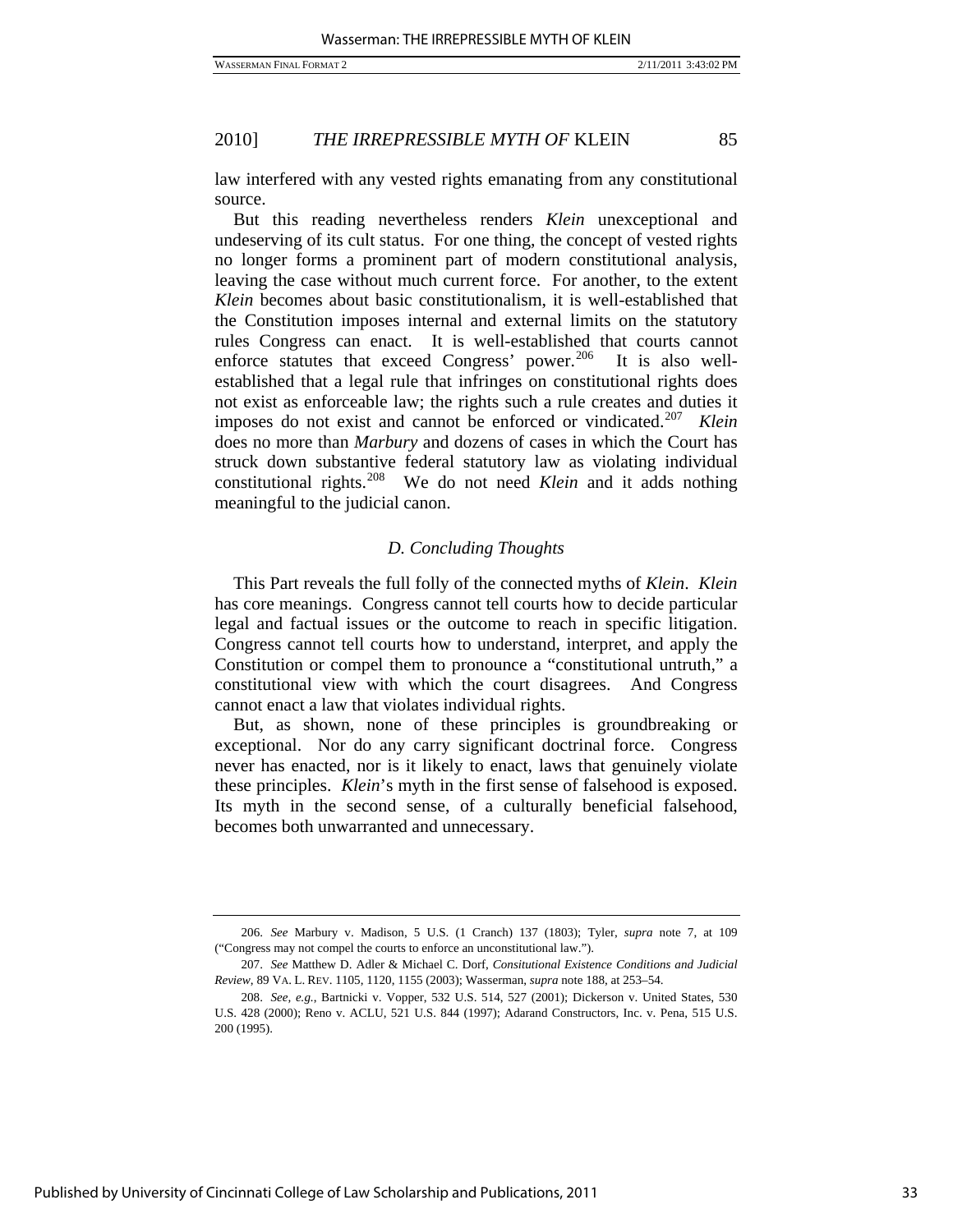law interfered with any vested rights emanating from any constitutional source.

But this reading nevertheless renders *Klein* unexceptional and undeserving of its cult status. For one thing, the concept of vested rights no longer forms a prominent part of modern constitutional analysis, leaving the case without much current force. For another, to the extent *Klein* becomes about basic constitutionalism, it is well-established that the Constitution imposes internal and external limits on the statutory rules Congress can enact. It is well-established that courts cannot enforce statutes that exceed Congress' power.[206] It is also well-established that a legal rule that infringes on constitutional rights does not exist as enforceable law; the rights such a rule creates and duties it imposes do not exist and cannot be enforced or vindicated.[207] *Klein* does no more than *Marbury* and dozens of cases in which the Court has struck down substantive federal statutory law as violating individual constitutional rights.[208] We do not need *Klein* and it adds nothing meaningful to the judicial canon.

### *D. Concluding Thoughts*

This Part reveals the full folly of the connected myths of *Klein*. *Klein* has core meanings. Congress cannot tell courts how to decide particular legal and factual issues or the outcome to reach in specific litigation. Congress cannot tell courts how to understand, interpret, and apply the Constitution or compel them to pronounce a "constitutional untruth," a constitutional view with which the court disagrees. And Congress cannot enact a law that violates individual rights.

But, as shown, none of these principles is groundbreaking or exceptional. Nor do any carry significant doctrinal force. Congress never has enacted, nor is it likely to enact, laws that genuinely violate these principles. *Klein*'s myth in the first sense of falsehood is exposed. Its myth in the second sense, of a culturally beneficial falsehood, becomes both unwarranted and unnecessary.

---

206. *See* Marbury v. Madison, 5 U.S. (1 Cranch) 137 (1803); Tyler, *supra* note 7, at 109 ("Congress may not compel the courts to enforce an unconstitutional law.").

207. *See* Matthew D. Adler & Michael C. Dorf, *Consitutional Existence Conditions and Judicial Review*, 89 VA. L. REV. 1105, 1120, 1155 (2003); Wasserman, *supra* note 188, at 253–54.

208. *See, e.g.*, Bartnicki v. Vopper, 532 U.S. 514, 527 (2001); Dickerson v. United States, 530 U.S. 428 (2000); Reno v. ACLU, 521 U.S. 844 (1997); Adarand Constructors, Inc. v. Pena, 515 U.S. 200 (1995).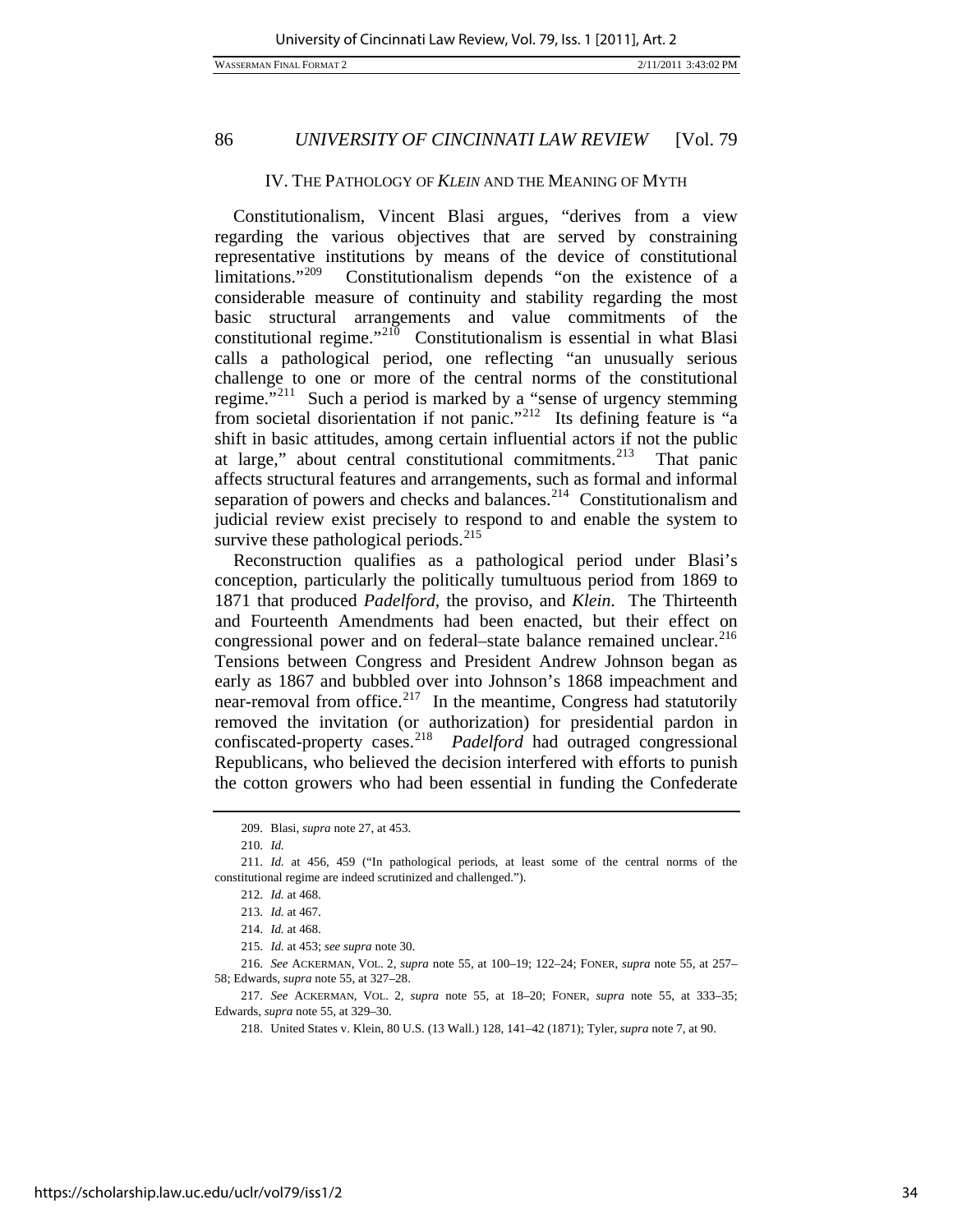## IV. THE PATHOLOGY OF *KLEIN* AND THE MEANING OF MYTH

Constitutionalism, Vincent Blasi argues, "derives from a view regarding the various objectives that are served by constraining representative institutions by means of the device of constitutional limitations."[209] Constitutionalism depends "on the existence of a considerable measure of continuity and stability regarding the most basic structural arrangements and value commitments of the constitutional regime."[210] Constitutionalism is essential in what Blasi calls a pathological period, one reflecting "an unusually serious challenge to one or more of the central norms of the constitutional regime."[211] Such a period is marked by a "sense of urgency stemming from societal disorientation if not panic."[212] Its defining feature is "a shift in basic attitudes, among certain influential actors if not the public at large," about central constitutional commitments.[213] That panic affects structural features and arrangements, such as formal and informal separation of powers and checks and balances.[214] Constitutionalism and judicial review exist precisely to respond to and enable the system to survive these pathological periods.[215]

Reconstruction qualifies as a pathological period under Blasi's conception, particularly the politically tumultuous period from 1869 to 1871 that produced *Padelford*, the proviso, and *Klein*. The Thirteenth and Fourteenth Amendments had been enacted, but their effect on congressional power and on federal–state balance remained unclear.[216] Tensions between Congress and President Andrew Johnson began as early as 1867 and bubbled over into Johnson's 1868 impeachment and near-removal from office.[217] In the meantime, Congress had statutorily removed the invitation (or authorization) for presidential pardon in confiscated-property cases.[218] *Padelford* had outraged congressional Republicans, who believed the decision interfered with efforts to punish the cotton growers who had been essential in funding the Confederate

---

209. Blasi, *supra* note 27, at 453.

210. *Id.*

211. *Id.* at 456, 459 ("In pathological periods, at least some of the central norms of the constitutional regime are indeed scrutinized and challenged.").

212. *Id.* at 468.

213. *Id.* at 467.

214. *Id.* at 468.

215. *Id.* at 453; *see supra* note 30.

216. *See* ACKERMAN, VOL. 2, *supra* note 55, at 100–19; 122–24; FONER, *supra* note 55, at 257–58; Edwards, *supra* note 55, at 327–28.

217. *See* ACKERMAN, VOL. 2, *supra* note 55, at 18–20; FONER, *supra* note 55, at 333–35; Edwards, *supra* note 55, at 329–30.

218. United States v. Klein, 80 U.S. (13 Wall.) 128, 141–42 (1871); Tyler, *supra* note 7, at 90.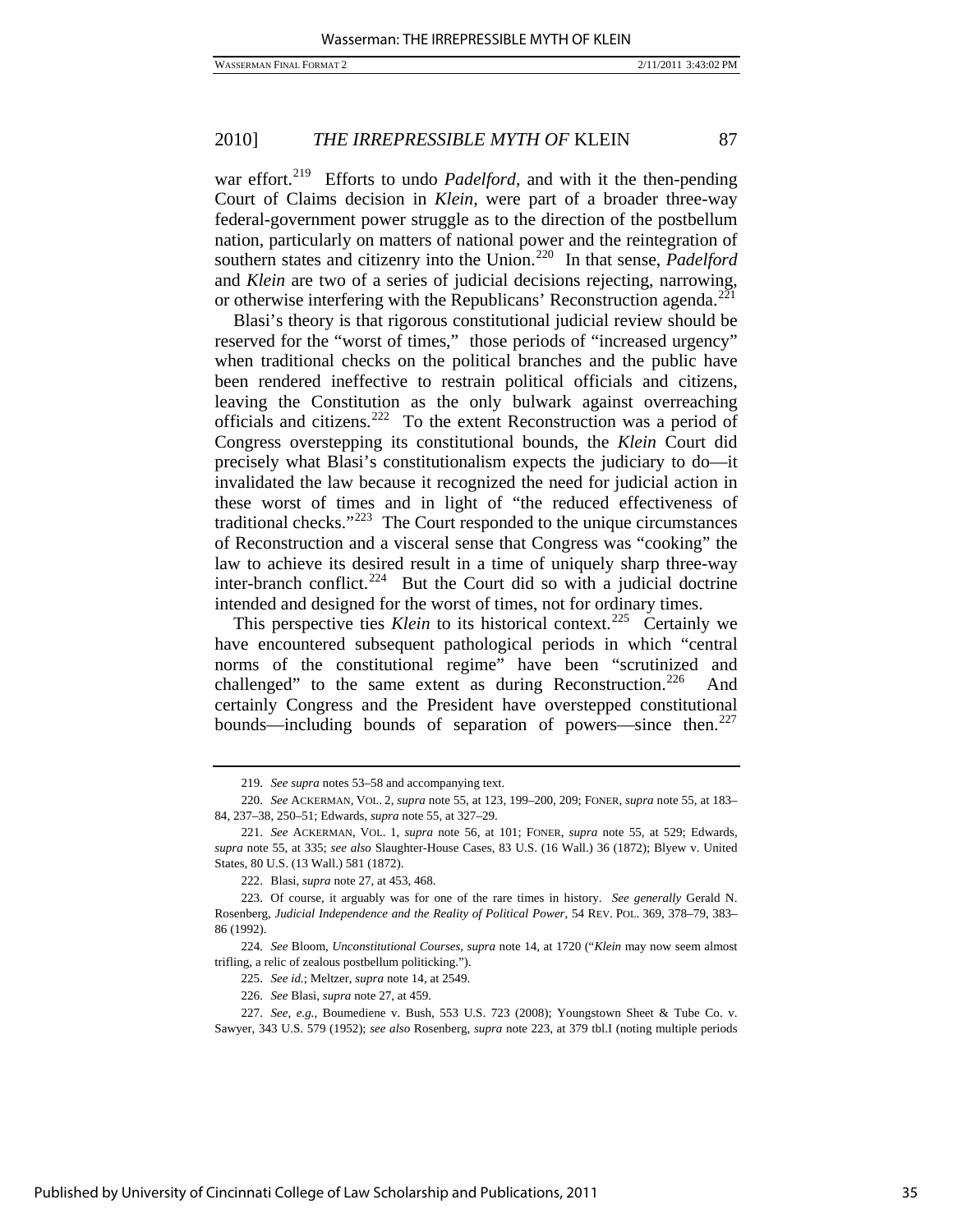war effort.[219] Efforts to undo *Padelford*, and with it the then-pending Court of Claims decision in *Klein*, were part of a broader three-way federal-government power struggle as to the direction of the postbellum nation, particularly on matters of national power and the reintegration of southern states and citizenry into the Union.[220] In that sense, *Padelford* and *Klein* are two of a series of judicial decisions rejecting, narrowing, or otherwise interfering with the Republicans' Reconstruction agenda.[221]

Blasi's theory is that rigorous constitutional judicial review should be reserved for the "worst of times," those periods of "increased urgency" when traditional checks on the political branches and the public have been rendered ineffective to restrain political officials and citizens, leaving the Constitution as the only bulwark against overreaching officials and citizens.[222] To the extent Reconstruction was a period of Congress overstepping its constitutional bounds, the *Klein* Court did precisely what Blasi's constitutionalism expects the judiciary to do—it invalidated the law because it recognized the need for judicial action in these worst of times and in light of "the reduced effectiveness of traditional checks."[223] The Court responded to the unique circumstances of Reconstruction and a visceral sense that Congress was "cooking" the law to achieve its desired result in a time of uniquely sharp three-way inter-branch conflict.[224] But the Court did so with a judicial doctrine intended and designed for the worst of times, not for ordinary times.

This perspective ties *Klein* to its historical context.[225] Certainly we have encountered subsequent pathological periods in which "central norms of the constitutional regime" have been "scrutinized and challenged" to the same extent as during Reconstruction.[226] And certainly Congress and the President have overstepped constitutional bounds—including bounds of separation of powers—since then.[227]

---

219. *See supra* notes 53–58 and accompanying text.

220. *See* ACKERMAN, VOL. 2, *supra* note 55, at 123, 199–200, 209; FONER, *supra* note 55, at 183–84, 237–38, 250–51; Edwards, *supra* note 55, at 327–29.

221. *See* ACKERMAN, VOL. 1, *supra* note 56, at 101; FONER, *supra* note 55, at 529; Edwards, *supra* note 55, at 335; *see also* Slaughter-House Cases, 83 U.S. (16 Wall.) 36 (1872); Blyew v. United States, 80 U.S. (13 Wall.) 581 (1872).

222. Blasi, *supra* note 27, at 453, 468.

223. Of course, it arguably was for one of the rare times in history. *See generally* Gerald N. Rosenberg, *Judicial Independence and the Reality of Political Power*, 54 REV. POL. 369, 378–79, 383–86 (1992).

224. *See* Bloom, *Unconstitutional Courses*, *supra* note 14, at 1720 ("*Klein* may now seem almost trifling, a relic of zealous postbellum politicking.").

225. *See id.*; Meltzer, *supra* note 14, at 2549.

226. *See* Blasi, *supra* note 27, at 459.

227. *See, e.g.*, Boumediene v. Bush, 553 U.S. 723 (2008); Youngstown Sheet & Tube Co. v. Sawyer, 343 U.S. 579 (1952); *see also* Rosenberg, *supra* note 223, at 379 tbl.I (noting multiple periods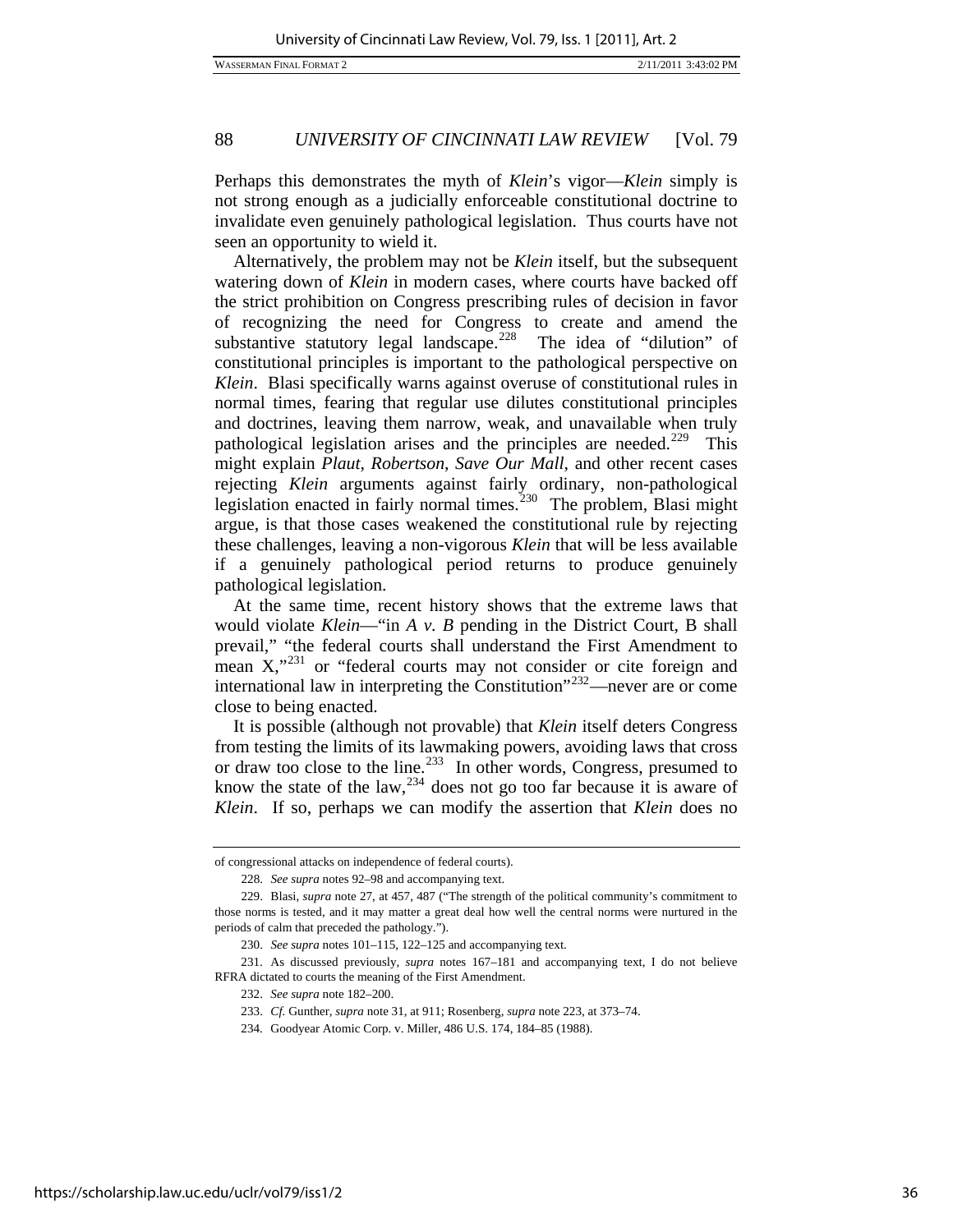Perhaps this demonstrates the myth of *Klein*'s vigor—*Klein* simply is not strong enough as a judicially enforceable constitutional doctrine to invalidate even genuinely pathological legislation. Thus courts have not seen an opportunity to wield it.

Alternatively, the problem may not be *Klein* itself, but the subsequent watering down of *Klein* in modern cases, where courts have backed off the strict prohibition on Congress prescribing rules of decision in favor of recognizing the need for Congress to create and amend the substantive statutory legal landscape.[228] The idea of "dilution" of constitutional principles is important to the pathological perspective on *Klein*. Blasi specifically warns against overuse of constitutional rules in normal times, fearing that regular use dilutes constitutional principles and doctrines, leaving them narrow, weak, and unavailable when truly pathological legislation arises and the principles are needed.[229] This might explain *Plaut*, *Robertson*, *Save Our Mall*, and other recent cases rejecting *Klein* arguments against fairly ordinary, non-pathological legislation enacted in fairly normal times.[230] The problem, Blasi might argue, is that those cases weakened the constitutional rule by rejecting these challenges, leaving a non-vigorous *Klein* that will be less available if a genuinely pathological period returns to produce genuinely pathological legislation.

At the same time, recent history shows that the extreme laws that would violate *Klein*—"in *A v. B* pending in the District Court, B shall prevail," "the federal courts shall understand the First Amendment to mean X,"[231] or "federal courts may not consider or cite foreign and international law in interpreting the Constitution"[232]—never are or come close to being enacted.

It is possible (although not provable) that *Klein* itself deters Congress from testing the limits of its lawmaking powers, avoiding laws that cross or draw too close to the line.[233] In other words, Congress, presumed to know the state of the law,[234] does not go too far because it is aware of *Klein*. If so, perhaps we can modify the assertion that *Klein* does no

---

of congressional attacks on independence of federal courts).

228. *See supra* notes 92–98 and accompanying text.

229. Blasi, *supra* note 27, at 457, 487 ("The strength of the political community's commitment to those norms is tested, and it may matter a great deal how well the central norms were nurtured in the periods of calm that preceded the pathology.").

230. *See supra* notes 101–115, 122–125 and accompanying text.

231. As discussed previously, *supra* notes 167–181 and accompanying text, I do not believe RFRA dictated to courts the meaning of the First Amendment.

232. *See supra* note 182–200.

233. *Cf.* Gunther, *supra* note 31, at 911; Rosenberg, *supra* note 223, at 373–74.

234. Goodyear Atomic Corp. v. Miller, 486 U.S. 174, 184–85 (1988).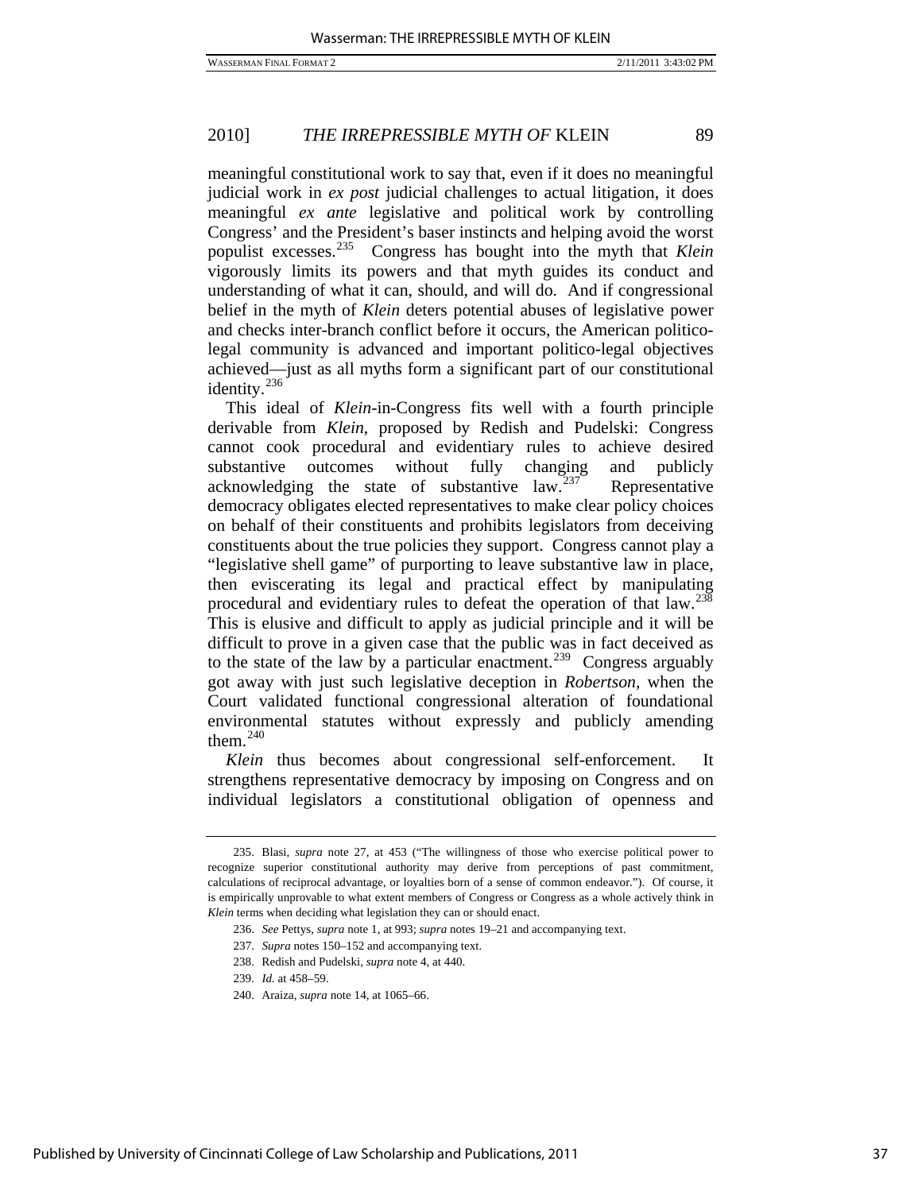meaningful constitutional work to say that, even if it does no meaningful judicial work in *ex post* judicial challenges to actual litigation, it does meaningful *ex ante* legislative and political work by controlling Congress' and the President's baser instincts and helping avoid the worst populist excesses.[235] Congress has bought into the myth that *Klein* vigorously limits its powers and that myth guides its conduct and understanding of what it can, should, and will do. And if congressional belief in the myth of *Klein* deters potential abuses of legislative power and checks inter-branch conflict before it occurs, the American politico-legal community is advanced and important politico-legal objectives achieved—just as all myths form a significant part of our constitutional identity.[236]

This ideal of *Klein*-in-Congress fits well with a fourth principle derivable from *Klein*, proposed by Redish and Pudelski: Congress cannot cook procedural and evidentiary rules to achieve desired substantive outcomes without fully changing and publicly acknowledging the state of substantive law.[237] Representative democracy obligates elected representatives to make clear policy choices on behalf of their constituents and prohibits legislators from deceiving constituents about the true policies they support. Congress cannot play a "legislative shell game" of purporting to leave substantive law in place, then eviscerating its legal and practical effect by manipulating procedural and evidentiary rules to defeat the operation of that law.[238] This is elusive and difficult to apply as judicial principle and it will be difficult to prove in a given case that the public was in fact deceived as to the state of the law by a particular enactment.[239] Congress arguably got away with just such legislative deception in *Robertson*, when the Court validated functional congressional alteration of foundational environmental statutes without expressly and publicly amending them.[240]

*Klein* thus becomes about congressional self-enforcement. It strengthens representative democracy by imposing on Congress and on individual legislators a constitutional obligation of openness and

---

235. Blasi, *supra* note 27, at 453 ("The willingness of those who exercise political power to recognize superior constitutional authority may derive from perceptions of past commitment, calculations of reciprocal advantage, or loyalties born of a sense of common endeavor."). Of course, it is empirically unprovable to what extent members of Congress or Congress as a whole actively think in *Klein* terms when deciding what legislation they can or should enact.

236. *See* Pettys, *supra* note 1, at 993; *supra* notes 19–21 and accompanying text.

237. *Supra* notes 150–152 and accompanying text.

238. Redish and Pudelski, *supra* note 4, at 440.

239. *Id.* at 458–59.

240. Araiza, *supra* note 14, at 1065–66.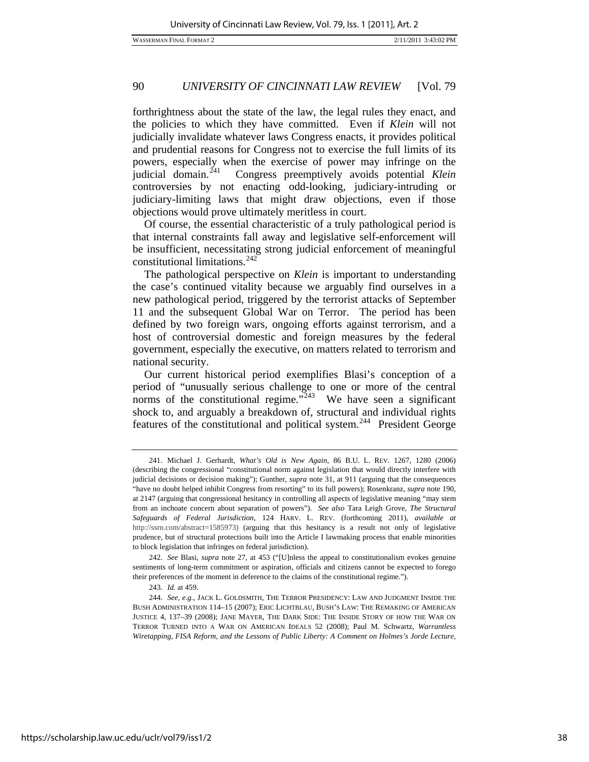forthrightness about the state of the law, the legal rules they enact, and the policies to which they have committed. Even if *Klein* will not judicially invalidate whatever laws Congress enacts, it provides political and prudential reasons for Congress not to exercise the full limits of its powers, especially when the exercise of power may infringe on the judicial domain.[241] Congress preemptively avoids potential *Klein* controversies by not enacting odd-looking, judiciary-intruding or judiciary-limiting laws that might draw objections, even if those objections would prove ultimately meritless in court.

Of course, the essential characteristic of a truly pathological period is that internal constraints fall away and legislative self-enforcement will be insufficient, necessitating strong judicial enforcement of meaningful constitutional limitations.[242]

The pathological perspective on *Klein* is important to understanding the case's continued vitality because we arguably find ourselves in a new pathological period, triggered by the terrorist attacks of September 11 and the subsequent Global War on Terror. The period has been defined by two foreign wars, ongoing efforts against terrorism, and a host of controversial domestic and foreign measures by the federal government, especially the executive, on matters related to terrorism and national security.

Our current historical period exemplifies Blasi's conception of a period of "unusually serious challenge to one or more of the central norms of the constitutional regime."[243] We have seen a significant shock to, and arguably a breakdown of, structural and individual rights features of the constitutional and political system.[244] President George

---

241. Michael J. Gerhardt, *What's Old is New Again*, 86 B.U. L. REV. 1267, 1280 (2006) (describing the congressional "constitutional norm against legislation that would directly interfere with judicial decisions or decision making"); Gunther, *supra* note 31, at 911 (arguing that the consequences "have no doubt helped inhibit Congress from resorting" to its full powers); Rosenkranz, *supra* note 190, at 2147 (arguing that congressional hesitancy in controlling all aspects of legislative meaning "may stem from an inchoate concern about separation of powers"). *See also* Tara Leigh Grove, *The Structural Safeguards of Federal Jurisdiction*, 124 HARV. L. REV. (forthcoming 2011), *available at* http://ssrn.com/abstract=1585973) (arguing that this hesitancy is a result not only of legislative prudence, but of structural protections built into the Article I lawmaking process that enable minorities to block legislation that infringes on federal jurisdiction).

242. *See* Blasi, *supra* note 27, at 453 ("[U]nless the appeal to constitutionalism evokes genuine sentiments of long-term commitment or aspiration, officials and citizens cannot be expected to forego their preferences of the moment in deference to the claims of the constitutional regime.").

243. *Id.* at 459.

244. *See, e.g.*, JACK L. GOLDSMITH, THE TERROR PRESIDENCY: LAW AND JUDGMENT INSIDE THE BUSH ADMINISTRATION 114–15 (2007); ERIC LICHTBLAU, BUSH'S LAW: THE REMAKING OF AMERICAN JUSTICE 4, 137–39 (2008); JANE MAYER, THE DARK SIDE: THE INSIDE STORY OF HOW THE WAR ON TERROR TURNED INTO A WAR ON AMERICAN IDEALS 52 (2008); Paul M. Schwartz, *Warrantless Wiretapping, FISA Reform, and the Lessons of Public Liberty: A Comment on Holmes's Jorde Lecture*,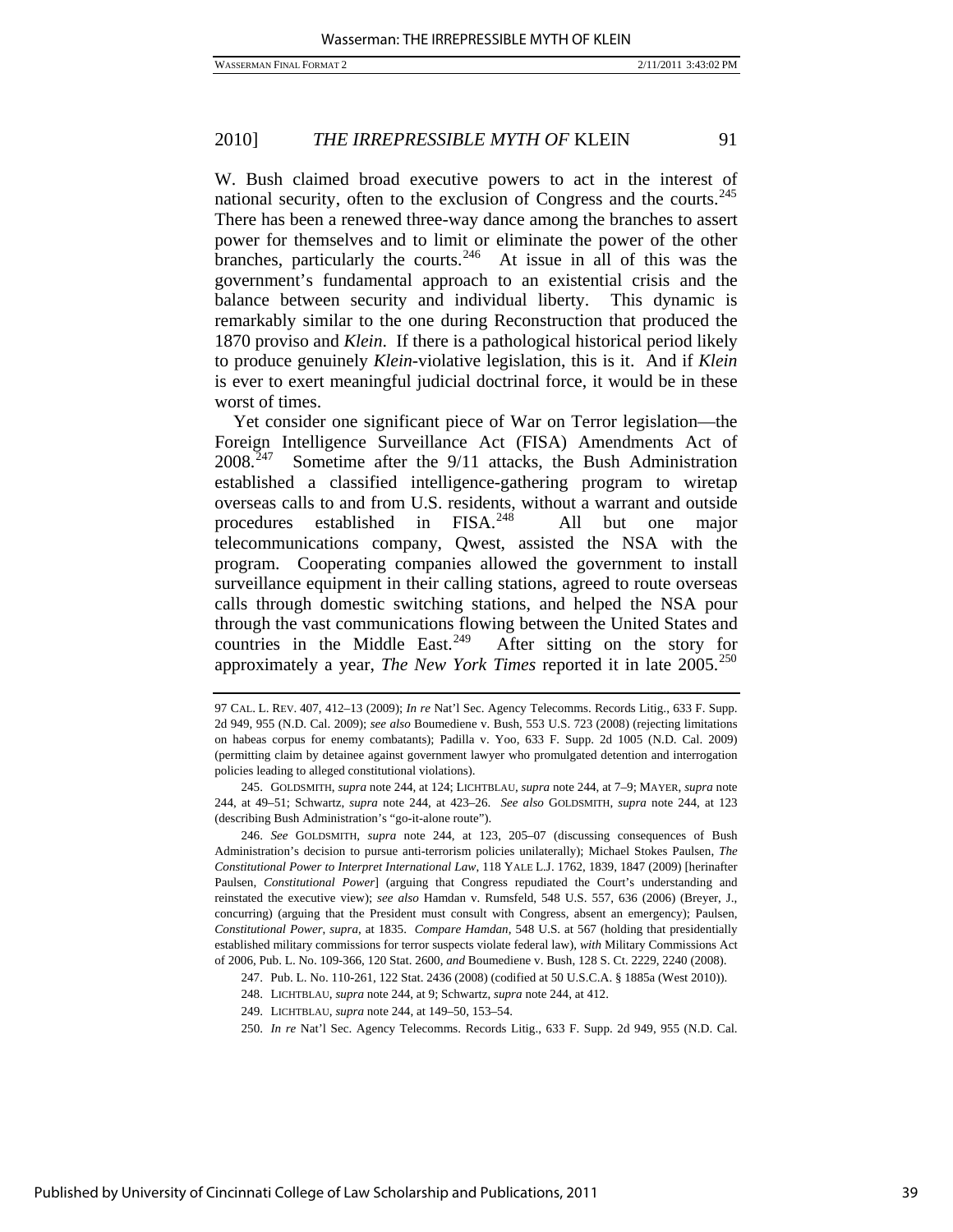W. Bush claimed broad executive powers to act in the interest of national security, often to the exclusion of Congress and the courts.[245] There has been a renewed three-way dance among the branches to assert power for themselves and to limit or eliminate the power of the other branches, particularly the courts.[246] At issue in all of this was the government's fundamental approach to an existential crisis and the balance between security and individual liberty. This dynamic is remarkably similar to the one during Reconstruction that produced the 1870 proviso and *Klein*. If there is a pathological historical period likely to produce genuinely *Klein*-violative legislation, this is it. And if *Klein* is ever to exert meaningful judicial doctrinal force, it would be in these worst of times.

Yet consider one significant piece of War on Terror legislation—the Foreign Intelligence Surveillance Act (FISA) Amendments Act of 2008.[247] Sometime after the 9/11 attacks, the Bush Administration established a classified intelligence-gathering program to wiretap overseas calls to and from U.S. residents, without a warrant and outside procedures established in FISA.[248] All but one major telecommunications company, Qwest, assisted the NSA with the program. Cooperating companies allowed the government to install surveillance equipment in their calling stations, agreed to route overseas calls through domestic switching stations, and helped the NSA pour through the vast communications flowing between the United States and countries in the Middle East.[249] After sitting on the story for approximately a year, *The New York Times* reported it in late 2005.[250]

---

97 CAL. L. REV. 407, 412–13 (2009); *In re* Nat'l Sec. Agency Telecomms. Records Litig., 633 F. Supp. 2d 949, 955 (N.D. Cal. 2009); *see also* Boumediene v. Bush, 553 U.S. 723 (2008) (rejecting limitations on habeas corpus for enemy combatants); Padilla v. Yoo, 633 F. Supp. 2d 1005 (N.D. Cal. 2009) (permitting claim by detainee against government lawyer who promulgated detention and interrogation policies leading to alleged constitutional violations).

245. GOLDSMITH, *supra* note 244, at 124; LICHTBLAU, *supra* note 244, at 7–9; MAYER, *supra* note 244, at 49–51; Schwartz, *supra* note 244, at 423–26. *See also* GOLDSMITH, *supra* note 244, at 123 (describing Bush Administration's "go-it-alone route").

246. *See* GOLDSMITH, *supra* note 244, at 123, 205–07 (discussing consequences of Bush Administration's decision to pursue anti-terrorism policies unilaterally); Michael Stokes Paulsen, *The Constitutional Power to Interpret International Law*, 118 YALE L.J. 1762, 1839, 1847 (2009) [hereinafter Paulsen, *Constitutional Power*] (arguing that Congress repudiated the Court's understanding and reinstated the executive view); *see also* Hamdan v. Rumsfeld, 548 U.S. 557, 636 (2006) (Breyer, J., concurring) (arguing that the President must consult with Congress, absent an emergency); Paulsen, *Constitutional Power*, *supra*, at 1835. *Compare Hamdan*, 548 U.S. at 567 (holding that presidentially established military commissions for terror suspects violate federal law), *with* Military Commissions Act of 2006, Pub. L. No. 109-366, 120 Stat. 2600, *and* Boumediene v. Bush, 128 S. Ct. 2229, 2240 (2008).

247. Pub. L. No. 110-261, 122 Stat. 2436 (2008) (codified at 50 U.S.C.A. § 1885a (West 2010)).

248. LICHTBLAU, *supra* note 244, at 9; Schwartz, *supra* note 244, at 412.

249. LICHTBLAU, *supra* note 244, at 149–50, 153–54.

250. *In re* Nat'l Sec. Agency Telecomms. Records Litig., 633 F. Supp. 2d 949, 955 (N.D. Cal.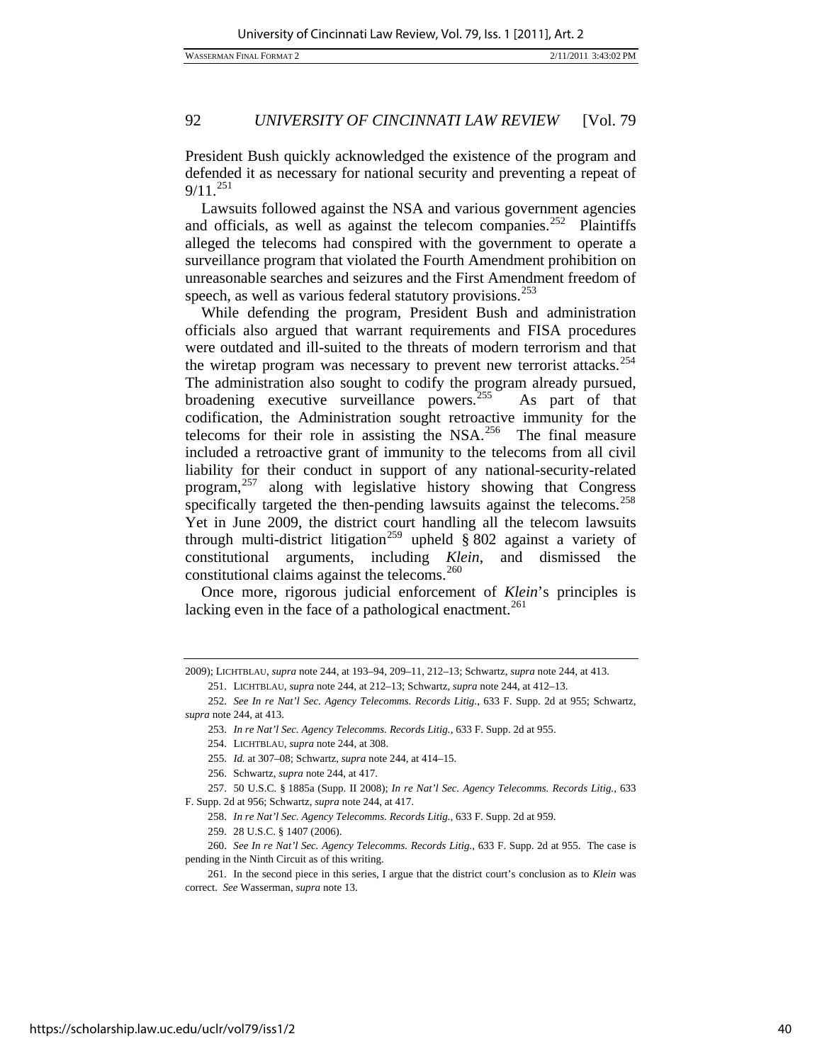President Bush quickly acknowledged the existence of the program and defended it as necessary for national security and preventing a repeat of 9/11.[251]

Lawsuits followed against the NSA and various government agencies and officials, as well as against the telecom companies.[252] Plaintiffs alleged the telecoms had conspired with the government to operate a surveillance program that violated the Fourth Amendment prohibition on unreasonable searches and seizures and the First Amendment freedom of speech, as well as various federal statutory provisions.[253]

While defending the program, President Bush and administration officials also argued that warrant requirements and FISA procedures were outdated and ill-suited to the threats of modern terrorism and that the wiretap program was necessary to prevent new terrorist attacks.[254] The administration also sought to codify the program already pursued, broadening executive surveillance powers.[255] As part of that codification, the Administration sought retroactive immunity for the telecoms for their role in assisting the NSA.[256] The final measure included a retroactive grant of immunity to the telecoms from all civil liability for their conduct in support of any national-security-related program,[257] along with legislative history showing that Congress specifically targeted the then-pending lawsuits against the telecoms.[258] Yet in June 2009, the district court handling all the telecom lawsuits through multi-district litigation[259] upheld § 802 against a variety of constitutional arguments, including *Klein*, and dismissed the constitutional claims against the telecoms.[260]

Once more, rigorous judicial enforcement of *Klein*'s principles is lacking even in the face of a pathological enactment.[261]

---

2009); LICHTBLAU, *supra* note 244, at 193–94, 209–11, 212–13; Schwartz, *supra* note 244, at 413.

251. LICHTBLAU, *supra* note 244, at 212–13; Schwartz, *supra* note 244, at 412–13.

252. *See In re Nat'l Sec. Agency Telecomms. Records Litig.*, 633 F. Supp. 2d at 955; Schwartz, *supra* note 244, at 413.

253. *In re Nat'l Sec. Agency Telecomms. Records Litig.*, 633 F. Supp. 2d at 955.

254. LICHTBLAU, *supra* note 244, at 308.

255. *Id.* at 307–08; Schwartz, *supra* note 244, at 414–15.

256. Schwartz, *supra* note 244, at 417.

257. 50 U.S.C. § 1885a (Supp. II 2008); *In re Nat'l Sec. Agency Telecomms. Records Litig.*, 633 F. Supp. 2d at 956; Schwartz, *supra* note 244, at 417.

258. *In re Nat'l Sec. Agency Telecomms. Records Litig.*, 633 F. Supp. 2d at 959.

259. 28 U.S.C. § 1407 (2006).

260. *See In re Nat'l Sec. Agency Telecomms. Records Litig.*, 633 F. Supp. 2d at 955. The case is pending in the Ninth Circuit as of this writing.

261. In the second piece in this series, I argue that the district court's conclusion as to *Klein* was correct. *See* Wasserman, *supra* note 13.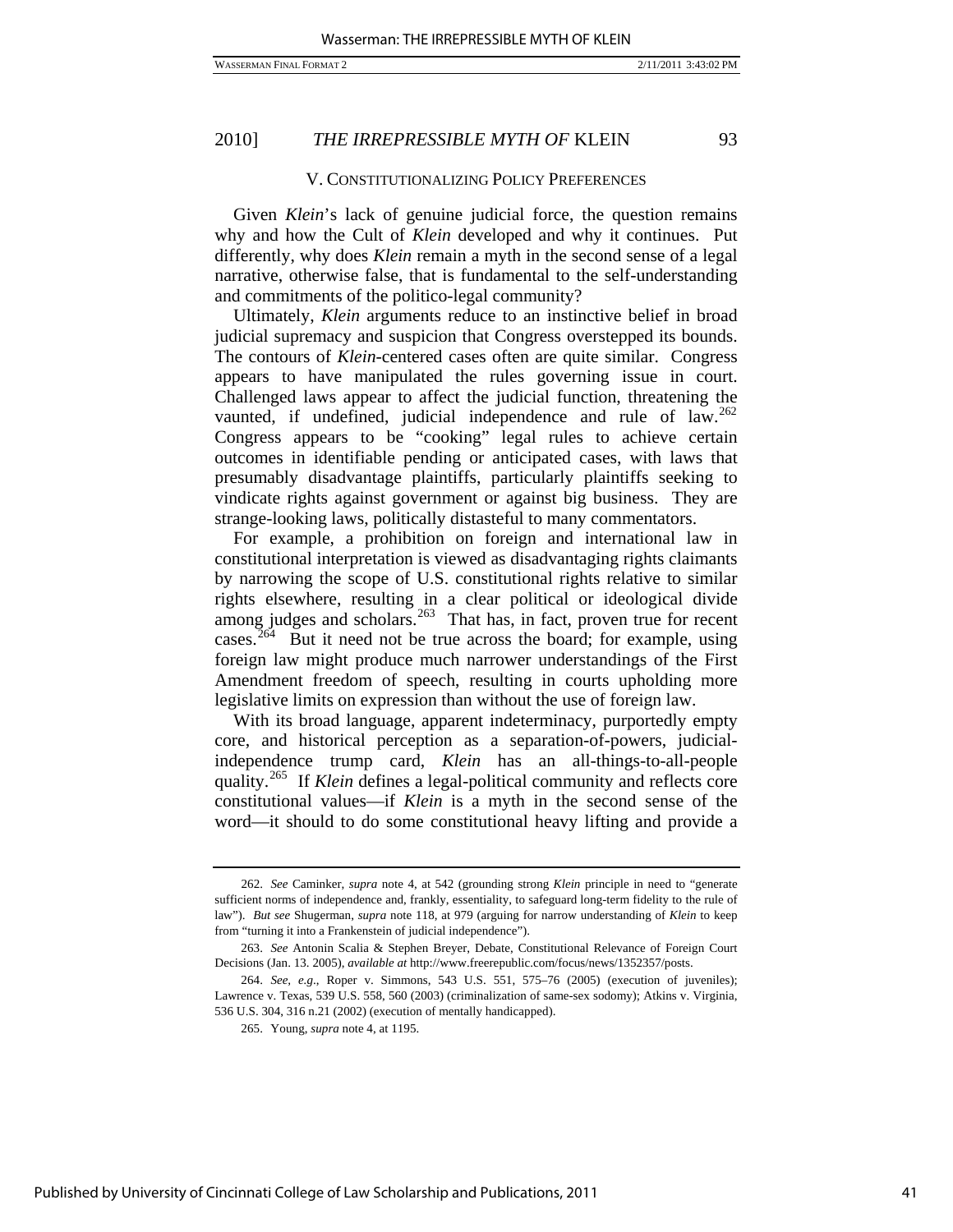## V. CONSTITUTIONALIZING POLICY PREFERENCES

Given *Klein*'s lack of genuine judicial force, the question remains why and how the Cult of *Klein* developed and why it continues. Put differently, why does *Klein* remain a myth in the second sense of a legal narrative, otherwise false, that is fundamental to the self-understanding and commitments of the politico-legal community?

Ultimately, *Klein* arguments reduce to an instinctive belief in broad judicial supremacy and suspicion that Congress overstepped its bounds. The contours of *Klein*-centered cases often are quite similar. Congress appears to have manipulated the rules governing issue in court. Challenged laws appear to affect the judicial function, threatening the vaunted, if undefined, judicial independence and rule of law.[262] Congress appears to be "cooking" legal rules to achieve certain outcomes in identifiable pending or anticipated cases, with laws that presumably disadvantage plaintiffs, particularly plaintiffs seeking to vindicate rights against government or against big business. They are strange-looking laws, politically distasteful to many commentators.

For example, a prohibition on foreign and international law in constitutional interpretation is viewed as disadvantaging rights claimants by narrowing the scope of U.S. constitutional rights relative to similar rights elsewhere, resulting in a clear political or ideological divide among judges and scholars.[263] That has, in fact, proven true for recent cases.[264] But it need not be true across the board; for example, using foreign law might produce much narrower understandings of the First Amendment freedom of speech, resulting in courts upholding more legislative limits on expression than without the use of foreign law.

With its broad language, apparent indeterminacy, purportedly empty core, and historical perception as a separation-of-powers, judicial-independence trump card, *Klein* has an all-things-to-all-people quality.[265] If *Klein* defines a legal-political community and reflects core constitutional values—if *Klein* is a myth in the second sense of the word—it should to do some constitutional heavy lifting and provide a

---

262. *See* Caminker, *supra* note 4, at 542 (grounding strong *Klein* principle in need to "generate sufficient norms of independence and, frankly, essentiality, to safeguard long-term fidelity to the rule of law"). *But see* Shugerman, *supra* note 118, at 979 (arguing for narrow understanding of *Klein* to keep from "turning it into a Frankenstein of judicial independence").

263. *See* Antonin Scalia & Stephen Breyer, Debate, Constitutional Relevance of Foreign Court Decisions (Jan. 13. 2005), *available at* http://www.freerepublic.com/focus/news/1352357/posts.

264. *See, e.g.*, Roper v. Simmons, 543 U.S. 551, 575–76 (2005) (execution of juveniles); Lawrence v. Texas, 539 U.S. 558, 560 (2003) (criminalization of same-sex sodomy); Atkins v. Virginia, 536 U.S. 304, 316 n.21 (2002) (execution of mentally handicapped).

265. Young, *supra* note 4, at 1195.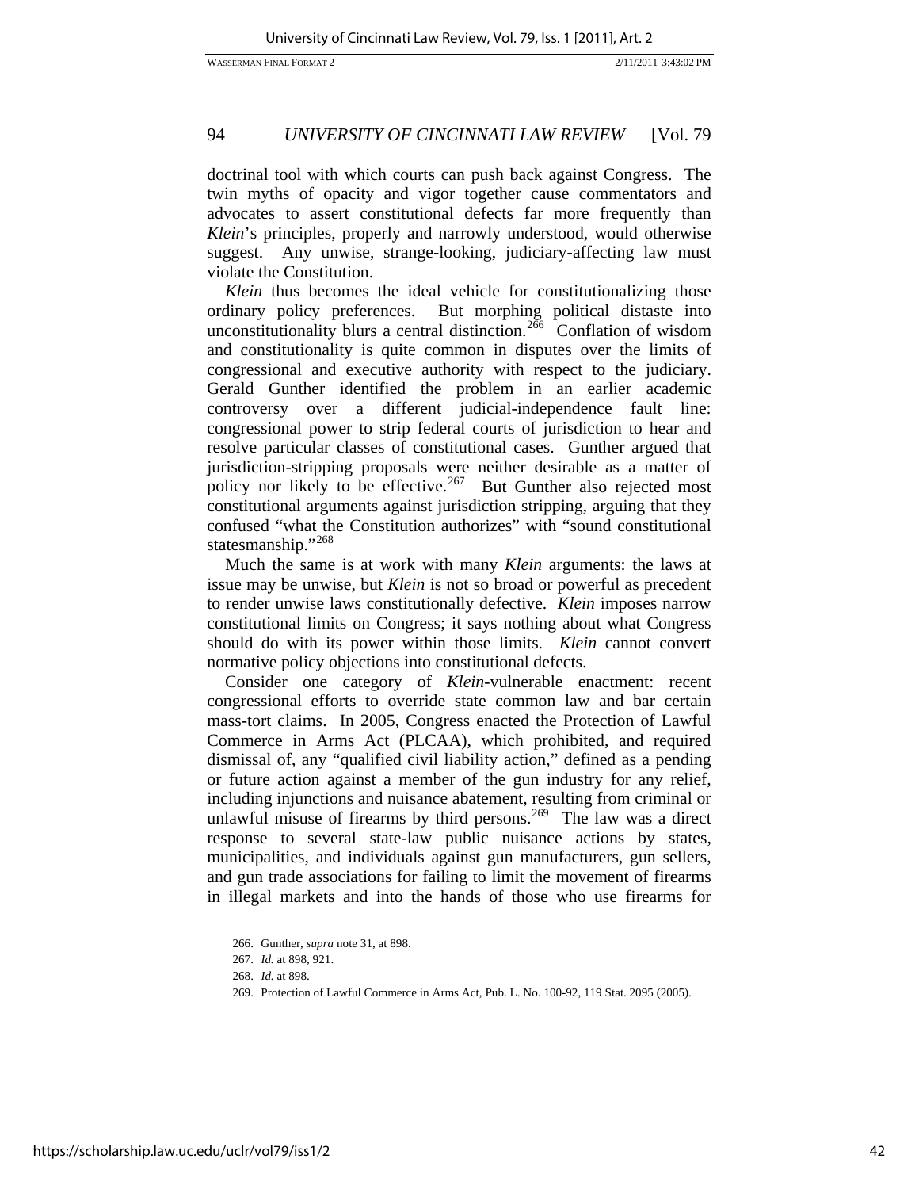doctrinal tool with which courts can push back against Congress. The twin myths of opacity and vigor together cause commentators and advocates to assert constitutional defects far more frequently than *Klein*'s principles, properly and narrowly understood, would otherwise suggest. Any unwise, strange-looking, judiciary-affecting law must violate the Constitution.

*Klein* thus becomes the ideal vehicle for constitutionalizing those ordinary policy preferences. But morphing political distaste into unconstitutionality blurs a central distinction.[266] Conflation of wisdom and constitutionality is quite common in disputes over the limits of congressional and executive authority with respect to the judiciary. Gerald Gunther identified the problem in an earlier academic controversy over a different judicial-independence fault line: congressional power to strip federal courts of jurisdiction to hear and resolve particular classes of constitutional cases. Gunther argued that jurisdiction-stripping proposals were neither desirable as a matter of policy nor likely to be effective.[267] But Gunther also rejected most constitutional arguments against jurisdiction stripping, arguing that they confused "what the Constitution authorizes" with "sound constitutional statesmanship."[268]

Much the same is at work with many *Klein* arguments: the laws at issue may be unwise, but *Klein* is not so broad or powerful as precedent to render unwise laws constitutionally defective. *Klein* imposes narrow constitutional limits on Congress; it says nothing about what Congress should do with its power within those limits. *Klein* cannot convert normative policy objections into constitutional defects.

Consider one category of *Klein*-vulnerable enactment: recent congressional efforts to override state common law and bar certain mass-tort claims. In 2005, Congress enacted the Protection of Lawful Commerce in Arms Act (PLCAA), which prohibited, and required dismissal of, any "qualified civil liability action," defined as a pending or future action against a member of the gun industry for any relief, including injunctions and nuisance abatement, resulting from criminal or unlawful misuse of firearms by third persons.[269] The law was a direct response to several state-law public nuisance actions by states, municipalities, and individuals against gun manufacturers, gun sellers, and gun trade associations for failing to limit the movement of firearms in illegal markets and into the hands of those who use firearms for

---

266. Gunther, *supra* note 31, at 898.

267. *Id.* at 898, 921.

268. *Id.* at 898.

269. Protection of Lawful Commerce in Arms Act, Pub. L. No. 100-92, 119 Stat. 2095 (2005).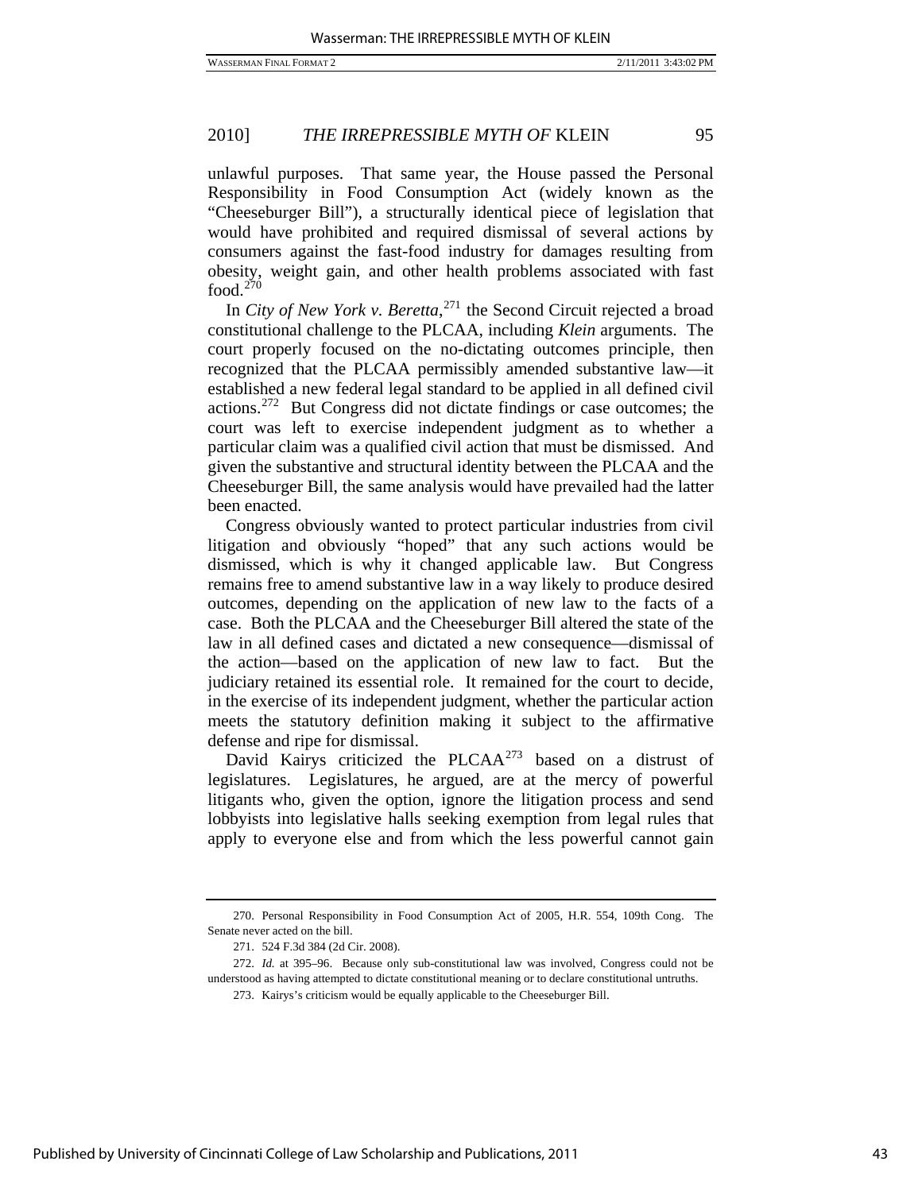unlawful purposes. That same year, the House passed the Personal Responsibility in Food Consumption Act (widely known as the "Cheeseburger Bill"), a structurally identical piece of legislation that would have prohibited and required dismissal of several actions by consumers against the fast-food industry for damages resulting from obesity, weight gain, and other health problems associated with fast food.[270]

In *City of New York v. Beretta*,[271] the Second Circuit rejected a broad constitutional challenge to the PLCAA, including *Klein* arguments. The court properly focused on the no-dictating outcomes principle, then recognized that the PLCAA permissibly amended substantive law—it established a new federal legal standard to be applied in all defined civil actions.[272] But Congress did not dictate findings or case outcomes; the court was left to exercise independent judgment as to whether a particular claim was a qualified civil action that must be dismissed. And given the substantive and structural identity between the PLCAA and the Cheeseburger Bill, the same analysis would have prevailed had the latter been enacted.

Congress obviously wanted to protect particular industries from civil litigation and obviously "hoped" that any such actions would be dismissed, which is why it changed applicable law. But Congress remains free to amend substantive law in a way likely to produce desired outcomes, depending on the application of new law to the facts of a case. Both the PLCAA and the Cheeseburger Bill altered the state of the law in all defined cases and dictated a new consequence—dismissal of the action—based on the application of new law to fact. But the judiciary retained its essential role. It remained for the court to decide, in the exercise of its independent judgment, whether the particular action meets the statutory definition making it subject to the affirmative defense and ripe for dismissal.

David Kairys criticized the PLCAA[273] based on a distrust of legislatures. Legislatures, he argued, are at the mercy of powerful litigants who, given the option, ignore the litigation process and send lobbyists into legislative halls seeking exemption from legal rules that apply to everyone else and from which the less powerful cannot gain

---

270. Personal Responsibility in Food Consumption Act of 2005, H.R. 554, 109th Cong. The Senate never acted on the bill.

271. 524 F.3d 384 (2d Cir. 2008).

272. *Id.* at 395–96. Because only sub-constitutional law was involved, Congress could not be understood as having attempted to dictate constitutional meaning or to declare constitutional untruths.

273. Kairys's criticism would be equally applicable to the Cheeseburger Bill.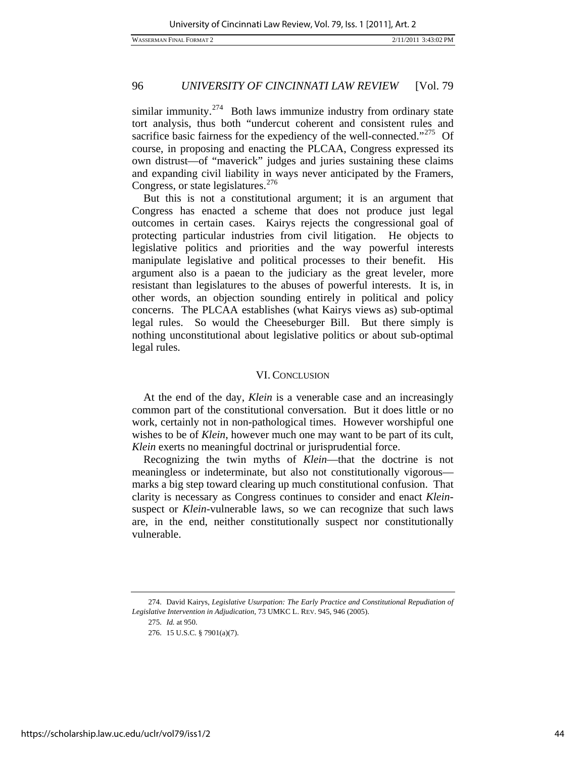similar immunity.[274] Both laws immunize industry from ordinary state tort analysis, thus both "undercut coherent and consistent rules and sacrifice basic fairness for the expediency of the well-connected."[275] Of course, in proposing and enacting the PLCAA, Congress expressed its own distrust—of "maverick" judges and juries sustaining these claims and expanding civil liability in ways never anticipated by the Framers, Congress, or state legislatures.[276]

But this is not a constitutional argument; it is an argument that Congress has enacted a scheme that does not produce just legal outcomes in certain cases. Kairys rejects the congressional goal of protecting particular industries from civil litigation. He objects to legislative politics and priorities and the way powerful interests manipulate legislative and political processes to their benefit. His argument also is a paean to the judiciary as the great leveler, more resistant than legislatures to the abuses of powerful interests. It is, in other words, an objection sounding entirely in political and policy concerns. The PLCAA establishes (what Kairys views as) sub-optimal legal rules. So would the Cheeseburger Bill. But there simply is nothing unconstitutional about legislative politics or about sub-optimal legal rules.

## VI. Conclusion

At the end of the day, *Klein* is a venerable case and an increasingly common part of the constitutional conversation. But it does little or no work, certainly not in non-pathological times. However worshipful one wishes to be of *Klein*, however much one may want to be part of its cult, *Klein* exerts no meaningful doctrinal or jurisprudential force.

Recognizing the twin myths of *Klein*—that the doctrine is not meaningless or indeterminate, but also not constitutionally vigorous—marks a big step toward clearing up much constitutional confusion. That clarity is necessary as Congress continues to consider and enact *Klein*-suspect or *Klein*-vulnerable laws, so we can recognize that such laws are, in the end, neither constitutionally suspect nor constitutionally vulnerable.

---

274. David Kairys, *Legislative Usurpation: The Early Practice and Constitutional Repudiation of Legislative Intervention in Adjudication*, 73 UMKC L. Rev. 945, 946 (2005).

275. *Id.* at 950.

276. 15 U.S.C. § 7901(a)(7).